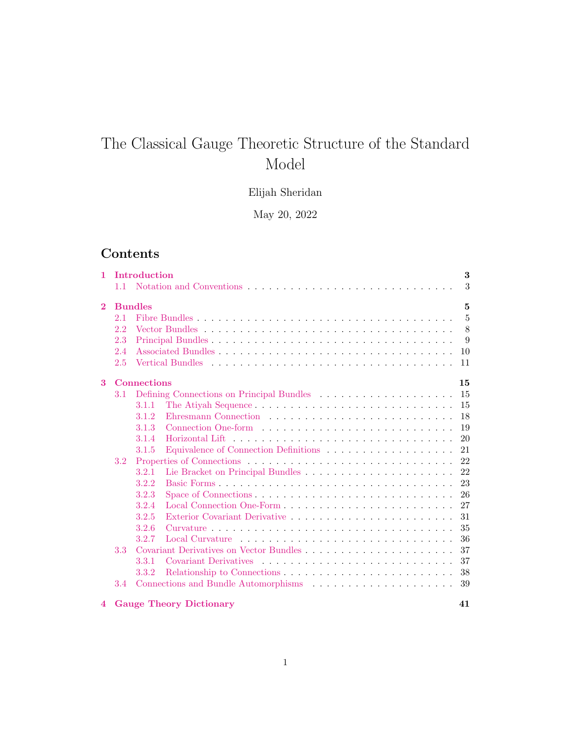# The Classical Gauge Theoretic Structure of the Standard Model

Elijah Sheridan

May 20, 2022

## Contents

**1 Introduction** **3**
- 1.1 Notation and Conventions . . . . . 3

**2 Bundles** **5**
- 2.1 Fibre Bundles . . . . . 5
- 2.2 Vector Bundles . . . . . 8
- 2.3 Principal Bundles . . . . . 9
- 2.4 Associated Bundles . . . . . 10
- 2.5 Vertical Bundles . . . . . 11

**3 Connections** **15**
- 3.1 Defining Connections on Principal Bundles . . . . . 15
  - 3.1.1 The Atiyah Sequence . . . . . 15
  - 3.1.2 Ehresmann Connection . . . . . 18
  - 3.1.3 Connection One-form . . . . . 19
  - 3.1.4 Horizontal Lift . . . . . 20
  - 3.1.5 Equivalence of Connection Definitions . . . . . 21
- 3.2 Properties of Connections . . . . . 22
  - 3.2.1 Lie Bracket on Principal Bundles . . . . . 22
  - 3.2.2 Basic Forms . . . . . 23
  - 3.2.3 Space of Connections . . . . . 26
  - 3.2.4 Local Connection One-Form . . . . . 27
  - 3.2.5 Exterior Covariant Derivative . . . . . 31
  - 3.2.6 Curvature . . . . . 35
  - 3.2.7 Local Curvature . . . . . 36
- 3.3 Covariant Derivatives on Vector Bundles . . . . . 37
  - 3.3.1 Covariant Derivatives . . . . . 37
  - 3.3.2 Relationship to Connections . . . . . 38
- 3.4 Connections and Bundle Automorphisms . . . . . 39

**4 Gauge Theory Dictionary** **41**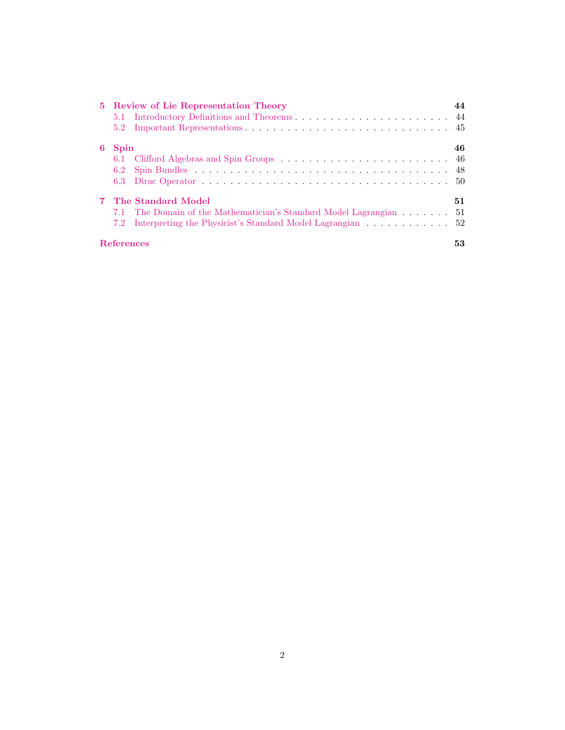**5 Review of Lie Representation Theory** — 44
- 5.1 Introductory Definitions and Theorems — 44
- 5.2 Important Representations — 45

**6 Spin** — 46
- 6.1 Clifford Algebras and Spin Groups — 46
- 6.2 Spin Bundles — 48
- 6.3 Dirac Operator — 50

**7 The Standard Model** — 51
- 7.1 The Domain of the Mathematician's Standard Model Lagrangian — 51
- 7.2 Interpreting the Physicist's Standard Model Lagrangian — 52

**References** — 53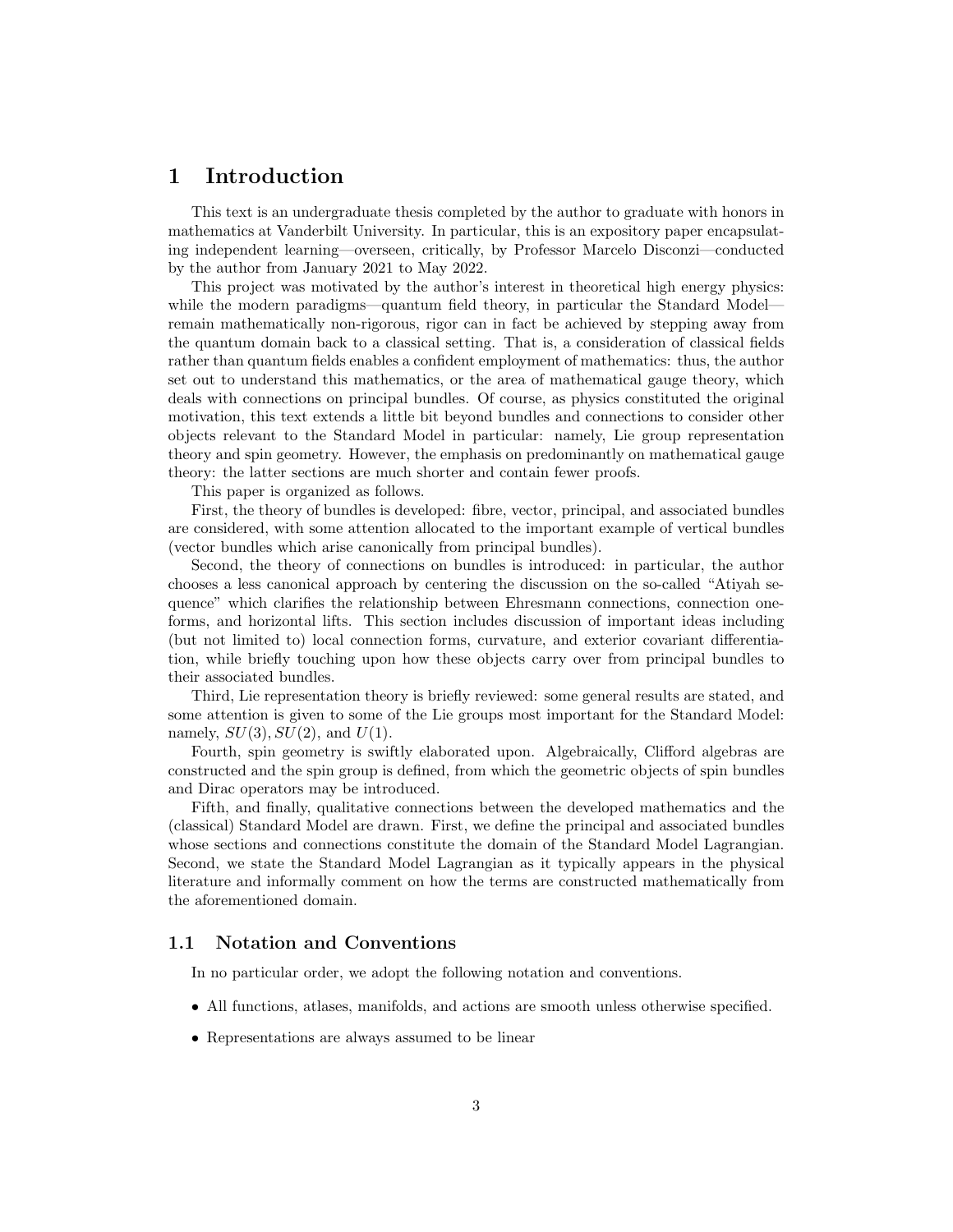# 1 Introduction

This text is an undergraduate thesis completed by the author to graduate with honors in mathematics at Vanderbilt University. In particular, this is an expository paper encapsulating independent learning—overseen, critically, by Professor Marcelo Disconzi—conducted by the author from January 2021 to May 2022.

This project was motivated by the author's interest in theoretical high energy physics: while the modern paradigms—quantum field theory, in particular the Standard Model—remain mathematically non-rigorous, rigor can in fact be achieved by stepping away from the quantum domain back to a classical setting. That is, a consideration of classical fields rather than quantum fields enables a confident employment of mathematics: thus, the author set out to understand this mathematics, or the area of mathematical gauge theory, which deals with connections on principal bundles. Of course, as physics constituted the original motivation, this text extends a little bit beyond bundles and connections to consider other objects relevant to the Standard Model in particular: namely, Lie group representation theory and spin geometry. However, the emphasis on predominantly on mathematical gauge theory: the latter sections are much shorter and contain fewer proofs.

This paper is organized as follows.

First, the theory of bundles is developed: fibre, vector, principal, and associated bundles are considered, with some attention allocated to the important example of vertical bundles (vector bundles which arise canonically from principal bundles).

Second, the theory of connections on bundles is introduced: in particular, the author chooses a less canonical approach by centering the discussion on the so-called "Atiyah sequence" which clarifies the relationship between Ehresmann connections, connection one-forms, and horizontal lifts. This section includes discussion of important ideas including (but not limited to) local connection forms, curvature, and exterior covariant differentiation, while briefly touching upon how these objects carry over from principal bundles to their associated bundles.

Third, Lie representation theory is briefly reviewed: some general results are stated, and some attention is given to some of the Lie groups most important for the Standard Model: namely, $SU(3), SU(2)$, and $U(1)$.

Fourth, spin geometry is swiftly elaborated upon. Algebraically, Clifford algebras are constructed and the spin group is defined, from which the geometric objects of spin bundles and Dirac operators may be introduced.

Fifth, and finally, qualitative connections between the developed mathematics and the (classical) Standard Model are drawn. First, we define the principal and associated bundles whose sections and connections constitute the domain of the Standard Model Lagrangian. Second, we state the Standard Model Lagrangian as it typically appears in the physical literature and informally comment on how the terms are constructed mathematically from the aforementioned domain.

## 1.1 Notation and Conventions

In no particular order, we adopt the following notation and conventions.

- All functions, atlases, manifolds, and actions are smooth unless otherwise specified.
- Representations are always assumed to be linear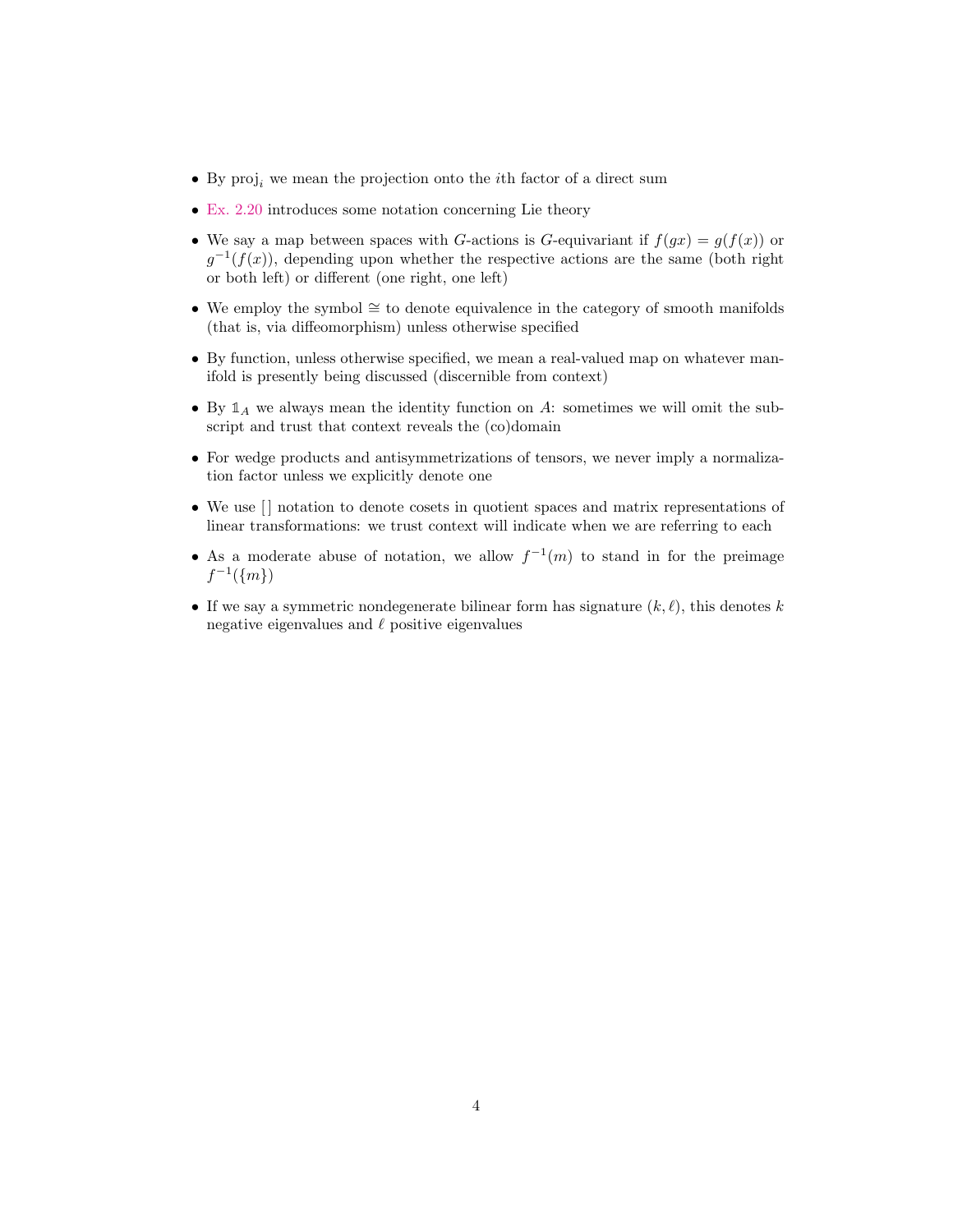- By $\text{proj}_i$ we mean the projection onto the $i$th factor of a direct sum
- Ex. 2.20 introduces some notation concerning Lie theory
- We say a map between spaces with $G$-actions is $G$-equivariant if $f(gx) = g(f(x))$ or $g^{-1}(f(x))$, depending upon whether the respective actions are the same (both right or both left) or different (one right, one left)
- We employ the symbol $\cong$ to denote equivalence in the category of smooth manifolds (that is, via diffeomorphism) unless otherwise specified
- By function, unless otherwise specified, we mean a real-valued map on whatever manifold is presently being discussed (discernible from context)
- By $\mathbb{1}_A$ we always mean the identity function on $A$: sometimes we will omit the subscript and trust that context reveals the (co)domain
- For wedge products and antisymmetrizations of tensors, we never imply a normalization factor unless we explicitly denote one
- We use [] notation to denote cosets in quotient spaces and matrix representations of linear transformations: we trust context will indicate when we are referring to each
- As a moderate abuse of notation, we allow $f^{-1}(m)$ to stand in for the preimage $f^{-1}(\{m\})$
- If we say a symmetric nondegenerate bilinear form has signature $(k, \ell)$, this denotes $k$ negative eigenvalues and $\ell$ positive eigenvalues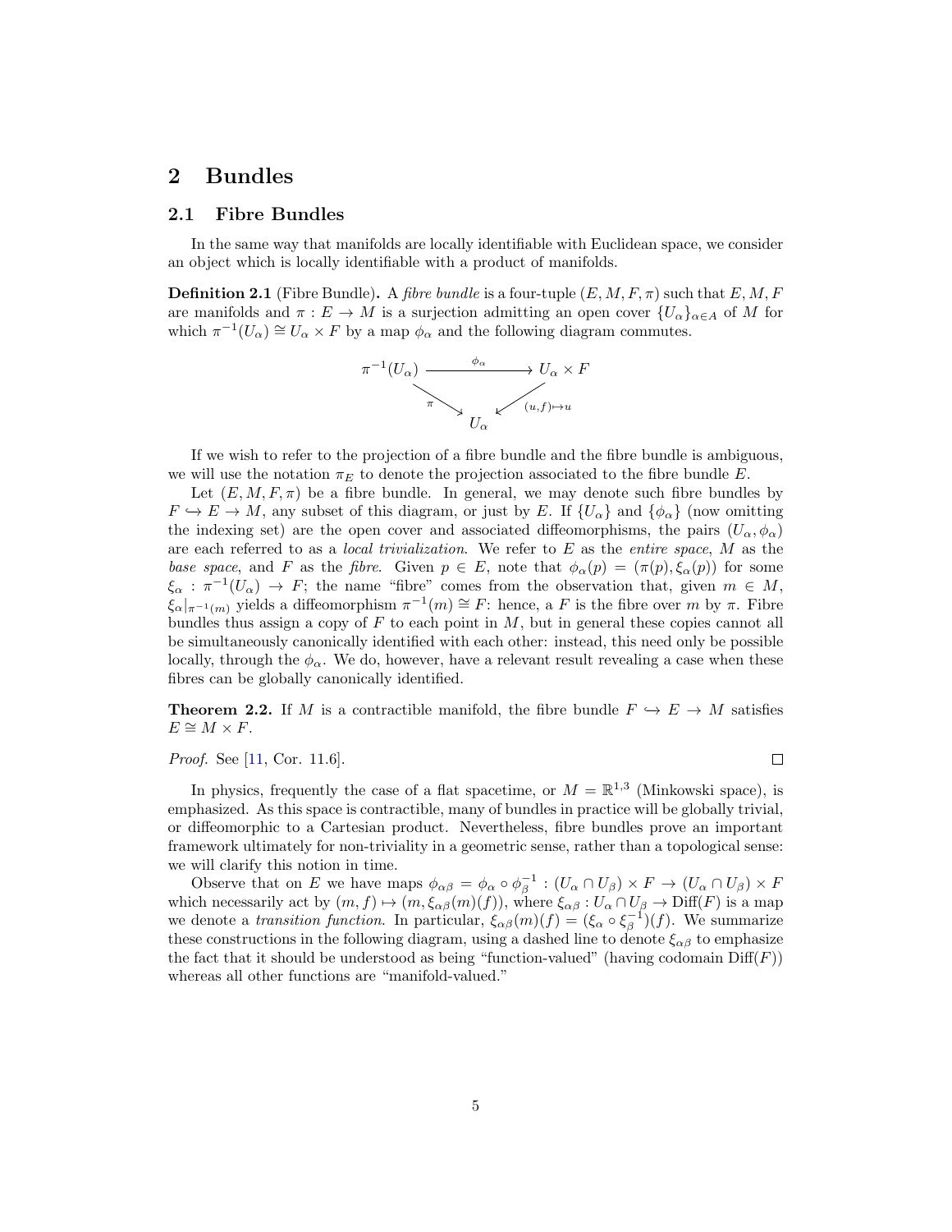# 2 Bundles

## 2.1 Fibre Bundles

In the same way that manifolds are locally identifiable with Euclidean space, we consider an object which is locally identifiable with a product of manifolds.

**Definition 2.1** (Fibre Bundle)**.** A *fibre bundle* is a four-tuple $(E, M, F, \pi)$ such that $E, M, F$ are manifolds and $\pi : E \to M$ is a surjection admitting an open cover $\{U_\alpha\}_{\alpha \in A}$ of $M$ for which $\pi^{-1}(U_\alpha) \cong U_\alpha \times F$ by a map $\phi_\alpha$ and the following diagram commutes.

$$\begin{array}{ccc} \pi^{-1}(U_\alpha) & \xrightarrow{\phi_\alpha} & U_\alpha \times F \\ & {\scriptstyle \pi} \searrow \quad \swarrow {\scriptstyle (u,f)\mapsto u} & \\ & U_\alpha & \end{array}$$

If we wish to refer to the projection of a fibre bundle and the fibre bundle is ambiguous, we will use the notation $\pi_E$ to denote the projection associated to the fibre bundle $E$.

Let $(E, M, F, \pi)$ be a fibre bundle. In general, we may denote such fibre bundles by $F \hookrightarrow E \to M$, any subset of this diagram, or just by $E$. If $\{U_\alpha\}$ and $\{\phi_\alpha\}$ (now omitting the indexing set) are the open cover and associated diffeomorphisms, the pairs $(U_\alpha, \phi_\alpha)$ are each referred to as a *local trivialization*. We refer to $E$ as the *entire space*, $M$ as the *base space*, and $F$ as the *fibre*. Given $p \in E$, note that $\phi_\alpha(p) = (\pi(p), \xi_\alpha(p))$ for some $\xi_\alpha : \pi^{-1}(U_\alpha) \to F$; the name "fibre" comes from the observation that, given $m \in M$, $\xi_\alpha|_{\pi^{-1}(m)}$ yields a diffeomorphism $\pi^{-1}(m) \cong F$: hence, a $F$ is the fibre over $m$ by $\pi$. Fibre bundles thus assign a copy of $F$ to each point in $M$, but in general these copies cannot all be simultaneously canonically identified with each other: instead, this need only be possible locally, through the $\phi_\alpha$. We do, however, have a relevant result revealing a case when these fibres can be globally canonically identified.

**Theorem 2.2.** If $M$ is a contractible manifold, the fibre bundle $F \hookrightarrow E \to M$ satisfies $E \cong M \times F$.

*Proof.* See [11, Cor. 11.6]. □

In physics, frequently the case of a flat spacetime, or $M = \mathbb{R}^{1,3}$ (Minkowski space), is emphasized. As this space is contractible, many of bundles in practice will be globally trivial, or diffeomorphic to a Cartesian product. Nevertheless, fibre bundles prove an important framework ultimately for non-triviality in a geometric sense, rather than a topological sense: we will clarify this notion in time.

Observe that on $E$ we have maps $\phi_{\alpha\beta} = \phi_\alpha \circ \phi_\beta^{-1} : (U_\alpha \cap U_\beta) \times F \to (U_\alpha \cap U_\beta) \times F$ which necessarily act by $(m, f) \mapsto (m, \xi_{\alpha\beta}(m)(f))$, where $\xi_{\alpha\beta} : U_\alpha \cap U_\beta \to \mathrm{Diff}(F)$ is a map we denote a *transition function*. In particular, $\xi_{\alpha\beta}(m)(f) = (\xi_\alpha \circ \xi_\beta^{-1})(f)$. We summarize these constructions in the following diagram, using a dashed line to denote $\xi_{\alpha\beta}$ to emphasize the fact that it should be understood as being "function-valued" (having codomain $\mathrm{Diff}(F)$) whereas all other functions are "manifold-valued."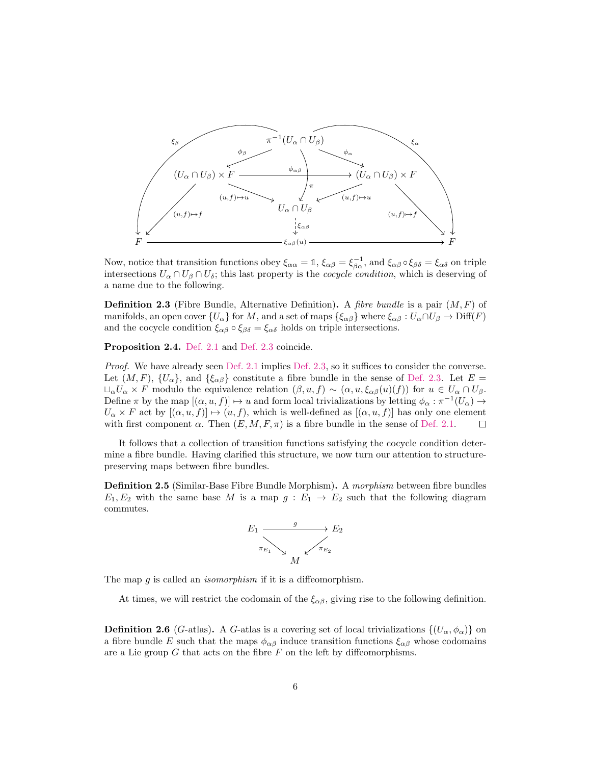Now, notice that transition functions obey $\xi_{\alpha\alpha} = \mathbb{1}$, $\xi_{\alpha\beta} = \xi_{\beta\alpha}^{-1}$, and $\xi_{\alpha\beta} \circ \xi_{\beta\delta} = \xi_{\alpha\delta}$ on triple intersections $U_\alpha \cap U_\beta \cap U_\delta$; this last property is the *cocycle condition*, which is deserving of a name due to the following.

**Definition 2.3** (Fibre Bundle, Alternative Definition)**.** A *fibre bundle* is a pair $(M, F)$ of manifolds, an open cover $\{U_\alpha\}$ for $M$, and a set of maps $\{\xi_{\alpha\beta}\}$ where $\xi_{\alpha\beta} : U_\alpha \cap U_\beta \to \mathrm{Diff}(F)$ and the cocycle condition $\xi_{\alpha\beta} \circ \xi_{\beta\delta} = \xi_{\alpha\delta}$ holds on triple intersections.

**Proposition 2.4.** Def. 2.1 and Def. 2.3 coincide.

*Proof.* We have already seen Def. 2.1 implies Def. 2.3, so it suffices to consider the converse. Let $(M, F)$, $\{U_\alpha\}$, and $\{\xi_{\alpha\beta}\}$ constitute a fibre bundle in the sense of Def. 2.3. Let $E = \sqcup_\alpha U_\alpha \times F$ modulo the equivalence relation $(\beta, u, f) \sim (\alpha, u, \xi_{\alpha\beta}(u)(f))$ for $u \in U_\alpha \cap U_\beta$. Define $\pi$ by the map $[(\alpha, u, f)] \mapsto u$ and form local trivializations by letting $\phi_\alpha : \pi^{-1}(U_\alpha) \to U_\alpha \times F$ act by $[(\alpha, u, f)] \mapsto (u, f)$, which is well-defined as $[(\alpha, u, f)]$ has only one element with first component $\alpha$. Then $(E, M, F, \pi)$ is a fibre bundle in the sense of Def. 2.1. $\square$

It follows that a collection of transition functions satisfying the cocycle condition determine a fibre bundle. Having clarified this structure, we now turn our attention to structure-preserving maps between fibre bundles.

**Definition 2.5** (Similar-Base Fibre Bundle Morphism)**.** A *morphism* between fibre bundles $E_1, E_2$ with the same base $M$ is a map $g : E_1 \to E_2$ such that the following diagram commutes.

$$E_1 \xrightarrow{\ g\ } E_2, \qquad \pi_{E_1} : E_1 \to M, \qquad \pi_{E_2} : E_2 \to M$$

The map $g$ is called an *isomorphism* if it is a diffeomorphism.

At times, we will restrict the codomain of the $\xi_{\alpha\beta}$, giving rise to the following definition.

**Definition 2.6** ($G$-atlas)**.** A $G$-atlas is a covering set of local trivializations $\{(U_\alpha, \phi_\alpha)\}$ on a fibre bundle $E$ such that the maps $\phi_{\alpha\beta}$ induce transition functions $\xi_{\alpha\beta}$ whose codomains are a Lie group $G$ that acts on the fibre $F$ on the left by diffeomorphisms.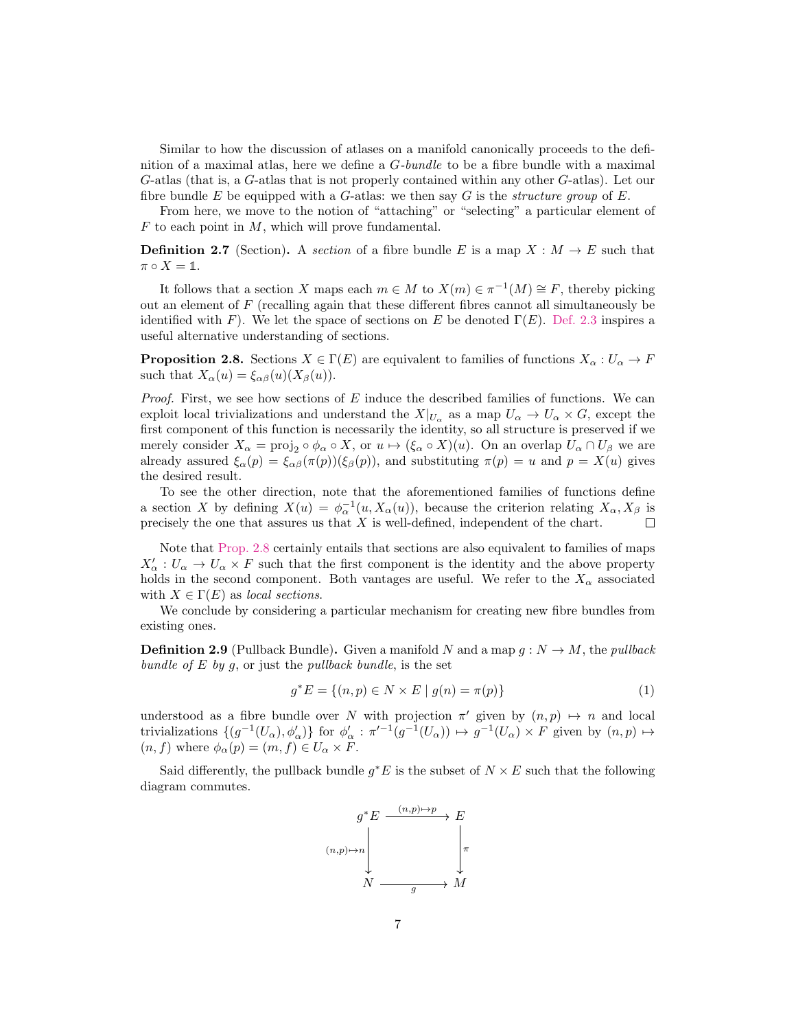Similar to how the discussion of atlases on a manifold canonically proceeds to the definition of a maximal atlas, here we define a *G-bundle* to be a fibre bundle with a maximal $G$-atlas (that is, a $G$-atlas that is not properly contained within any other $G$-atlas). Let our fibre bundle $E$ be equipped with a $G$-atlas: we then say $G$ is the *structure group* of $E$.

From here, we move to the notion of "attaching" or "selecting" a particular element of $F$ to each point in $M$, which will prove fundamental.

**Definition 2.7** (Section)**.** A *section* of a fibre bundle $E$ is a map $X : M \to E$ such that $\pi \circ X = \mathbb{1}$.

It follows that a section $X$ maps each $m \in M$ to $X(m) \in \pi^{-1}(M) \cong F$, thereby picking out an element of $F$ (recalling again that these different fibres cannot all simultaneously be identified with $F$). We let the space of sections on $E$ be denoted $\Gamma(E)$. Def. 2.3 inspires a useful alternative understanding of sections.

**Proposition 2.8.** *Sections $X \in \Gamma(E)$ are equivalent to families of functions $X_\alpha : U_\alpha \to F$ such that $X_\alpha(u) = \xi_{\alpha\beta}(u)(X_\beta(u))$.*

*Proof.* First, we see how sections of $E$ induce the described families of functions. We can exploit local trivializations and understand the $X|_{U_\alpha}$ as a map $U_\alpha \to U_\alpha \times G$, except the first component of this function is necessarily the identity, so all structure is preserved if we merely consider $X_\alpha = \text{proj}_2 \circ \phi_\alpha \circ X$, or $u \mapsto (\xi_\alpha \circ X)(u)$. On an overlap $U_\alpha \cap U_\beta$ we are already assured $\xi_\alpha(p) = \xi_{\alpha\beta}(\pi(p))(\xi_\beta(p))$, and substituting $\pi(p) = u$ and $p = X(u)$ gives the desired result.

To see the other direction, note that the aforementioned families of functions define a section $X$ by defining $X(u) = \phi_\alpha^{-1}(u, X_\alpha(u))$, because the criterion relating $X_\alpha, X_\beta$ is precisely the one that assures us that $X$ is well-defined, independent of the chart. $\square$

Note that Prop. 2.8 certainly entails that sections are also equivalent to families of maps $X'_\alpha : U_\alpha \to U_\alpha \times F$ such that the first component is the identity and the above property holds in the second component. Both vantages are useful. We refer to the $X_\alpha$ associated with $X \in \Gamma(E)$ as *local sections*.

We conclude by considering a particular mechanism for creating new fibre bundles from existing ones.

**Definition 2.9** (Pullback Bundle)**.** Given a manifold $N$ and a map $g : N \to M$, the *pullback bundle of $E$ by $g$*, or just the *pullback bundle*, is the set

$$g^*E = \{(n, p) \in N \times E \mid g(n) = \pi(p)\} \tag{1}$$

understood as a fibre bundle over $N$ with projection $\pi'$ given by $(n, p) \mapsto n$ and local trivializations $\{(g^{-1}(U_\alpha), \phi'_\alpha)\}$ for $\phi'_\alpha : \pi'^{-1}(g^{-1}(U_\alpha)) \mapsto g^{-1}(U_\alpha) \times F$ given by $(n, p) \mapsto (n, f)$ where $\phi_\alpha(p) = (m, f) \in U_\alpha \times F$.

Said differently, the pullback bundle $g^*E$ is the subset of $N \times E$ such that the following diagram commutes.

$$\begin{array}{ccc} g^*E & \xrightarrow{(n,p)\mapsto p} & E \\ {\scriptstyle (n,p)\mapsto n}\downarrow & & \downarrow{\scriptstyle \pi} \\ N & \xrightarrow[g]{} & M \end{array}$$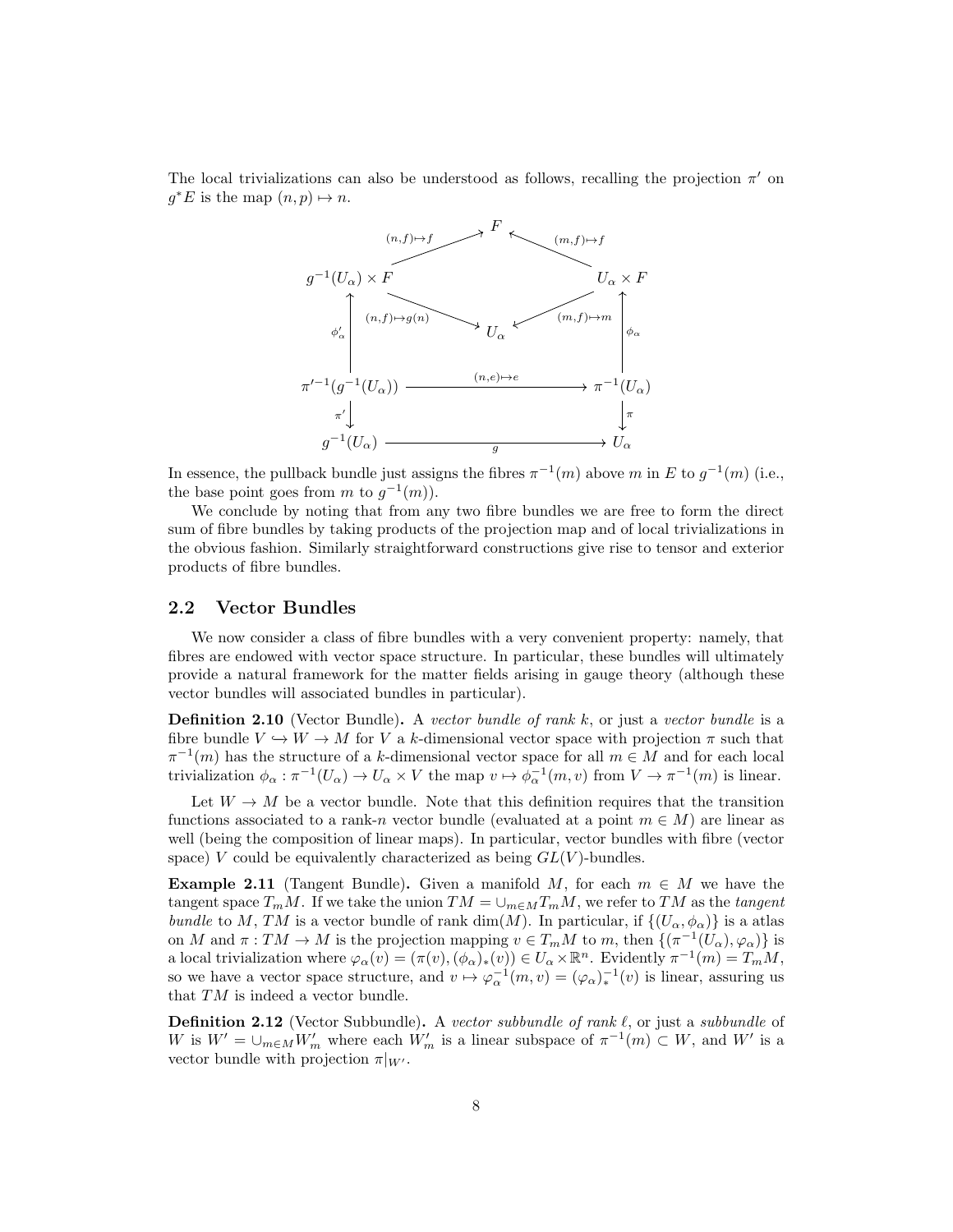The local trivializations can also be understood as follows, recalling the projection $\pi'$ on $g^*E$ is the map $(n, p) \mapsto n$.

$$
\begin{array}{ccccc}
 & & F & & \\
 & \overset{(n,f)\mapsto f}{\nearrow} & & \overset{(m,f)\mapsto f}{\nwarrow} & \\
g^{-1}(U_\alpha) \times F & & & & U_\alpha \times F \\
 & \underset{(n,f)\mapsto g(n)}{\searrow} & & \underset{(m,f)\mapsto m}{\swarrow} & \\
\phi'_\alpha \uparrow & & U_\alpha & & \uparrow \phi_\alpha \\
\pi'^{-1}(g^{-1}(U_\alpha)) & & \xrightarrow{\quad (n,e)\mapsto e \quad} & & \pi^{-1}(U_\alpha) \\
\pi' \downarrow & & & & \downarrow \pi \\
g^{-1}(U_\alpha) & & \xrightarrow[\quad g \quad]{} & & U_\alpha
\end{array}
$$

In essence, the pullback bundle just assigns the fibres $\pi^{-1}(m)$ above $m$ in $E$ to $g^{-1}(m)$ (i.e., the base point goes from $m$ to $g^{-1}(m)$).

We conclude by noting that from any two fibre bundles we are free to form the direct sum of fibre bundles by taking products of the projection map and of local trivializations in the obvious fashion. Similarly straightforward constructions give rise to tensor and exterior products of fibre bundles.

## 2.2 Vector Bundles

We now consider a class of fibre bundles with a very convenient property: namely, that fibres are endowed with vector space structure. In particular, these bundles will ultimately provide a natural framework for the matter fields arising in gauge theory (although these vector bundles will associated bundles in particular).

**Definition 2.10** (Vector Bundle)**.** A *vector bundle of rank k*, or just a *vector bundle* is a fibre bundle $V \hookrightarrow W \to M$ for $V$ a $k$-dimensional vector space with projection $\pi$ such that $\pi^{-1}(m)$ has the structure of a $k$-dimensional vector space for all $m \in M$ and for each local trivialization $\phi_\alpha : \pi^{-1}(U_\alpha) \to U_\alpha \times V$ the map $v \mapsto \phi_\alpha^{-1}(m, v)$ from $V \to \pi^{-1}(m)$ is linear.

Let $W \to M$ be a vector bundle. Note that this definition requires that the transition functions associated to a rank-$n$ vector bundle (evaluated at a point $m \in M$) are linear as well (being the composition of linear maps). In particular, vector bundles with fibre (vector space) $V$ could be equivalently characterized as being $GL(V)$-bundles.

**Example 2.11** (Tangent Bundle)**.** Given a manifold $M$, for each $m \in M$ we have the tangent space $T_mM$. If we take the union $TM = \cup_{m \in M} T_mM$, we refer to $TM$ as the *tangent bundle* to $M$, $TM$ is a vector bundle of rank $\dim(M)$. In particular, if $\{(U_\alpha, \phi_\alpha)\}$ is a atlas on $M$ and $\pi : TM \to M$ is the projection mapping $v \in T_mM$ to $m$, then $\{(\pi^{-1}(U_\alpha), \varphi_\alpha)\}$ is a local trivialization where $\varphi_\alpha(v) = (\pi(v), (\phi_\alpha)_*(v)) \in U_\alpha \times \mathbb{R}^n$. Evidently $\pi^{-1}(m) = T_mM$, so we have a vector space structure, and $v \mapsto \varphi_\alpha^{-1}(m, v) = (\varphi_\alpha)_*^{-1}(v)$ is linear, assuring us that $TM$ is indeed a vector bundle.

**Definition 2.12** (Vector Subbundle)**.** A *vector subbundle of rank $\ell$*, or just a *subbundle* of $W$ is $W' = \cup_{m \in M} W'_m$ where each $W'_m$ is a linear subspace of $\pi^{-1}(m) \subset W$, and $W'$ is a vector bundle with projection $\pi|_{W'}$.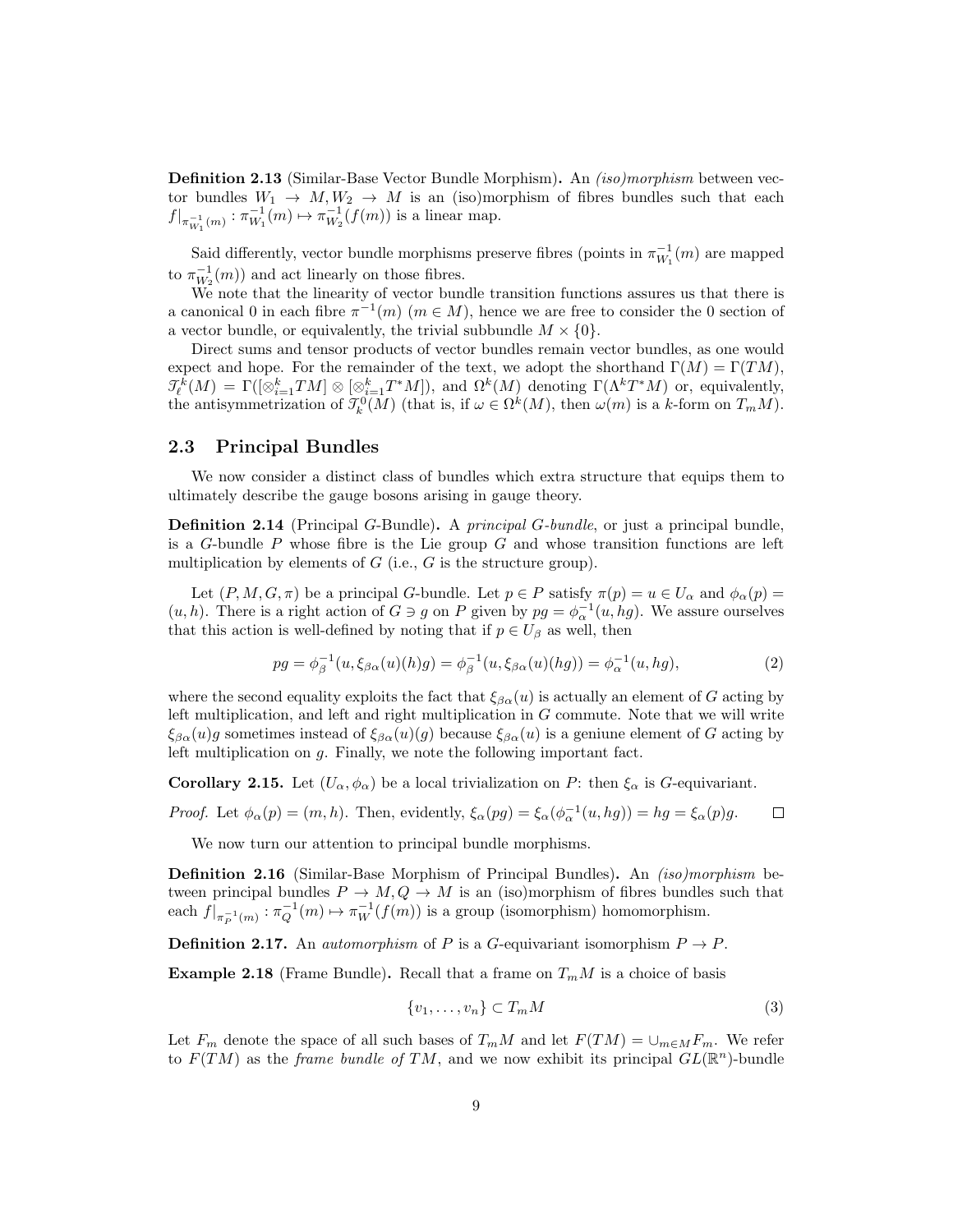**Definition 2.13** (Similar-Base Vector Bundle Morphism)**.** An *(iso)morphism* between vector bundles $W_1 \to M, W_2 \to M$ is an (iso)morphism of fibres bundles such that each $f|_{\pi_{W_1}^{-1}(m)} : \pi_{W_1}^{-1}(m) \mapsto \pi_{W_2}^{-1}(f(m))$ is a linear map.

Said differently, vector bundle morphisms preserve fibres (points in $\pi_{W_1}^{-1}(m)$ are mapped to $\pi_{W_2}^{-1}(m)$) and act linearly on those fibres.

We note that the linearity of vector bundle transition functions assures us that there is a canonical 0 in each fibre $\pi^{-1}(m)$ ($m \in M$), hence we are free to consider the 0 section of a vector bundle, or equivalently, the trivial subbundle $M \times \{0\}$.

Direct sums and tensor products of vector bundles remain vector bundles, as one would expect and hope. For the remainder of the text, we adopt the shorthand $\Gamma(M) = \Gamma(TM)$, $\mathcal{T}_\ell^k(M) = \Gamma([\otimes_{i=1}^k TM] \otimes [\otimes_{i=1}^k T^*M])$, and $\Omega^k(M)$ denoting $\Gamma(\Lambda^k T^*M)$ or, equivalently, the antisymmetrization of $\mathcal{T}_k^0(M)$ (that is, if $\omega \in \Omega^k(M)$, then $\omega(m)$ is a $k$-form on $T_mM$).

## 2.3 Principal Bundles

We now consider a distinct class of bundles which extra structure that equips them to ultimately describe the gauge bosons arising in gauge theory.

**Definition 2.14** (Principal $G$-Bundle)**.** A *principal $G$-bundle*, or just a principal bundle, is a $G$-bundle $P$ whose fibre is the Lie group $G$ and whose transition functions are left multiplication by elements of $G$ (i.e., $G$ is the structure group).

Let $(P, M, G, \pi)$ be a principal $G$-bundle. Let $p \in P$ satisfy $\pi(p) = u \in U_\alpha$ and $\phi_\alpha(p) = (u, h)$. There is a right action of $G \ni g$ on $P$ given by $pg = \phi_\alpha^{-1}(u, hg)$. We assure ourselves that this action is well-defined by noting that if $p \in U_\beta$ as well, then

$$pg = \phi_\beta^{-1}(u, \xi_{\beta\alpha}(u)(h)g) = \phi_\beta^{-1}(u, \xi_{\beta\alpha}(u)(hg)) = \phi_\alpha^{-1}(u, hg), \tag{2}$$

where the second equality exploits the fact that $\xi_{\beta\alpha}(u)$ is actually an element of $G$ acting by left multiplication, and left and right multiplication in $G$ commute. Note that we will write $\xi_{\beta\alpha}(u)g$ sometimes instead of $\xi_{\beta\alpha}(u)(g)$ because $\xi_{\beta\alpha}(u)$ is a geniune element of $G$ acting by left multiplication on $g$. Finally, we note the following important fact.

**Corollary 2.15.** Let $(U_\alpha, \phi_\alpha)$ be a local trivialization on $P$: then $\xi_\alpha$ is $G$-equivariant.

*Proof.* Let $\phi_\alpha(p) = (m, h)$. Then, evidently, $\xi_\alpha(pg) = \xi_\alpha(\phi_\alpha^{-1}(u, hg)) = hg = \xi_\alpha(p)g$. $\square$

We now turn our attention to principal bundle morphisms.

**Definition 2.16** (Similar-Base Morphism of Principal Bundles)**.** An *(iso)morphism* between principal bundles $P \to M, Q \to M$ is an (iso)morphism of fibres bundles such that each $f|_{\pi_P^{-1}(m)} : \pi_Q^{-1}(m) \mapsto \pi_W^{-1}(f(m))$ is a group (isomorphism) homomorphism.

**Definition 2.17.** An *automorphism* of $P$ is a $G$-equivariant isomorphism $P \to P$.

**Example 2.18** (Frame Bundle)**.** Recall that a frame on $T_mM$ is a choice of basis

$$\{v_1, \ldots, v_n\} \subset T_mM \tag{3}$$

Let $F_m$ denote the space of all such bases of $T_mM$ and let $F(TM) = \cup_{m \in M} F_m$. We refer to $F(TM)$ as the *frame bundle of* $TM$, and we now exhibit its principal $GL(\mathbb{R}^n)$-bundle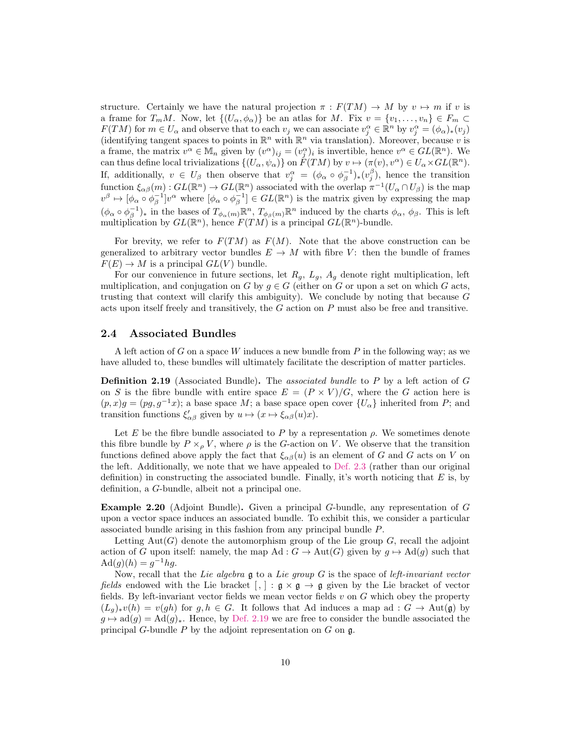structure. Certainly we have the natural projection $\pi : F(TM) \to M$ by $v \mapsto m$ if $v$ is a frame for $T_m M$. Now, let $\{(U_\alpha, \phi_\alpha)\}$ be an atlas for $M$. Fix $v = \{v_1, \ldots, v_n\} \in F_m \subset F(TM)$ for $m \in U_\alpha$ and observe that to each $v_j$ we can associate $v_j^\alpha \in \mathbb{R}^n$ by $v_j^\alpha = (\phi_\alpha)_*(v_j)$ (identifying tangent spaces to points in $\mathbb{R}^n$ with $\mathbb{R}^n$ via translation). Moreover, because $v$ is a frame, the matrix $v^\alpha \in \mathbb{M}_n$ given by $(v^\alpha)_{ij} = (v_j^\alpha)_i$ is invertible, hence $v^\alpha \in GL(\mathbb{R}^n)$. We can thus define local trivializations $\{(U_\alpha, \psi_\alpha)\}$ on $F(TM)$ by $v \mapsto (\pi(v), v^\alpha) \in U_\alpha \times GL(\mathbb{R}^n)$. If, additionally, $v \in U_\beta$ then observe that $v_j^\alpha = (\phi_\alpha \circ \phi_\beta^{-1})_*(v_j^\beta)$, hence the transition function $\xi_{\alpha\beta}(m) : GL(\mathbb{R}^n) \to GL(\mathbb{R}^n)$ associated with the overlap $\pi^{-1}(U_\alpha \cap U_\beta)$ is the map $v^\beta \mapsto [\phi_\alpha \circ \phi_\beta^{-1}]v^\alpha$ where $[\phi_\alpha \circ \phi_\beta^{-1}] \in GL(\mathbb{R}^n)$ is the matrix given by expressing the map $(\phi_\alpha \circ \phi_\beta^{-1})_*$ in the bases of $T_{\phi_\alpha(m)}\mathbb{R}^n$, $T_{\phi_\beta(m)}\mathbb{R}^n$ induced by the charts $\phi_\alpha$, $\phi_\beta$. This is left multiplication by $GL(\mathbb{R}^n)$, hence $F(TM)$ is a principal $GL(\mathbb{R}^n)$-bundle.

For brevity, we refer to $F(TM)$ as $F(M)$. Note that the above construction can be generalized to arbitrary vector bundles $E \to M$ with fibre $V$: then the bundle of frames $F(E) \to M$ is a principal $GL(V)$ bundle.

For our convenience in future sections, let $R_g$, $L_g$, $A_g$ denote right multiplication, left multiplication, and conjugation on $G$ by $g \in G$ (either on $G$ or upon a set on which $G$ acts, trusting that context will clarify this ambiguity). We conclude by noting that because $G$ acts upon itself freely and transitively, the $G$ action on $P$ must also be free and transitive.

## 2.4 Associated Bundles

A left action of $G$ on a space $W$ induces a new bundle from $P$ in the following way; as we have alluded to, these bundles will ultimately facilitate the description of matter particles.

**Definition 2.19** (Associated Bundle)**.** The *associated bundle* to $P$ by a left action of $G$ on $S$ is the fibre bundle with entire space $E = (P \times V)/G$, where the $G$ action here is $(p, x)g = (pg, g^{-1}x)$; a base space $M$; a base space open cover $\{U_\alpha\}$ inherited from $P$; and transition functions $\xi'_{\alpha\beta}$ given by $u \mapsto (x \mapsto \xi_{\alpha\beta}(u)x)$.

Let $E$ be the fibre bundle associated to $P$ by a representation $\rho$. We sometimes denote this fibre bundle by $P \times_\rho V$, where $\rho$ is the $G$-action on $V$. We observe that the transition functions defined above apply the fact that $\xi_{\alpha\beta}(u)$ is an element of $G$ and $G$ acts on $V$ on the left. Additionally, we note that we have appealed to Def. 2.3 (rather than our original definition) in constructing the associated bundle. Finally, it's worth noticing that $E$ is, by definition, a $G$-bundle, albeit not a principal one.

**Example 2.20** (Adjoint Bundle)**.** Given a principal $G$-bundle, any representation of $G$ upon a vector space induces an associated bundle. To exhibit this, we consider a particular associated bundle arising in this fashion from any principal bundle $P$.

Letting $\mathrm{Aut}(G)$ denote the automorphism group of the Lie group $G$, recall the adjoint action of $G$ upon itself: namely, the map $\mathrm{Ad} : G \to \mathrm{Aut}(G)$ given by $g \mapsto \mathrm{Ad}(g)$ such that $\mathrm{Ad}(g)(h) = g^{-1}hg$.

Now, recall that the *Lie algebra* $\mathfrak{g}$ to a *Lie group* $G$ is the space of *left-invariant vector fields* endowed with the Lie bracket $[\,,\,] : \mathfrak{g} \times \mathfrak{g} \to \mathfrak{g}$ given by the Lie bracket of vector fields. By left-invariant vector fields we mean vector fields $v$ on $G$ which obey the property $(L_g)_* v(h) = v(gh)$ for $g, h \in G$. It follows that Ad induces a map $\mathrm{ad} : G \to \mathrm{Aut}(\mathfrak{g})$ by $g \mapsto \mathrm{ad}(g) = \mathrm{Ad}(g)_*$. Hence, by Def. 2.19 we are free to consider the bundle associated the principal $G$-bundle $P$ by the adjoint representation on $G$ on $\mathfrak{g}$.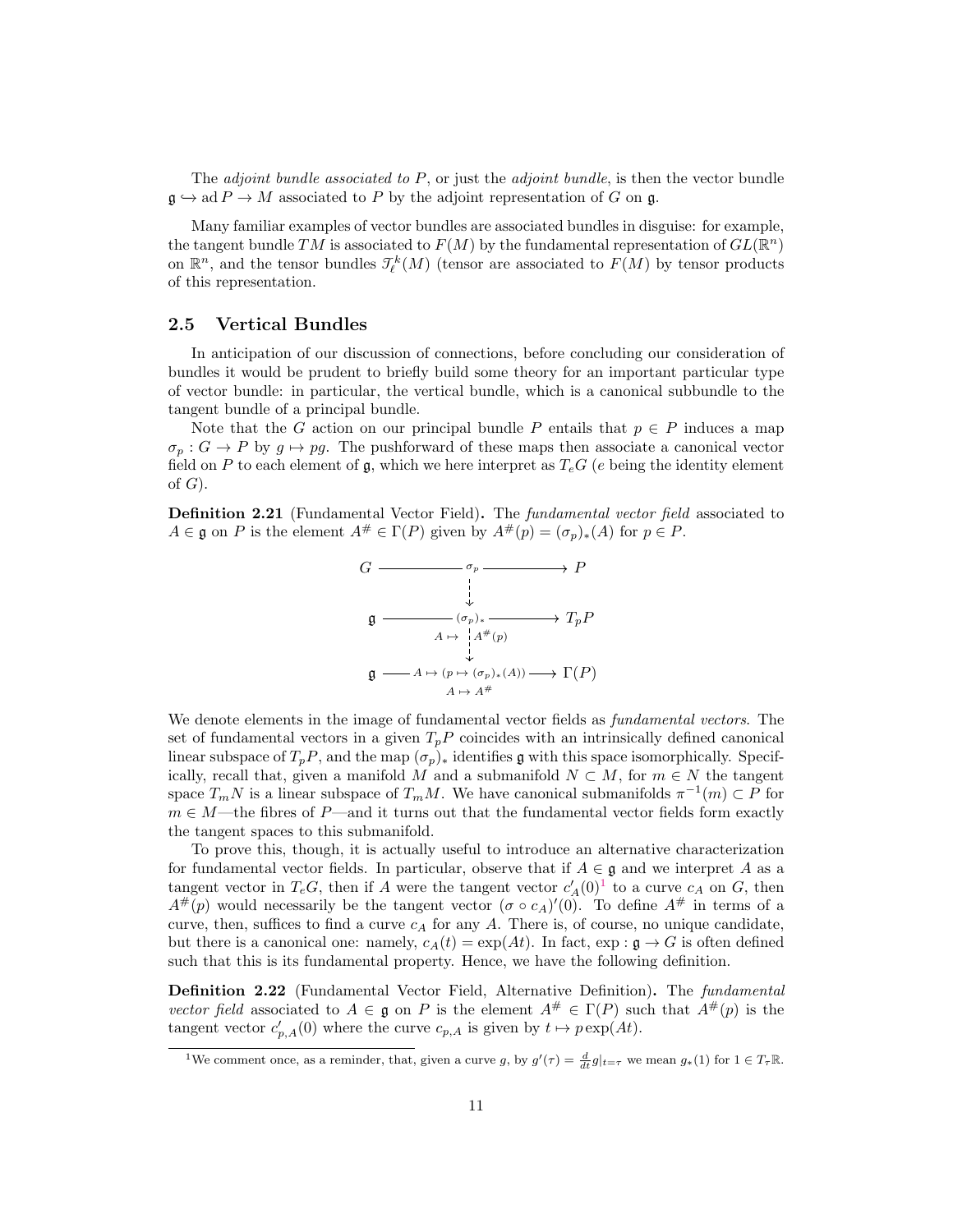The *adjoint bundle associated to* $P$, or just the *adjoint bundle*, is then the vector bundle $\mathfrak{g} \hookrightarrow \operatorname{ad} P \to M$ associated to $P$ by the adjoint representation of $G$ on $\mathfrak{g}$.

Many familiar examples of vector bundles are associated bundles in disguise: for example, the tangent bundle $TM$ is associated to $F(M)$ by the fundamental representation of $GL(\mathbb{R}^n)$ on $\mathbb{R}^n$, and the tensor bundles $\mathcal{T}^k_\ell(M)$ (tensor are associated to $F(M)$ by tensor products of this representation.

## 2.5 Vertical Bundles

In anticipation of our discussion of connections, before concluding our consideration of bundles it would be prudent to briefly build some theory for an important particular type of vector bundle: in particular, the vertical bundle, which is a canonical subbundle to the tangent bundle of a principal bundle.

Note that the $G$ action on our principal bundle $P$ entails that $p \in P$ induces a map $\sigma_p : G \to P$ by $g \mapsto pg$. The pushforward of these maps then associate a canonical vector field on $P$ to each element of $\mathfrak{g}$, which we here interpret as $T_eG$ ($e$ being the identity element of $G$).

**Definition 2.21** (Fundamental Vector Field)**.** The *fundamental vector field* associated to $A \in \mathfrak{g}$ on $P$ is the element $A^\# \in \Gamma(P)$ given by $A^\#(p) = (\sigma_p)_*(A)$ for $p \in P$.

$$
\begin{array}{ccc}
G & \xrightarrow{\quad \sigma_p \quad} & P \\
 & \Big\downarrow & \\
\mathfrak{g} & \xrightarrow[A \mapsto A^\#(p)]{(\sigma_p)_*} & T_pP \\
 & \Big\downarrow & \\
\mathfrak{g} & \xrightarrow[A \mapsto A^\#]{A \mapsto (p \mapsto (\sigma_p)_*(A))} & \Gamma(P)
\end{array}
$$

We denote elements in the image of fundamental vector fields as *fundamental vectors*. The set of fundamental vectors in a given $T_pP$ coincides with an intrinsically defined canonical linear subspace of $T_pP$, and the map $(\sigma_p)_*$ identifies $\mathfrak{g}$ with this space isomorphically. Specifically, recall that, given a manifold $M$ and a submanifold $N \subset M$, for $m \in N$ the tangent space $T_mN$ is a linear subspace of $T_mM$. We have canonical submanifolds $\pi^{-1}(m) \subset P$ for $m \in M$—the fibres of $P$—and it turns out that the fundamental vector fields form exactly the tangent spaces to this submanifold.

To prove this, though, it is actually useful to introduce an alternative characterization for fundamental vector fields. In particular, observe that if $A \in \mathfrak{g}$ and we interpret $A$ as a tangent vector in $T_eG$, then if $A$ were the tangent vector $c'_A(0)$[1] to a curve $c_A$ on $G$, then $A^\#(p)$ would necessarily be the tangent vector $(\sigma \circ c_A)'(0)$. To define $A^\#$ in terms of a curve, then, suffices to find a curve $c_A$ for any $A$. There is, of course, no unique candidate, but there is a canonical one: namely, $c_A(t) = \exp(At)$. In fact, $\exp : \mathfrak{g} \to G$ is often defined such that this is its fundamental property. Hence, we have the following definition.

**Definition 2.22** (Fundamental Vector Field, Alternative Definition)**.** The *fundamental vector field* associated to $A \in \mathfrak{g}$ on $P$ is the element $A^\# \in \Gamma(P)$ such that $A^\#(p)$ is the tangent vector $c'_{p,A}(0)$ where the curve $c_{p,A}$ is given by $t \mapsto p\exp(At)$.

[1] We comment once, as a reminder, that, given a curve $g$, by $g'(\tau) = \frac{d}{dt}g|_{t=\tau}$ we mean $g_*(1)$ for $1 \in T_\tau\mathbb{R}$.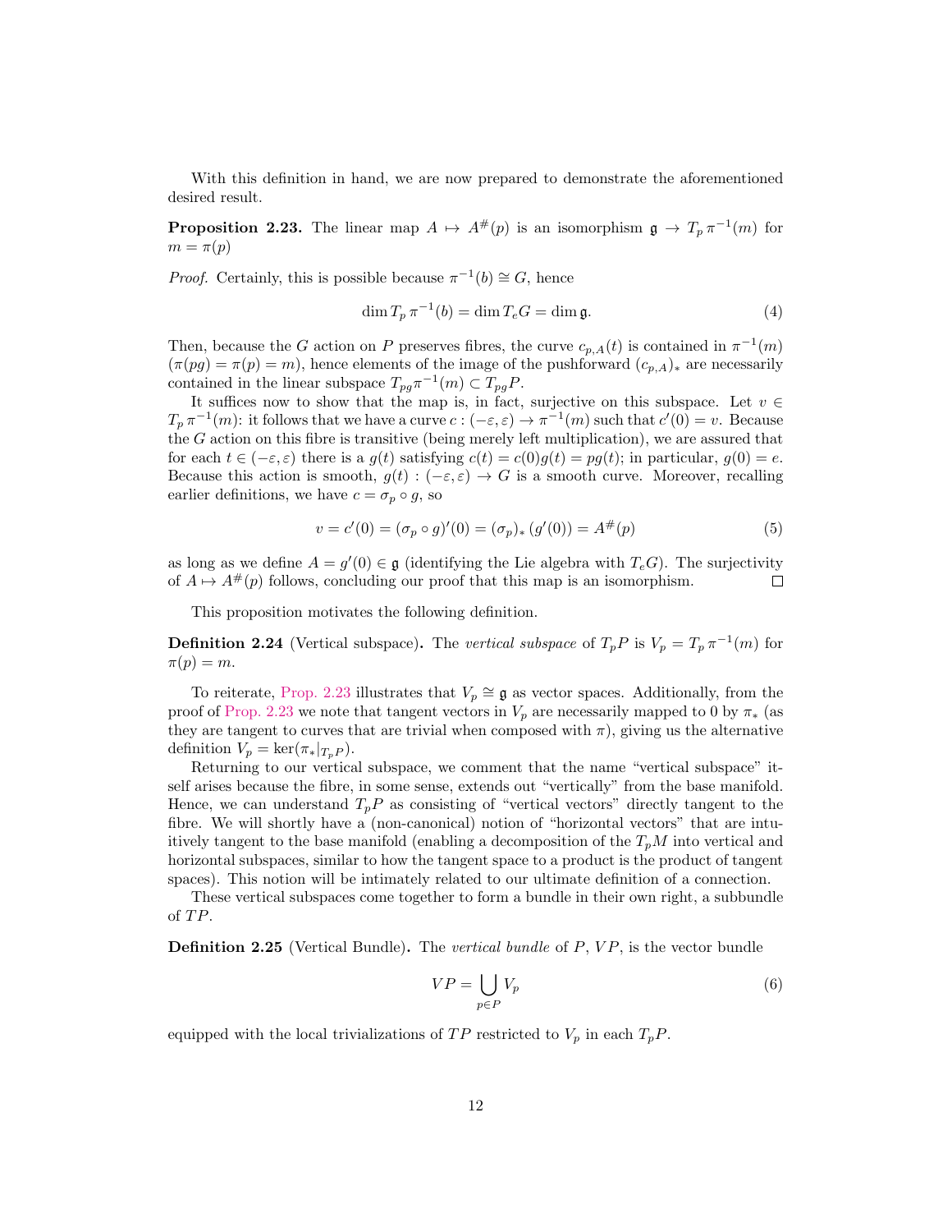With this definition in hand, we are now prepared to demonstrate the aforementioned desired result.

**Proposition 2.23.** The linear map $A \mapsto A^{\#}(p)$ is an isomorphism $\mathfrak{g} \to T_p\,\pi^{-1}(m)$ for $m = \pi(p)$

*Proof.* Certainly, this is possible because $\pi^{-1}(b) \cong G$, hence

$$\dim T_p\,\pi^{-1}(b) = \dim T_e G = \dim \mathfrak{g}. \tag{4}$$

Then, because the $G$ action on $P$ preserves fibres, the curve $c_{p,A}(t)$ is contained in $\pi^{-1}(m)$ ($\pi(pg) = \pi(p) = m$), hence elements of the image of the pushforward $(c_{p,A})_*$ are necessarily contained in the linear subspace $T_{pg}\pi^{-1}(m) \subset T_{pg}P$.

It suffices now to show that the map is, in fact, surjective on this subspace. Let $v \in T_p\,\pi^{-1}(m)$: it follows that we have a curve $c : (-\varepsilon, \varepsilon) \to \pi^{-1}(m)$ such that $c'(0) = v$. Because the $G$ action on this fibre is transitive (being merely left multiplication), we are assured that for each $t \in (-\varepsilon, \varepsilon)$ there is a $g(t)$ satisfying $c(t) = c(0)g(t) = pg(t)$; in particular, $g(0) = e$. Because this action is smooth, $g(t) : (-\varepsilon, \varepsilon) \to G$ is a smooth curve. Moreover, recalling earlier definitions, we have $c = \sigma_p \circ g$, so

$$v = c'(0) = (\sigma_p \circ g)'(0) = (\sigma_p)_* \left(g'(0)\right) = A^{\#}(p) \tag{5}$$

as long as we define $A = g'(0) \in \mathfrak{g}$ (identifying the Lie algebra with $T_e G$). The surjectivity of $A \mapsto A^{\#}(p)$ follows, concluding our proof that this map is an isomorphism. $\square$

This proposition motivates the following definition.

**Definition 2.24** (Vertical subspace)**.** The *vertical subspace* of $T_pP$ is $V_p = T_p\,\pi^{-1}(m)$ for $\pi(p) = m$.

To reiterate, Prop. 2.23 illustrates that $V_p \cong \mathfrak{g}$ as vector spaces. Additionally, from the proof of Prop. 2.23 we note that tangent vectors in $V_p$ are necessarily mapped to 0 by $\pi_*$ (as they are tangent to curves that are trivial when composed with $\pi$), giving us the alternative definition $V_p = \ker(\pi_*|_{T_pP})$.

Returning to our vertical subspace, we comment that the name "vertical subspace" itself arises because the fibre, in some sense, extends out "vertically" from the base manifold. Hence, we can understand $T_pP$ as consisting of "vertical vectors" directly tangent to the fibre. We will shortly have a (non-canonical) notion of "horizontal vectors" that are intuitively tangent to the base manifold (enabling a decomposition of the $T_pM$ into vertical and horizontal subspaces, similar to how the tangent space to a product is the product of tangent spaces). This notion will be intimately related to our ultimate definition of a connection.

These vertical subspaces come together to form a bundle in their own right, a subbundle of $TP$.

**Definition 2.25** (Vertical Bundle)**.** The *vertical bundle* of $P$, $VP$, is the vector bundle

$$VP = \bigcup_{p \in P} V_p \tag{6}$$

equipped with the local trivializations of $TP$ restricted to $V_p$ in each $T_pP$.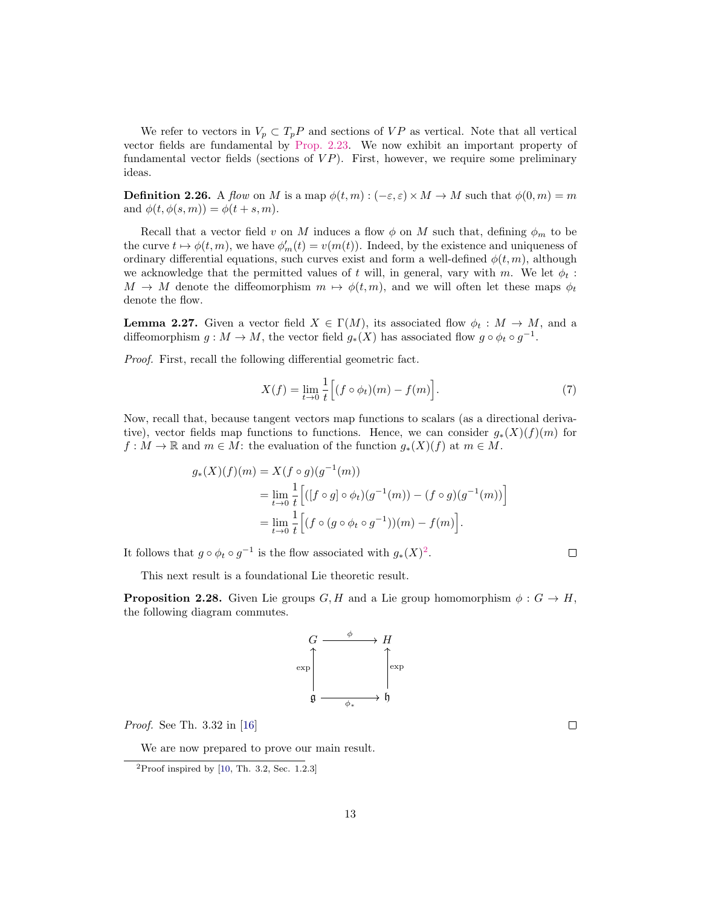We refer to vectors in $V_p \subset T_pP$ and sections of $VP$ as vertical. Note that all vertical vector fields are fundamental by Prop. 2.23. We now exhibit an important property of fundamental vector fields (sections of $VP$). First, however, we require some preliminary ideas.

**Definition 2.26.** A *flow* on $M$ is a map $\phi(t, m) : (-\varepsilon, \varepsilon) \times M \to M$ such that $\phi(0, m) = m$ and $\phi(t, \phi(s, m)) = \phi(t + s, m)$.

Recall that a vector field $v$ on $M$ induces a flow $\phi$ on $M$ such that, defining $\phi_m$ to be the curve $t \mapsto \phi(t, m)$, we have $\phi'_m(t) = v(m(t))$. Indeed, by the existence and uniqueness of ordinary differential equations, such curves exist and form a well-defined $\phi(t, m)$, although we acknowledge that the permitted values of $t$ will, in general, vary with $m$. We let $\phi_t : M \to M$ denote the diffeomorphism $m \mapsto \phi(t, m)$, and we will often let these maps $\phi_t$ denote the flow.

**Lemma 2.27.** Given a vector field $X \in \Gamma(M)$, its associated flow $\phi_t : M \to M$, and a diffeomorphism $g : M \to M$, the vector field $g_*(X)$ has associated flow $g \circ \phi_t \circ g^{-1}$.

*Proof.* First, recall the following differential geometric fact.

$$X(f) = \lim_{t \to 0} \frac{1}{t} \Big[ (f \circ \phi_t)(m) - f(m) \Big]. \tag{7}$$

Now, recall that, because tangent vectors map functions to scalars (as a directional derivative), vector fields map functions to functions. Hence, we can consider $g_*(X)(f)(m)$ for $f : M \to \mathbb{R}$ and $m \in M$: the evaluation of the function $g_*(X)(f)$ at $m \in M$.

$$\begin{aligned}
g_*(X)(f)(m) &= X(f \circ g)(g^{-1}(m)) \\
&= \lim_{t \to 0} \frac{1}{t} \Big[ ([f \circ g] \circ \phi_t)(g^{-1}(m)) - (f \circ g)(g^{-1}(m)) \Big] \\
&= \lim_{t \to 0} \frac{1}{t} \Big[ (f \circ (g \circ \phi_t \circ g^{-1}))(m) - f(m) \Big].
\end{aligned}$$

It follows that $g \circ \phi_t \circ g^{-1}$ is the flow associated with $g_*(X)$[2]. $\square$

This next result is a foundational Lie theoretic result.

**Proposition 2.28.** Given Lie groups $G, H$ and a Lie group homomorphism $\phi : G \to H$, the following diagram commutes.

$$\begin{array}{ccc}
G & \xrightarrow{\ \phi\ } & H \\
\uparrow{\scriptstyle \exp} & & \uparrow{\scriptstyle \exp} \\
\mathfrak{g} & \xrightarrow[\ \phi_*\ ]{} & \mathfrak{h}
\end{array}$$

*Proof.* See Th. 3.32 in [16] $\square$

We are now prepared to prove our main result.

[2] Proof inspired by [10, Th. 3.2, Sec. 1.2.3]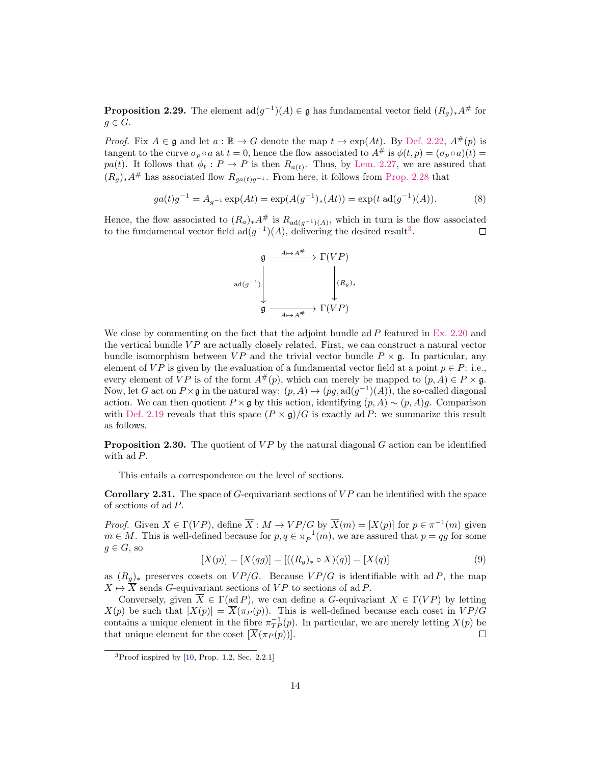**Proposition 2.29.** The element $\mathrm{ad}(g^{-1})(A) \in \mathfrak{g}$ has fundamental vector field $(R_g)_* A^{\#}$ for $g \in G$.

*Proof.* Fix $A \in \mathfrak{g}$ and let $a : \mathbb{R} \to G$ denote the map $t \mapsto \exp(At)$. By Def. 2.22, $A^{\#}(p)$ is tangent to the curve $\sigma_p \circ a$ at $t = 0$, hence the flow associated to $A^{\#}$ is $\phi(t, p) = (\sigma_p \circ a)(t) = pa(t)$. It follows that $\phi_t : P \to P$ is then $R_{a(t)}$. Thus, by Lem. 2.27, we are assured that $(R_g)_* A^{\#}$ has associated flow $R_{ga(t)g^{-1}}$. From here, it follows from Prop. 2.28 that

$$ga(t)g^{-1} = A_{g^{-1}} \exp(At) = \exp(A(g^{-1})_*(At)) = \exp(t\, \mathrm{ad}(g^{-1})(A)). \tag{8}$$

Hence, the flow associated to $(R_a)_* A^{\#}$ is $R_{\mathrm{ad}(g^{-1})(A)}$, which in turn is the flow associated to the fundamental vector field $\mathrm{ad}(g^{-1})(A)$, delivering the desired result[3]. $\square$

$$\begin{array}{ccc} \mathfrak{g} & \xrightarrow{A \mapsto A^{\#}} & \Gamma(VP) \\ \Big\downarrow {\scriptstyle \mathrm{ad}(g^{-1})} & & \Big\downarrow {\scriptstyle (R_g)_*} \\ \mathfrak{g} & \xrightarrow[A \mapsto A^{\#}]{} & \Gamma(VP) \end{array}$$

We close by commenting on the fact that the adjoint bundle $\mathrm{ad}\, P$ featured in Ex. 2.20 and the vertical bundle $VP$ are actually closely related. First, we can construct a natural vector bundle isomorphism between $VP$ and the trivial vector bundle $P \times \mathfrak{g}$. In particular, any element of $VP$ is given by the evaluation of a fundamental vector field at a point $p \in P$: i.e., every element of $VP$ is of the form $A^{\#}(p)$, which can merely be mapped to $(p, A) \in P \times \mathfrak{g}$. Now, let $G$ act on $P \times \mathfrak{g}$ in the natural way: $(p, A) \mapsto (pg, \mathrm{ad}(g^{-1})(A))$, the so-called diagonal action. We can then quotient $P \times \mathfrak{g}$ by this action, identifying $(p, A) \sim (p, A)g$. Comparison with Def. 2.19 reveals that this space $(P \times \mathfrak{g})/G$ is exactly $\mathrm{ad}\, P$: we summarize this result as follows.

**Proposition 2.30.** The quotient of $VP$ by the natural diagonal $G$ action can be identified with $\mathrm{ad}\, P$.

This entails a correspondence on the level of sections.

**Corollary 2.31.** The space of $G$-equivariant sections of $VP$ can be identified with the space of sections of $\mathrm{ad}\, P$.

*Proof.* Given $X \in \Gamma(VP)$, define $\overline{X} : M \to VP/G$ by $\overline{X}(m) = [X(p)]$ for $p \in \pi^{-1}(m)$ given $m \in M$. This is well-defined because for $p, q \in \pi_P^{-1}(m)$, we are assured that $p = qg$ for some $g \in G$, so

$$[X(p)] = [X(qg)] = [((R_g)_* \circ X)(q)] = [X(q)] \tag{9}$$

as $(R_g)_*$ preserves cosets on $VP/G$. Because $VP/G$ is identifiable with $\mathrm{ad}\, P$, the map $X \mapsto \overline{X}$ sends $G$-equivariant sections of $VP$ to sections of $\mathrm{ad}\, P$.

Conversely, given $\overline{X} \in \Gamma(\mathrm{ad}\, P)$, we can define a $G$-equivariant $X \in \Gamma(VP)$ by letting $X(p)$ be such that $[X(p)] = \overline{X}(\pi_P(p))$. This is well-defined because each coset in $VP/G$ contains a unique element in the fibre $\pi_{TP}^{-1}(p)$. In particular, we are merely letting $X(p)$ be that unique element for the coset $[\overline{X}(\pi_P(p))]$. $\square$

[3] Proof inspired by [10, Prop. 1.2, Sec. 2.2.1]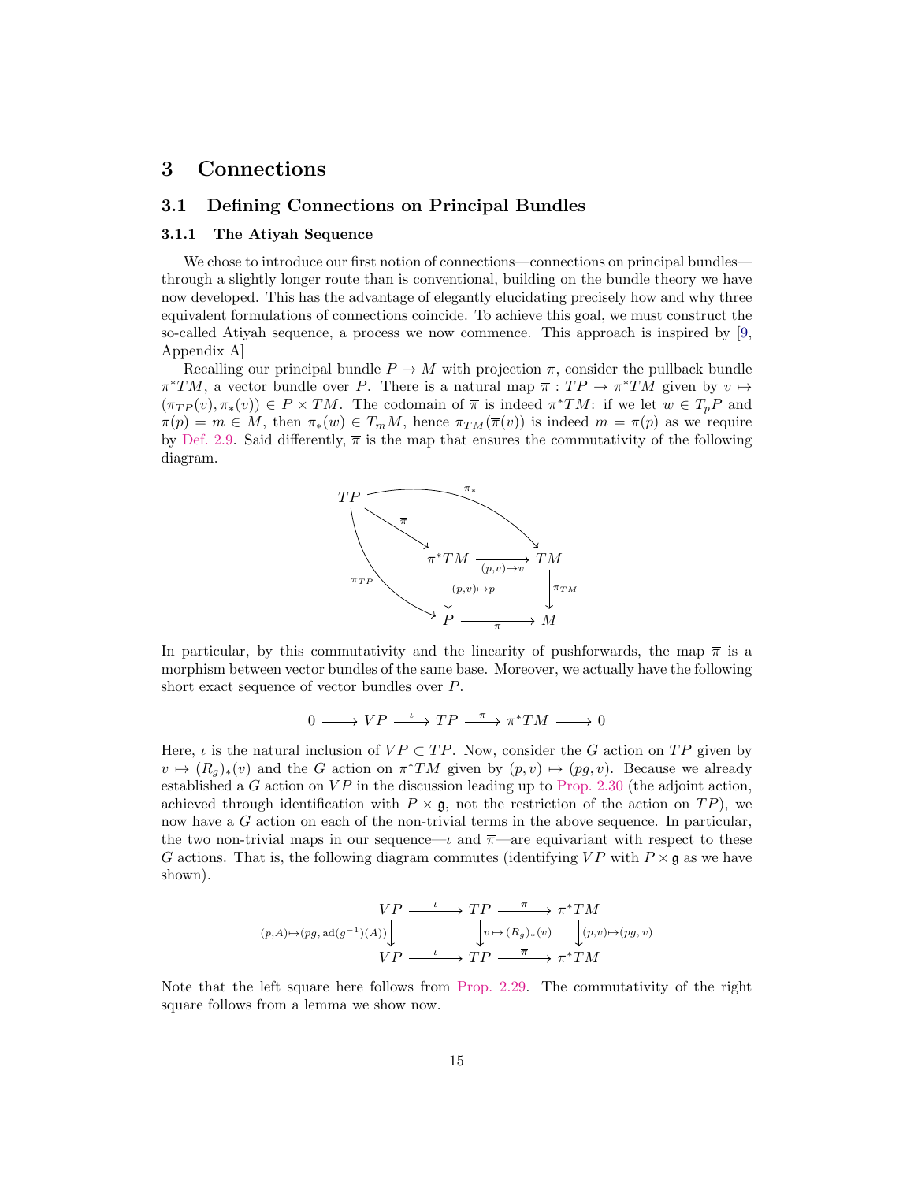# 3 Connections

## 3.1 Defining Connections on Principal Bundles

### 3.1.1 The Atiyah Sequence

We chose to introduce our first notion of connections—connections on principal bundles—through a slightly longer route than is conventional, building on the bundle theory we have now developed. This has the advantage of elegantly elucidating precisely how and why three equivalent formulations of connections coincide. To achieve this goal, we must construct the so-called Atiyah sequence, a process we now commence. This approach is inspired by [9, Appendix A]

Recalling our principal bundle $P \to M$ with projection $\pi$, consider the pullback bundle $\pi^*TM$, a vector bundle over $P$. There is a natural map $\overline{\pi} : TP \to \pi^*TM$ given by $v \mapsto (\pi_{TP}(v), \pi_*(v)) \in P \times TM$. The codomain of $\overline{\pi}$ is indeed $\pi^*TM$: if we let $w \in T_pP$ and $\pi(p) = m \in M$, then $\pi_*(w) \in T_mM$, hence $\pi_{TM}(\overline{\pi}(v))$ is indeed $m = \pi(p)$ as we require by Def. 2.9. Said differently, $\overline{\pi}$ is the map that ensures the commutativity of the following diagram.

$$
\begin{array}{ccccc}
TP & & & & \\
& \overset{\overline{\pi}}{\searrow} & & & \\
& & \pi^*TM & \xrightarrow{(p,v)\mapsto v} & TM \\
& & \downarrow{\scriptstyle (p,v)\mapsto p} & & \downarrow{\scriptstyle \pi_{TM}} \\
& & P & \xrightarrow{\pi} & M
\end{array}
$$

(with additional arrows $\pi_* : TP \to TM$ and $\pi_{TP} : TP \to P$)

In particular, by this commutativity and the linearity of pushforwards, the map $\overline{\pi}$ is a morphism between vector bundles of the same base. Moreover, we actually have the following short exact sequence of vector bundles over $P$.

$$
0 \longrightarrow VP \xrightarrow{\iota} TP \xrightarrow{\overline{\pi}} \pi^*TM \longrightarrow 0
$$

Here, $\iota$ is the natural inclusion of $VP \subset TP$. Now, consider the $G$ action on $TP$ given by $v \mapsto (R_g)_*(v)$ and the $G$ action on $\pi^*TM$ given by $(p, v) \mapsto (pg, v)$. Because we already established a $G$ action on $VP$ in the discussion leading up to Prop. 2.30 (the adjoint action, achieved through identification with $P \times \mathfrak{g}$, not the restriction of the action on $TP$), we now have a $G$ action on each of the non-trivial terms in the above sequence. In particular, the two non-trivial maps in our sequence—$\iota$ and $\overline{\pi}$—are equivariant with respect to these $G$ actions. That is, the following diagram commutes (identifying $VP$ with $P \times \mathfrak{g}$ as we have shown).

$$
\begin{array}{ccccc}
VP & \xrightarrow{\iota} & TP & \xrightarrow{\overline{\pi}} & \pi^*TM \\
\downarrow{\scriptstyle (p,A)\mapsto(pg,\,\mathrm{ad}(g^{-1})(A))} & & \downarrow{\scriptstyle v\mapsto (R_g)_*(v)} & & \downarrow{\scriptstyle (p,v)\mapsto(pg,\,v)} \\
VP & \xrightarrow{\iota} & TP & \xrightarrow{\overline{\pi}} & \pi^*TM
\end{array}
$$

Note that the left square here follows from Prop. 2.29. The commutativity of the right square follows from a lemma we show now.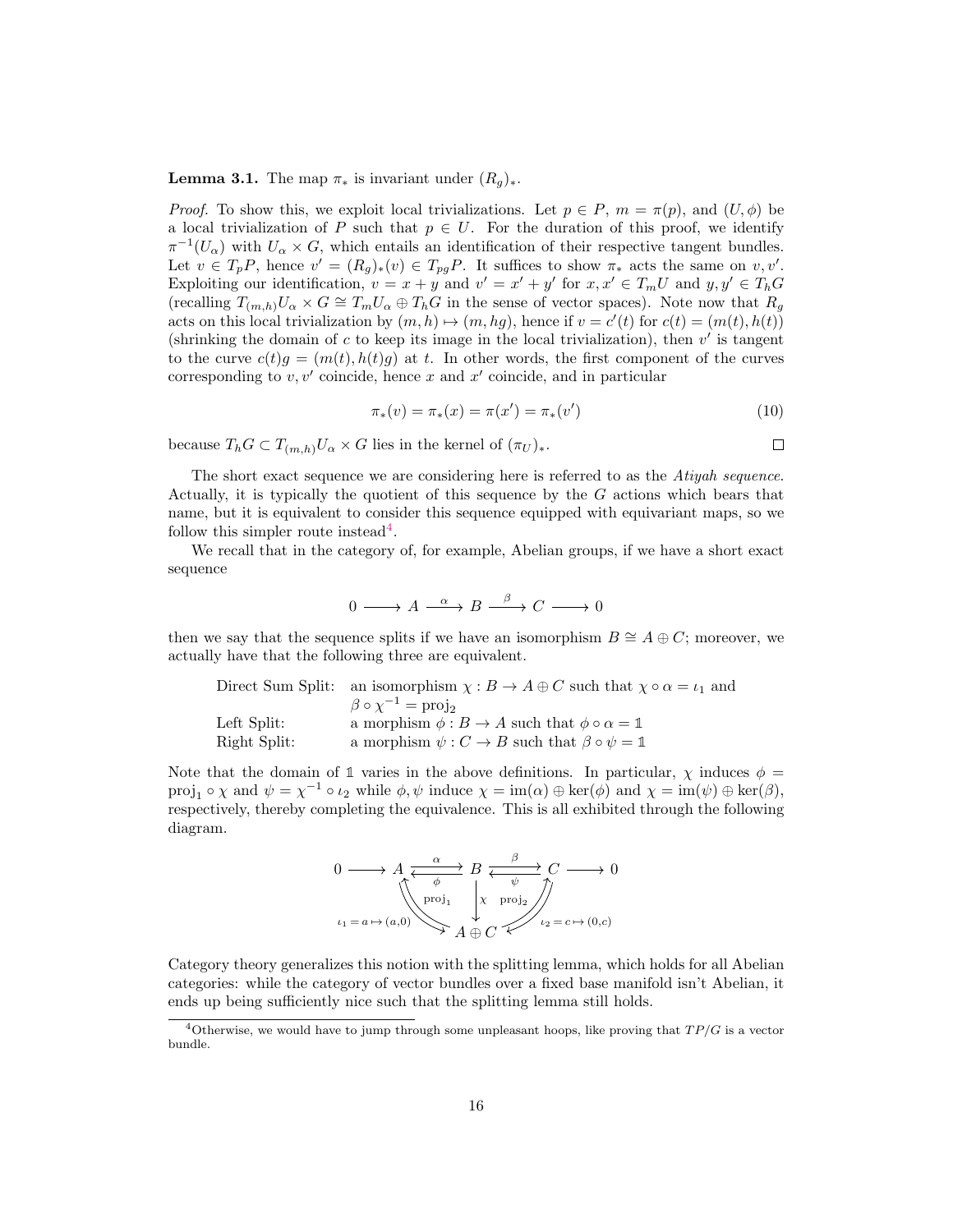**Lemma 3.1.** The map $\pi_*$ is invariant under $(R_g)_*$.

*Proof.* To show this, we exploit local trivializations. Let $p \in P$, $m = \pi(p)$, and $(U, \phi)$ be a local trivialization of $P$ such that $p \in U$. For the duration of this proof, we identify $\pi^{-1}(U_\alpha)$ with $U_\alpha \times G$, which entails an identification of their respective tangent bundles. Let $v \in T_pP$, hence $v' = (R_g)_*(v) \in T_{pg}P$. It suffices to show $\pi_*$ acts the same on $v, v'$. Exploiting our identification, $v = x + y$ and $v' = x' + y'$ for $x, x' \in T_mU$ and $y, y' \in T_hG$ (recalling $T_{(m,h)}U_\alpha \times G \cong T_mU_\alpha \oplus T_hG$ in the sense of vector spaces). Note now that $R_g$ acts on this local trivialization by $(m, h) \mapsto (m, hg)$, hence if $v = c'(t)$ for $c(t) = (m(t), h(t))$ (shrinking the domain of $c$ to keep its image in the local trivialization), then $v'$ is tangent to the curve $c(t)g = (m(t), h(t)g)$ at $t$. In other words, the first component of the curves corresponding to $v, v'$ coincide, hence $x$ and $x'$ coincide, and in particular

$$\pi_*(v) = \pi_*(x) = \pi(x') = \pi_*(v') \tag{10}$$

because $T_hG \subset T_{(m,h)}U_\alpha \times G$ lies in the kernel of $(\pi_U)_*$. $\square$

The short exact sequence we are considering here is referred to as the *Atiyah sequence*. Actually, it is typically the quotient of this sequence by the $G$ actions which bears that name, but it is equivalent to consider this sequence equipped with equivariant maps, so we follow this simpler route instead[4].

We recall that in the category of, for example, Abelian groups, if we have a short exact sequence

$$0 \longrightarrow A \xrightarrow{\alpha} B \xrightarrow{\beta} C \longrightarrow 0$$

then we say that the sequence splits if we have an isomorphism $B \cong A \oplus C$; moreover, we actually have that the following three are equivalent.

| | |
|---|---|
| Direct Sum Split: | an isomorphism $\chi : B \to A \oplus C$ such that $\chi \circ \alpha = \iota_1$ and $\beta \circ \chi^{-1} = \text{proj}_2$ |
| Left Split: | a morphism $\phi : B \to A$ such that $\phi \circ \alpha = \mathbb{1}$ |
| Right Split: | a morphism $\psi : C \to B$ such that $\beta \circ \psi = \mathbb{1}$ |

Note that the domain of $\mathbb{1}$ varies in the above definitions. In particular, $\chi$ induces $\phi = \text{proj}_1 \circ \chi$ and $\psi = \chi^{-1} \circ \iota_2$ while $\phi, \psi$ induce $\chi = \text{im}(\alpha) \oplus \ker(\phi)$ and $\chi = \text{im}(\psi) \oplus \ker(\beta)$, respectively, thereby completing the equivalence. This is all exhibited through the following diagram.

$$\begin{array}{ccccccccc}
0 & \longrightarrow & A & \underset{\phi}{\overset{\alpha}{\rightleftarrows}} & B & \underset{\psi}{\overset{\beta}{\rightleftarrows}} & C & \longrightarrow & 0 \\
 & & \iota_1 = a \mapsto (a,0) \searrow \nwarrow \text{proj}_1 & & \downarrow \chi & & \text{proj}_2 \nearrow \swarrow \iota_2 = c \mapsto (0,c) & & \\
 & & & & A \oplus C & & & &
\end{array}$$

Category theory generalizes this notion with the splitting lemma, which holds for all Abelian categories: while the category of vector bundles over a fixed base manifold isn't Abelian, it ends up being sufficiently nice such that the splitting lemma still holds.

[4] Otherwise, we would have to jump through some unpleasant hoops, like proving that $TP/G$ is a vector bundle.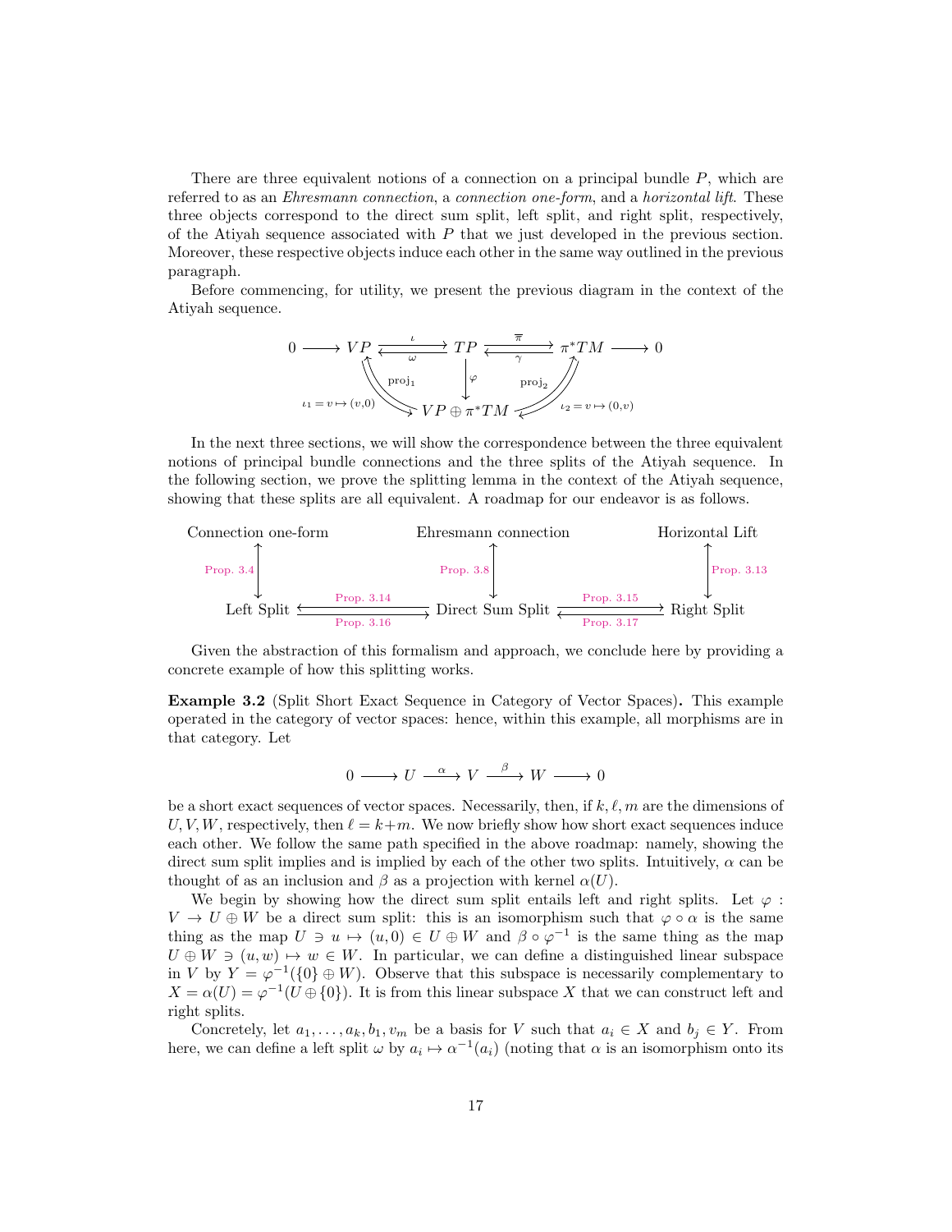There are three equivalent notions of a connection on a principal bundle $P$, which are referred to as an *Ehresmann connection*, a *connection one-form*, and a *horizontal lift*. These three objects correspond to the direct sum split, left split, and right split, respectively, of the Atiyah sequence associated with $P$ that we just developed in the previous section. Moreover, these respective objects induce each other in the same way outlined in the previous paragraph.

Before commencing, for utility, we present the previous diagram in the context of the Atiyah sequence.

$$
\begin{array}{ccccccccc}
0 & \longrightarrow & VP & \underset{\omega}{\overset{\iota}{\rightleftarrows}} & TP & \underset{\gamma}{\overset{\overline{\pi}}{\rightleftarrows}} & \pi^*TM & \longrightarrow & 0 \\
 & & \iota_1 = v \mapsto (v,0) \ \big\downarrow\uparrow \ \mathrm{proj}_1 & & \big\downarrow \varphi & & \mathrm{proj}_2 \ \big\uparrow\downarrow \ \iota_2 = v \mapsto (0,v) & & \\
 & & & & VP \oplus \pi^*TM & & & &
\end{array}
$$

In the next three sections, we will show the correspondence between the three equivalent notions of principal bundle connections and the three splits of the Atiyah sequence. In the following section, we prove the splitting lemma in the context of the Atiyah sequence, showing that these splits are all equivalent. A roadmap for our endeavor is as follows.

$$
\begin{array}{ccccc}
\text{Connection one-form} & & \text{Ehresmann connection} & & \text{Horizontal Lift} \\
\big\updownarrow \text{Prop. 3.4} & & \big\updownarrow \text{Prop. 3.8} & & \big\updownarrow \text{Prop. 3.13} \\
\text{Left Split} & \underset{\text{Prop. 3.16}}{\overset{\text{Prop. 3.14}}{\rightleftarrows}} & \text{Direct Sum Split} & \underset{\text{Prop. 3.17}}{\overset{\text{Prop. 3.15}}{\rightleftarrows}} & \text{Right Split}
\end{array}
$$

Given the abstraction of this formalism and approach, we conclude here by providing a concrete example of how this splitting works.

**Example 3.2** (Split Short Exact Sequence in Category of Vector Spaces)**.** This example operated in the category of vector spaces: hence, within this example, all morphisms are in that category. Let

$$
0 \longrightarrow U \xrightarrow{\ \alpha\ } V \xrightarrow{\ \beta\ } W \longrightarrow 0
$$

be a short exact sequences of vector spaces. Necessarily, then, if $k, \ell, m$ are the dimensions of $U, V, W$, respectively, then $\ell = k+m$. We now briefly show how short exact sequences induce each other. We follow the same path specified in the above roadmap: namely, showing the direct sum split implies and is implied by each of the other two splits. Intuitively, $\alpha$ can be thought of as an inclusion and $\beta$ as a projection with kernel $\alpha(U)$.

We begin by showing how the direct sum split entails left and right splits. Let $\varphi : V \to U \oplus W$ be a direct sum split: this is an isomorphism such that $\varphi \circ \alpha$ is the same thing as the map $U \ni u \mapsto (u, 0) \in U \oplus W$ and $\beta \circ \varphi^{-1}$ is the same thing as the map $U \oplus W \ni (u, w) \mapsto w \in W$. In particular, we can define a distinguished linear subspace in $V$ by $Y = \varphi^{-1}(\{0\} \oplus W)$. Observe that this subspace is necessarily complementary to $X = \alpha(U) = \varphi^{-1}(U \oplus \{0\})$. It is from this linear subspace $X$ that we can construct left and right splits.

Concretely, let $a_1, \ldots, a_k, b_1, v_m$ be a basis for $V$ such that $a_i \in X$ and $b_j \in Y$. From here, we can define a left split $\omega$ by $a_i \mapsto \alpha^{-1}(a_i)$ (noting that $\alpha$ is an isomorphism onto its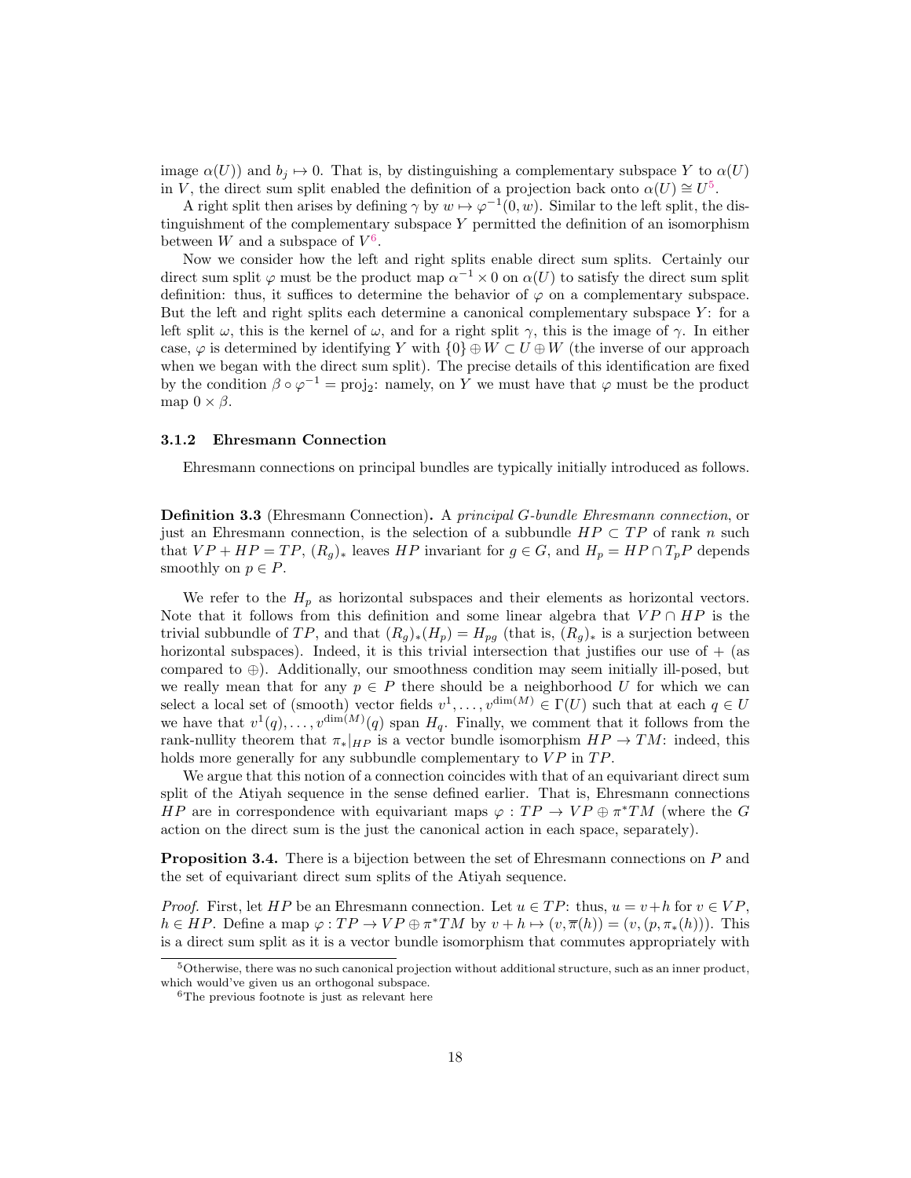image $\alpha(U)$) and $b_j \mapsto 0$. That is, by distinguishing a complementary subspace $Y$ to $\alpha(U)$ in $V$, the direct sum split enabled the definition of a projection back onto $\alpha(U) \cong U$[5].

A right split then arises by defining $\gamma$ by $w \mapsto \varphi^{-1}(0, w)$. Similar to the left split, the distinguishment of the complementary subspace $Y$ permitted the definition of an isomorphism between $W$ and a subspace of $V$[6].

Now we consider how the left and right splits enable direct sum splits. Certainly our direct sum split $\varphi$ must be the product map $\alpha^{-1} \times 0$ on $\alpha(U)$ to satisfy the direct sum split definition: thus, it suffices to determine the behavior of $\varphi$ on a complementary subspace. But the left and right splits each determine a canonical complementary subspace $Y$: for a left split $\omega$, this is the kernel of $\omega$, and for a right split $\gamma$, this is the image of $\gamma$. In either case, $\varphi$ is determined by identifying $Y$ with $\{0\} \oplus W \subset U \oplus W$ (the inverse of our approach when we began with the direct sum split). The precise details of this identification are fixed by the condition $\beta \circ \varphi^{-1} = \text{proj}_2$: namely, on $Y$ we must have that $\varphi$ must be the product map $0 \times \beta$.

### 3.1.2 Ehresmann Connection

Ehresmann connections on principal bundles are typically initially introduced as follows.

**Definition 3.3** (Ehresmann Connection)**.** A *principal $G$-bundle Ehresmann connection*, or just an Ehresmann connection, is the selection of a subbundle $HP \subset TP$ of rank $n$ such that $VP + HP = TP$, $(R_g)_*$ leaves $HP$ invariant for $g \in G$, and $H_p = HP \cap T_pP$ depends smoothly on $p \in P$.

We refer to the $H_p$ as horizontal subspaces and their elements as horizontal vectors. Note that it follows from this definition and some linear algebra that $VP \cap HP$ is the trivial subbundle of $TP$, and that $(R_g)_*(H_p) = H_{pg}$ (that is, $(R_g)_*$ is a surjection between horizontal subspaces). Indeed, it is this trivial intersection that justifies our use of $+$ (as compared to $\oplus$). Additionally, our smoothness condition may seem initially ill-posed, but we really mean that for any $p \in P$ there should be a neighborhood $U$ for which we can select a local set of (smooth) vector fields $v^1, \ldots, v^{\dim(M)} \in \Gamma(U)$ such that at each $q \in U$ we have that $v^1(q), \ldots, v^{\dim(M)}(q)$ span $H_q$. Finally, we comment that it follows from the rank-nullity theorem that $\pi_*|_{HP}$ is a vector bundle isomorphism $HP \to TM$: indeed, this holds more generally for any subbundle complementary to $VP$ in $TP$.

We argue that this notion of a connection coincides with that of an equivariant direct sum split of the Atiyah sequence in the sense defined earlier. That is, Ehresmann connections $HP$ are in correspondence with equivariant maps $\varphi : TP \to VP \oplus \pi^*TM$ (where the $G$ action on the direct sum is the just the canonical action in each space, separately).

**Proposition 3.4.** There is a bijection between the set of Ehresmann connections on $P$ and the set of equivariant direct sum splits of the Atiyah sequence.

*Proof.* First, let $HP$ be an Ehresmann connection. Let $u \in TP$: thus, $u = v + h$ for $v \in VP$, $h \in HP$. Define a map $\varphi : TP \to VP \oplus \pi^*TM$ by $v + h \mapsto (v, \overline{\pi}(h)) = (v, (p, \pi_*(h)))$. This is a direct sum split as it is a vector bundle isomorphism that commutes appropriately with

[5] Otherwise, there was no such canonical projection without additional structure, such as an inner product, which would've given us an orthogonal subspace.

[6] The previous footnote is just as relevant here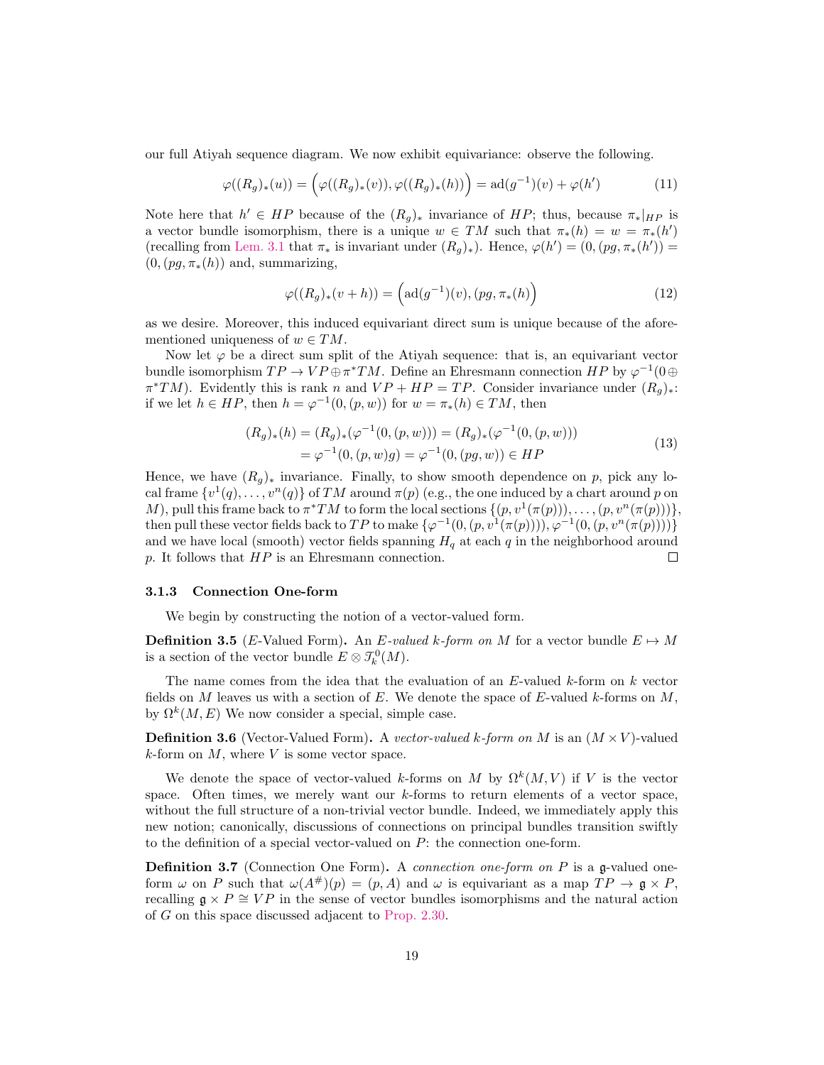our full Atiyah sequence diagram. We now exhibit equivariance: observe the following.

$$\varphi((R_g)_*(u)) = \Big(\varphi((R_g)_*(v)), \varphi((R_g)_*(h))\Big) = \mathrm{ad}(g^{-1})(v) + \varphi(h') \tag{11}$$

Note here that $h' \in HP$ because of the $(R_g)_*$ invariance of $HP$; thus, because $\pi_*|_{HP}$ is a vector bundle isomorphism, there is a unique $w \in TM$ such that $\pi_*(h) = w = \pi_*(h')$ (recalling from Lem. 3.1 that $\pi_*$ is invariant under $(R_g)_*$). Hence, $\varphi(h') = (0, (pg, \pi_*(h'))) = (0, (pg, \pi_*(h))$ and, summarizing,

$$\varphi((R_g)_*(v + h)) = \Big(\mathrm{ad}(g^{-1})(v), (pg, \pi_*(h)\Big) \tag{12}$$

as we desire. Moreover, this induced equivariant direct sum is unique because of the aforementioned uniqueness of $w \in TM$.

Now let $\varphi$ be a direct sum split of the Atiyah sequence: that is, an equivariant vector bundle isomorphism $TP \to VP \oplus \pi^*TM$. Define an Ehresmann connection $HP$ by $\varphi^{-1}(0 \oplus \pi^*TM)$. Evidently this is rank $n$ and $VP + HP = TP$. Consider invariance under $(R_g)_*$: if we let $h \in HP$, then $h = \varphi^{-1}(0, (p, w))$ for $w = \pi_*(h) \in TM$, then

$$\begin{aligned}(R_g)_*(h) &= (R_g)_*(\varphi^{-1}(0, (p, w))) = (R_g)_*(\varphi^{-1}(0, (p, w))) \\ &= \varphi^{-1}(0, (p, w)g) = \varphi^{-1}(0, (pg, w)) \in HP\end{aligned} \tag{13}$$

Hence, we have $(R_g)_*$ invariance. Finally, to show smooth dependence on $p$, pick any local frame $\{v^1(q), \ldots, v^n(q)\}$ of $TM$ around $\pi(p)$ (e.g., the one induced by a chart around $p$ on $M$), pull this frame back to $\pi^*TM$ to form the local sections $\{(p, v^1(\pi(p))), \ldots, (p, v^n(\pi(p)))\}$, then pull these vector fields back to $TP$ to make $\{\varphi^{-1}(0, (p, v^1(\pi(p)))), \varphi^{-1}(0, (p, v^n(\pi(p))))\}$ and we have local (smooth) vector fields spanning $H_q$ at each $q$ in the neighborhood around $p$. It follows that $HP$ is an Ehresmann connection. □

### 3.1.3 Connection One-form

We begin by constructing the notion of a vector-valued form.

**Definition 3.5** ($E$-Valued Form)**.** An *$E$-valued $k$-form on $M$* for a vector bundle $E \mapsto M$ is a section of the vector bundle $E \otimes \mathcal{T}^0_k(M)$.

The name comes from the idea that the evaluation of an $E$-valued $k$-form on $k$ vector fields on $M$ leaves us with a section of $E$. We denote the space of $E$-valued $k$-forms on $M$, by $\Omega^k(M, E)$ We now consider a special, simple case.

**Definition 3.6** (Vector-Valued Form)**.** A *vector-valued $k$-form on $M$* is an $(M \times V)$-valued $k$-form on $M$, where $V$ is some vector space.

We denote the space of vector-valued $k$-forms on $M$ by $\Omega^k(M, V)$ if $V$ is the vector space. Often times, we merely want our $k$-forms to return elements of a vector space, without the full structure of a non-trivial vector bundle. Indeed, we immediately apply this new notion; canonically, discussions of connections on principal bundles transition swiftly to the definition of a special vector-valued on $P$: the connection one-form.

**Definition 3.7** (Connection One Form)**.** A *connection one-form on $P$* is a $\mathfrak{g}$-valued one-form $\omega$ on $P$ such that $\omega(A^\#)(p) = (p, A)$ and $\omega$ is equivariant as a map $TP \to \mathfrak{g} \times P$, recalling $\mathfrak{g} \times P \cong VP$ in the sense of vector bundles isomorphisms and the natural action of $G$ on this space discussed adjacent to Prop. 2.30.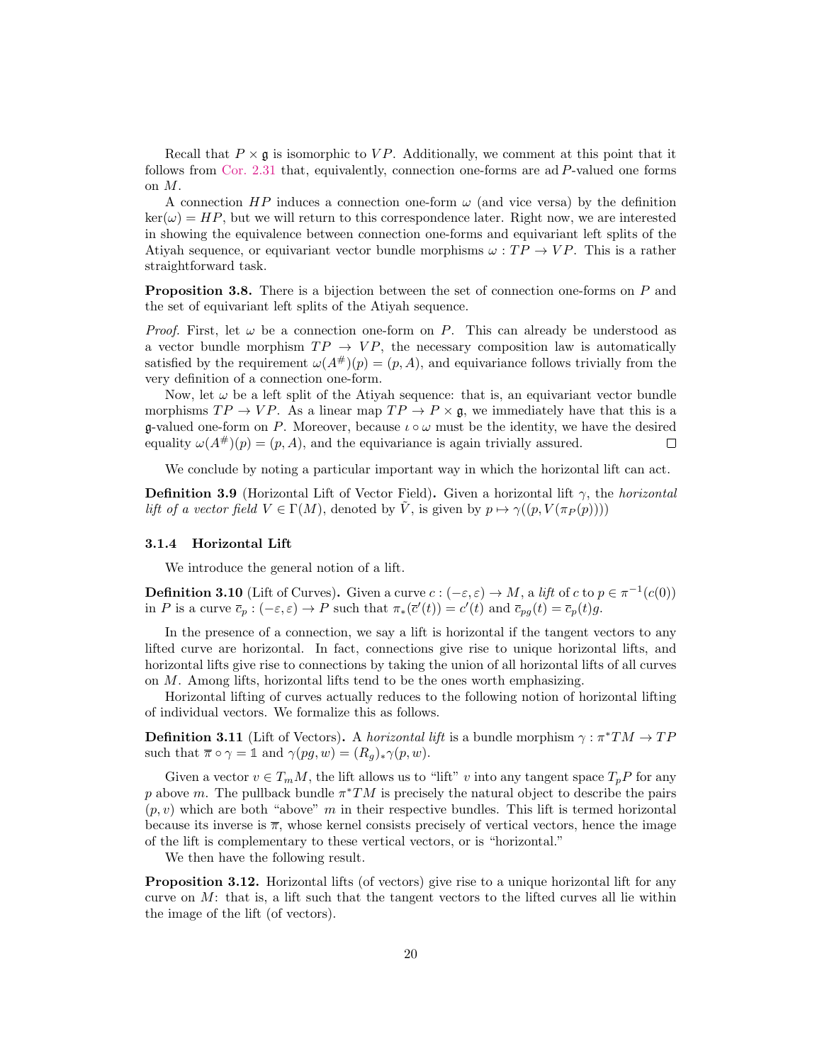Recall that $P \times \mathfrak{g}$ is isomorphic to $VP$. Additionally, we comment at this point that it follows from Cor. 2.31 that, equivalently, connection one-forms are $\operatorname{ad} P$-valued one forms on $M$.

A connection $HP$ induces a connection one-form $\omega$ (and vice versa) by the definition $\ker(\omega) = HP$, but we will return to this correspondence later. Right now, we are interested in showing the equivalence between connection one-forms and equivariant left splits of the Atiyah sequence, or equivariant vector bundle morphisms $\omega : TP \to VP$. This is a rather straightforward task.

**Proposition 3.8.** There is a bijection between the set of connection one-forms on $P$ and the set of equivariant left splits of the Atiyah sequence.

*Proof.* First, let $\omega$ be a connection one-form on $P$. This can already be understood as a vector bundle morphism $TP \to VP$, the necessary composition law is automatically satisfied by the requirement $\omega(A^{\#})(p) = (p, A)$, and equivariance follows trivially from the very definition of a connection one-form.

Now, let $\omega$ be a left split of the Atiyah sequence: that is, an equivariant vector bundle morphisms $TP \to VP$. As a linear map $TP \to P \times \mathfrak{g}$, we immediately have that this is a $\mathfrak{g}$-valued one-form on $P$. Moreover, because $\iota \circ \omega$ must be the identity, we have the desired equality $\omega(A^{\#})(p) = (p, A)$, and the equivariance is again trivially assured. ∎

We conclude by noting a particular important way in which the horizontal lift can act.

**Definition 3.9** (Horizontal Lift of Vector Field)**.** Given a horizontal lift $\gamma$, the *horizontal lift of a vector field* $V \in \Gamma(M)$, denoted by $\tilde{V}$, is given by $p \mapsto \gamma((p, V(\pi_P(p))))$

### 3.1.4 Horizontal Lift

We introduce the general notion of a lift.

**Definition 3.10** (Lift of Curves)**.** Given a curve $c : (-\varepsilon, \varepsilon) \to M$, a *lift* of $c$ to $p \in \pi^{-1}(c(0))$ in $P$ is a curve $\overline{c}_p : (-\varepsilon, \varepsilon) \to P$ such that $\pi_*(\overline{c}'(t)) = c'(t)$ and $\overline{c}_{pg}(t) = \overline{c}_p(t)g$.

In the presence of a connection, we say a lift is horizontal if the tangent vectors to any lifted curve are horizontal. In fact, connections give rise to unique horizontal lifts, and horizontal lifts give rise to connections by taking the union of all horizontal lifts of all curves on $M$. Among lifts, horizontal lifts tend to be the ones worth emphasizing.

Horizontal lifting of curves actually reduces to the following notion of horizontal lifting of individual vectors. We formalize this as follows.

**Definition 3.11** (Lift of Vectors)**.** A *horizontal lift* is a bundle morphism $\gamma : \pi^*TM \to TP$ such that $\overline{\pi} \circ \gamma = \mathbb{1}$ and $\gamma(pg, w) = (R_g)_*\gamma(p, w)$.

Given a vector $v \in T_mM$, the lift allows us to "lift" $v$ into any tangent space $T_pP$ for any $p$ above $m$. The pullback bundle $\pi^*TM$ is precisely the natural object to describe the pairs $(p, v)$ which are both "above" $m$ in their respective bundles. This lift is termed horizontal because its inverse is $\overline{\pi}$, whose kernel consists precisely of vertical vectors, hence the image of the lift is complementary to these vertical vectors, or is "horizontal."

We then have the following result.

**Proposition 3.12.** Horizontal lifts (of vectors) give rise to a unique horizontal lift for any curve on $M$: that is, a lift such that the tangent vectors to the lifted curves all lie within the image of the lift (of vectors).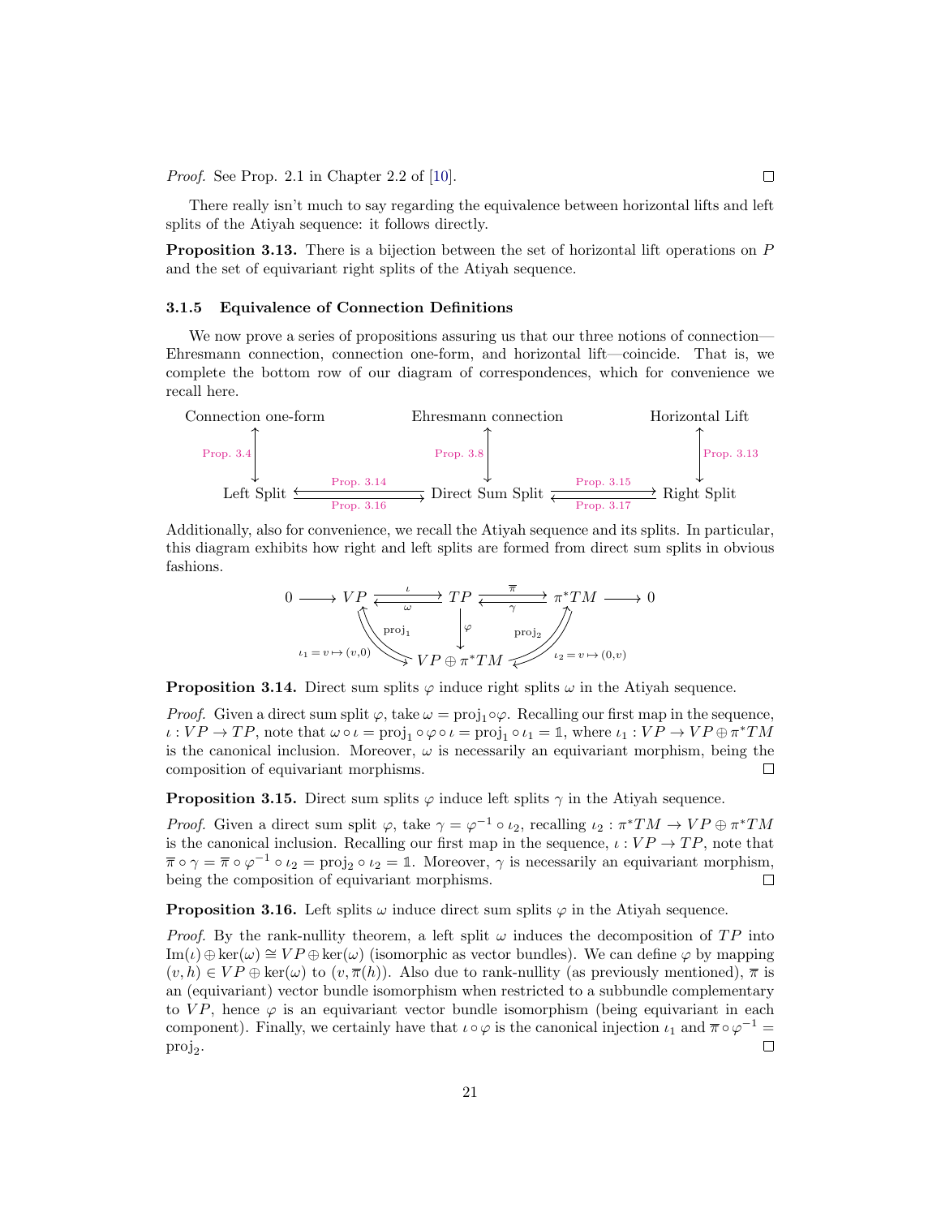*Proof.* See Prop. 2.1 in Chapter 2.2 of [10]. $\square$

There really isn't much to say regarding the equivalence between horizontal lifts and left splits of the Atiyah sequence: it follows directly.

**Proposition 3.13.** There is a bijection between the set of horizontal lift operations on $P$ and the set of equivariant right splits of the Atiyah sequence.

### 3.1.5 Equivalence of Connection Definitions

We now prove a series of propositions assuring us that our three notions of connection—Ehresmann connection, connection one-form, and horizontal lift—coincide. That is, we complete the bottom row of our diagram of correspondences, which for convenience we recall here.

$$
\begin{array}{ccccc}
\text{Connection one-form} & & \text{Ehresmann connection} & & \text{Horizontal Lift} \\
\updownarrow{\scriptstyle \text{Prop. 3.4}} & & \updownarrow{\scriptstyle \text{Prop. 3.8}} & & \updownarrow{\scriptstyle \text{Prop. 3.13}} \\
\text{Left Split} & \underset{\text{Prop. 3.16}}{\overset{\text{Prop. 3.14}}{\rightleftarrows}} & \text{Direct Sum Split} & \underset{\text{Prop. 3.17}}{\overset{\text{Prop. 3.15}}{\rightleftarrows}} & \text{Right Split}
\end{array}
$$

Additionally, also for convenience, we recall the Atiyah sequence and its splits. In particular, this diagram exhibits how right and left splits are formed from direct sum splits in obvious fashions.

$$
0 \longrightarrow VP \underset{\omega}{\overset{\iota}{\rightleftarrows}} TP \underset{\gamma}{\overset{\overline{\pi}}{\rightleftarrows}} \pi^*TM \longrightarrow 0
$$

$$
TP \xrightarrow{\varphi} VP \oplus \pi^*TM, \quad VP \underset{\text{proj}_1}{\overset{\iota_1 = v \mapsto (v,0)}{\rightleftarrows}} VP \oplus \pi^*TM, \quad \pi^*TM \underset{\text{proj}_2}{\overset{\iota_2 = v \mapsto (0,v)}{\rightleftarrows}} VP \oplus \pi^*TM
$$

**Proposition 3.14.** Direct sum splits $\varphi$ induce right splits $\omega$ in the Atiyah sequence.

*Proof.* Given a direct sum split $\varphi$, take $\omega = \text{proj}_1 \circ \varphi$. Recalling our first map in the sequence, $\iota : VP \to TP$, note that $\omega \circ \iota = \text{proj}_1 \circ \varphi \circ \iota = \text{proj}_1 \circ \iota_1 = \mathbb{1}$, where $\iota_1 : VP \to VP \oplus \pi^*TM$ is the canonical inclusion. Moreover, $\omega$ is necessarily an equivariant morphism, being the composition of equivariant morphisms. $\square$

**Proposition 3.15.** Direct sum splits $\varphi$ induce left splits $\gamma$ in the Atiyah sequence.

*Proof.* Given a direct sum split $\varphi$, take $\gamma = \varphi^{-1} \circ \iota_2$, recalling $\iota_2 : \pi^*TM \to VP \oplus \pi^*TM$ is the canonical inclusion. Recalling our first map in the sequence, $\iota : VP \to TP$, note that $\overline{\pi} \circ \gamma = \overline{\pi} \circ \varphi^{-1} \circ \iota_2 = \text{proj}_2 \circ \iota_2 = \mathbb{1}$. Moreover, $\gamma$ is necessarily an equivariant morphism, being the composition of equivariant morphisms. $\square$

**Proposition 3.16.** Left splits $\omega$ induce direct sum splits $\varphi$ in the Atiyah sequence.

*Proof.* By the rank-nullity theorem, a left split $\omega$ induces the decomposition of $TP$ into $\text{Im}(\iota) \oplus \ker(\omega) \cong VP \oplus \ker(\omega)$ (isomorphic as vector bundles). We can define $\varphi$ by mapping $(v, h) \in VP \oplus \ker(\omega)$ to $(v, \overline{\pi}(h))$. Also due to rank-nullity (as previously mentioned), $\overline{\pi}$ is an (equivariant) vector bundle isomorphism when restricted to a subbundle complementary to $VP$, hence $\varphi$ is an equivariant vector bundle isomorphism (being equivariant in each component). Finally, we certainly have that $\iota \circ \varphi$ is the canonical injection $\iota_1$ and $\overline{\pi} \circ \varphi^{-1} = \text{proj}_2$. $\square$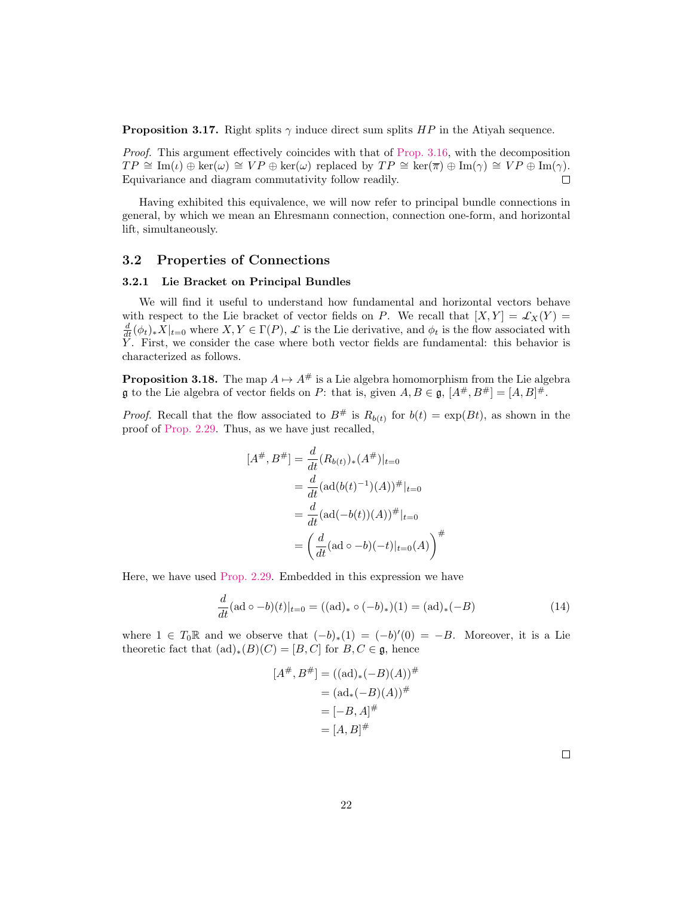**Proposition 3.17.** Right splits $\gamma$ induce direct sum splits $HP$ in the Atiyah sequence.

*Proof.* This argument effectively coincides with that of Prop. 3.16, with the decomposition $TP \cong \text{Im}(\iota) \oplus \ker(\omega) \cong VP \oplus \ker(\omega)$ replaced by $TP \cong \ker(\overline{\pi}) \oplus \text{Im}(\gamma) \cong VP \oplus \text{Im}(\gamma)$. Equivariance and diagram commutativity follow readily. □

Having exhibited this equivalence, we will now refer to principal bundle connections in general, by which we mean an Ehresmann connection, connection one-form, and horizontal lift, simultaneously.

## 3.2 Properties of Connections

### 3.2.1 Lie Bracket on Principal Bundles

We will find it useful to understand how fundamental and horizontal vectors behave with respect to the Lie bracket of vector fields on $P$. We recall that $[X,Y] = \mathcal{L}_X(Y) = \frac{d}{dt}(\phi_t)_* X|_{t=0}$ where $X, Y \in \Gamma(P)$, $\mathcal{L}$ is the Lie derivative, and $\phi_t$ is the flow associated with $Y$. First, we consider the case where both vector fields are fundamental: this behavior is characterized as follows.

**Proposition 3.18.** The map $A \mapsto A^\#$ is a Lie algebra homomorphism from the Lie algebra $\mathfrak{g}$ to the Lie algebra of vector fields on $P$: that is, given $A, B \in \mathfrak{g}$, $[A^\#, B^\#] = [A,B]^\#$.

*Proof.* Recall that the flow associated to $B^\#$ is $R_{b(t)}$ for $b(t) = \exp(Bt)$, as shown in the proof of Prop. 2.29. Thus, as we have just recalled,

$$\begin{aligned}
[A^\#, B^\#] &= \frac{d}{dt}(R_{b(t)})_*(A^\#)|_{t=0} \\
&= \frac{d}{dt}(\text{ad}(b(t)^{-1})(A))^\#|_{t=0} \\
&= \frac{d}{dt}(\text{ad}(-b(t))(A))^\#|_{t=0} \\
&= \left(\frac{d}{dt}(\text{ad} \circ -b)(-t)|_{t=0}(A)\right)^\#
\end{aligned}$$

Here, we have used Prop. 2.29. Embedded in this expression we have

$$\frac{d}{dt}(\text{ad} \circ -b)(t)|_{t=0} = ((\text{ad})_* \circ (-b)_*)(1) = (\text{ad})_*(-B) \tag{14}$$

where $1 \in T_0\mathbb{R}$ and we observe that $(-b)_*(1) = (-b)'(0) = -B$. Moreover, it is a Lie theoretic fact that $(\text{ad})_*(B)(C) = [B,C]$ for $B, C \in \mathfrak{g}$, hence

$$\begin{aligned}
[A^\#, B^\#] &= ((\text{ad})_*(-B)(A))^\# \\
&= (\text{ad}_*(-B)(A))^\# \\
&= [-B, A]^\# \\
&= [A,B]^\#
\end{aligned}$$

□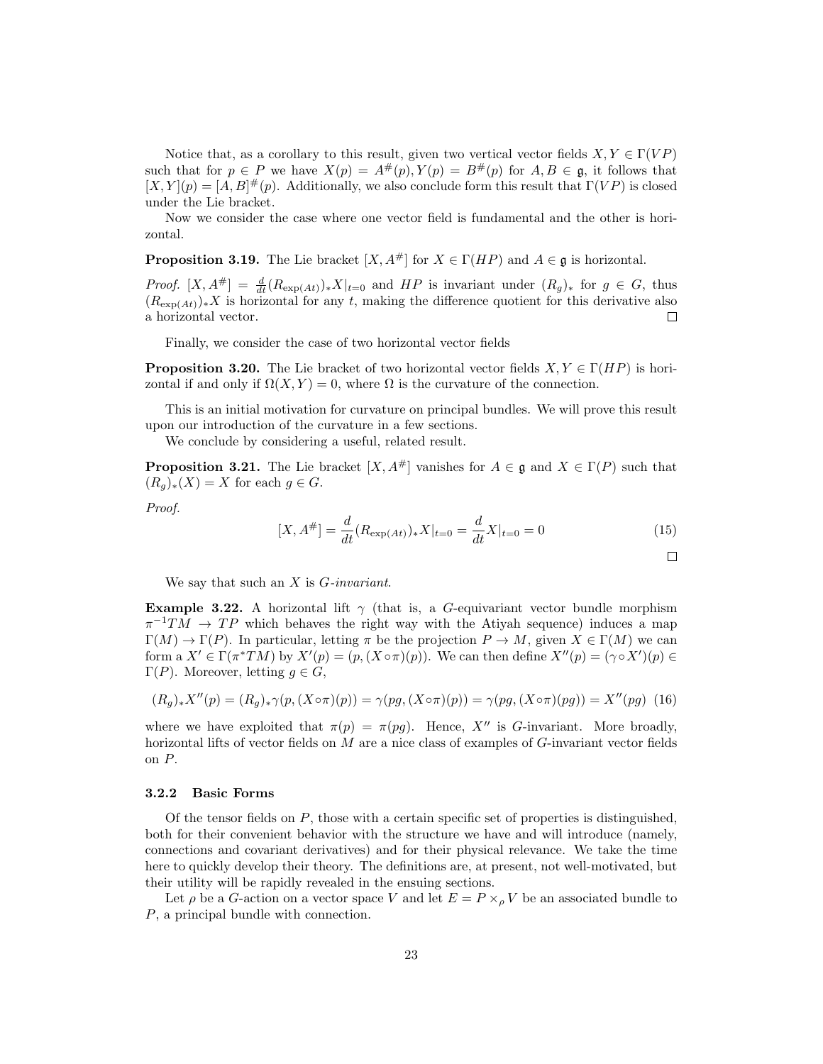Notice that, as a corollary to this result, given two vertical vector fields $X, Y \in \Gamma(VP)$ such that for $p \in P$ we have $X(p) = A^{\#}(p), Y(p) = B^{\#}(p)$ for $A, B \in \mathfrak{g}$, it follows that $[X,Y](p) = [A,B]^{\#}(p)$. Additionally, we also conclude form this result that $\Gamma(VP)$ is closed under the Lie bracket.

Now we consider the case where one vector field is fundamental and the other is horizontal.

**Proposition 3.19.** The Lie bracket $[X, A^{\#}]$ for $X \in \Gamma(HP)$ and $A \in \mathfrak{g}$ is horizontal.

*Proof.* $[X, A^{\#}] = \frac{d}{dt}(R_{\exp(At)})_* X|_{t=0}$ and $HP$ is invariant under $(R_g)_*$ for $g \in G$, thus $(R_{\exp(At)})_* X$ is horizontal for any $t$, making the difference quotient for this derivative also a horizontal vector. □

Finally, we consider the case of two horizontal vector fields

**Proposition 3.20.** The Lie bracket of two horizontal vector fields $X, Y \in \Gamma(HP)$ is horizontal if and only if $\Omega(X,Y) = 0$, where $\Omega$ is the curvature of the connection.

This is an initial motivation for curvature on principal bundles. We will prove this result upon our introduction of the curvature in a few sections.

We conclude by considering a useful, related result.

**Proposition 3.21.** The Lie bracket $[X, A^{\#}]$ vanishes for $A \in \mathfrak{g}$ and $X \in \Gamma(P)$ such that $(R_g)_*(X) = X$ for each $g \in G$.

*Proof.*

$$[X, A^{\#}] = \frac{d}{dt}(R_{\exp(At)})_* X|_{t=0} = \frac{d}{dt} X|_{t=0} = 0 \tag{15}$$

□

We say that such an $X$ is *$G$-invariant*.

**Example 3.22.** A horizontal lift $\gamma$ (that is, a $G$-equivariant vector bundle morphism $\pi^{-1}TM \to TP$ which behaves the right way with the Atiyah sequence) induces a map $\Gamma(M) \to \Gamma(P)$. In particular, letting $\pi$ be the projection $P \to M$, given $X \in \Gamma(M)$ we can form a $X' \in \Gamma(\pi^* TM)$ by $X'(p) = (p, (X \circ \pi)(p))$. We can then define $X''(p) = (\gamma \circ X')(p) \in \Gamma(P)$. Moreover, letting $g \in G$,

$$(R_g)_* X''(p) = (R_g)_* \gamma(p, (X \circ \pi)(p)) = \gamma(pg, (X \circ \pi)(p)) = \gamma(pg, (X \circ \pi)(pg)) = X''(pg) \tag{16}$$

where we have exploited that $\pi(p) = \pi(pg)$. Hence, $X''$ is $G$-invariant. More broadly, horizontal lifts of vector fields on $M$ are a nice class of examples of $G$-invariant vector fields on $P$.

### 3.2.2 Basic Forms

Of the tensor fields on $P$, those with a certain specific set of properties is distinguished, both for their convenient behavior with the structure we have and will introduce (namely, connections and covariant derivatives) and for their physical relevance. We take the time here to quickly develop their theory. The definitions are, at present, not well-motivated, but their utility will be rapidly revealed in the ensuing sections.

Let $\rho$ be a $G$-action on a vector space $V$ and let $E = P \times_\rho V$ be an associated bundle to $P$, a principal bundle with connection.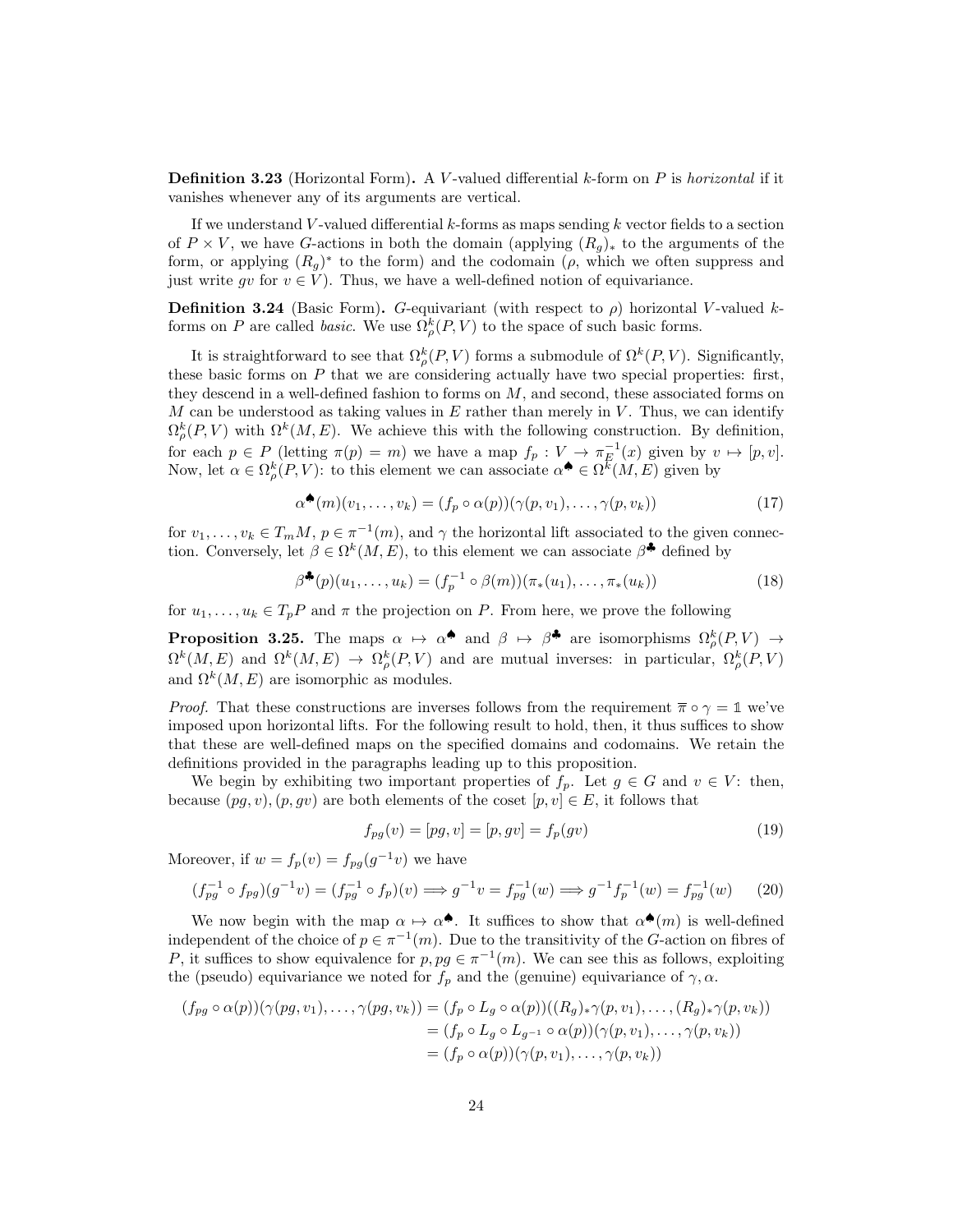**Definition 3.23** (Horizontal Form)**.** A $V$-valued differential $k$-form on $P$ is *horizontal* if it vanishes whenever any of its arguments are vertical.

If we understand $V$-valued differential $k$-forms as maps sending $k$ vector fields to a section of $P \times V$, we have $G$-actions in both the domain (applying $(R_g)_*$ to the arguments of the form, or applying $(R_g)^*$ to the form) and the codomain ($\rho$, which we often suppress and just write $gv$ for $v \in V$). Thus, we have a well-defined notion of equivariance.

**Definition 3.24** (Basic Form)**.** $G$-equivariant (with respect to $\rho$) horizontal $V$-valued $k$-forms on $P$ are called *basic*. We use $\Omega^k_\rho(P, V)$ to the space of such basic forms.

It is straightforward to see that $\Omega^k_\rho(P, V)$ forms a submodule of $\Omega^k(P, V)$. Significantly, these basic forms on $P$ that we are considering actually have two special properties: first, they descend in a well-defined fashion to forms on $M$, and second, these associated forms on $M$ can be understood as taking values in $E$ rather than merely in $V$. Thus, we can identify $\Omega^k_\rho(P, V)$ with $\Omega^k(M, E)$. We achieve this with the following construction. By definition, for each $p \in P$ (letting $\pi(p) = m$) we have a map $f_p : V \to \pi_E^{-1}(x)$ given by $v \mapsto [p, v]$. Now, let $\alpha \in \Omega^k_\rho(P, V)$: to this element we can associate $\alpha^\spadesuit \in \Omega^k(M, E)$ given by

$$\alpha^\spadesuit(m)(v_1, \ldots, v_k) = (f_p \circ \alpha(p))(\gamma(p, v_1), \ldots, \gamma(p, v_k)) \tag{17}$$

for $v_1, \ldots, v_k \in T_m M$, $p \in \pi^{-1}(m)$, and $\gamma$ the horizontal lift associated to the given connection. Conversely, let $\beta \in \Omega^k(M, E)$, to this element we can associate $\beta^\clubsuit$ defined by

$$\beta^\clubsuit(p)(u_1, \ldots, u_k) = (f_p^{-1} \circ \beta(m))(\pi_*(u_1), \ldots, \pi_*(u_k)) \tag{18}$$

for $u_1, \ldots, u_k \in T_p P$ and $\pi$ the projection on $P$. From here, we prove the following

**Proposition 3.25.** *The maps $\alpha \mapsto \alpha^\spadesuit$ and $\beta \mapsto \beta^\clubsuit$ are isomorphisms $\Omega^k_\rho(P, V) \to \Omega^k(M, E)$ and $\Omega^k(M, E) \to \Omega^k_\rho(P, V)$ and are mutual inverses: in particular, $\Omega^k_\rho(P, V)$ and $\Omega^k(M, E)$ are isomorphic as modules.*

*Proof.* That these constructions are inverses follows from the requirement $\overline{\pi} \circ \gamma = \mathbb{1}$ we've imposed upon horizontal lifts. For the following result to hold, then, it thus suffices to show that these are well-defined maps on the specified domains and codomains. We retain the definitions provided in the paragraphs leading up to this proposition.

We begin by exhibiting two important properties of $f_p$. Let $g \in G$ and $v \in V$: then, because $(pg, v), (p, gv)$ are both elements of the coset $[p, v] \in E$, it follows that

$$f_{pg}(v) = [pg, v] = [p, gv] = f_p(gv) \tag{19}$$

Moreover, if $w = f_p(v) = f_{pg}(g^{-1}v)$ we have

$$(f_{pg}^{-1} \circ f_{pg})(g^{-1}v) = (f_{pg}^{-1} \circ f_p)(v) \Longrightarrow g^{-1}v = f_{pg}^{-1}(w) \Longrightarrow g^{-1}f_p^{-1}(w) = f_{pg}^{-1}(w) \tag{20}$$

We now begin with the map $\alpha \mapsto \alpha^\spadesuit$. It suffices to show that $\alpha^\spadesuit(m)$ is well-defined independent of the choice of $p \in \pi^{-1}(m)$. Due to the transitivity of the $G$-action on fibres of $P$, it suffices to show equivalence for $p, pg \in \pi^{-1}(m)$. We can see this as follows, exploiting the (pseudo) equivariance we noted for $f_p$ and the (genuine) equivariance of $\gamma, \alpha$.

$$\begin{aligned}
(f_{pg} \circ \alpha(p))(\gamma(pg, v_1), \ldots, \gamma(pg, v_k)) &= (f_p \circ L_g \circ \alpha(p))((R_g)_*\gamma(p, v_1), \ldots, (R_g)_*\gamma(p, v_k)) \\
&= (f_p \circ L_g \circ L_{g^{-1}} \circ \alpha(p))(\gamma(p, v_1), \ldots, \gamma(p, v_k)) \\
&= (f_p \circ \alpha(p))(\gamma(p, v_1), \ldots, \gamma(p, v_k))
\end{aligned}$$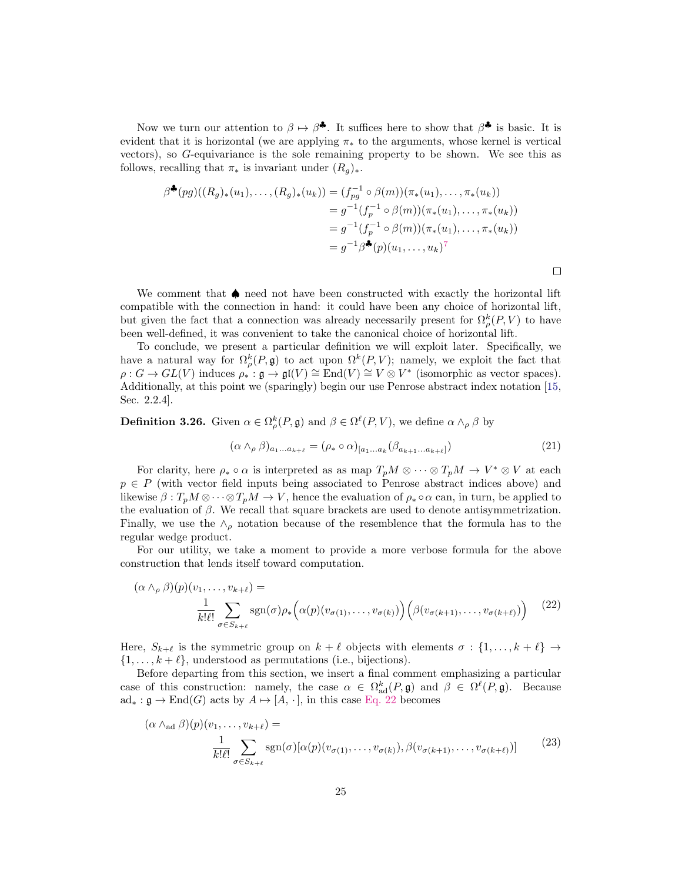Now we turn our attention to $\beta \mapsto \beta^\clubsuit$. It suffices here to show that $\beta^\clubsuit$ is basic. It is evident that it is horizontal (we are applying $\pi_*$ to the arguments, whose kernel is vertical vectors), so $G$-equivariance is the sole remaining property to be shown. We see this as follows, recalling that $\pi_*$ is invariant under $(R_g)_*$.

$$
\begin{aligned}
\beta^\clubsuit(pg)((R_g)_*(u_1), \ldots, (R_g)_*(u_k)) &= (f_{pg}^{-1} \circ \beta(m))(\pi_*(u_1), \ldots, \pi_*(u_k)) \\
&= g^{-1}(f_p^{-1} \circ \beta(m))(\pi_*(u_1), \ldots, \pi_*(u_k)) \\
&= g^{-1}(f_p^{-1} \circ \beta(m))(\pi_*(u_1), \ldots, \pi_*(u_k)) \\
&= g^{-1}\beta^\clubsuit(p)(u_1, \ldots, u_k)^{7}
\end{aligned}
$$

□

We comment that ♠ need not have been constructed with exactly the horizontal lift compatible with the connection in hand: it could have been any choice of horizontal lift, but given the fact that a connection was already necessarily present for $\Omega^k_\rho(P, V)$ to have been well-defined, it was convenient to take the canonical choice of horizontal lift.

To conclude, we present a particular definition we will exploit later. Specifically, we have a natural way for $\Omega^k_\rho(P, \mathfrak{g})$ to act upon $\Omega^k(P, V)$; namely, we exploit the fact that $\rho : G \to GL(V)$ induces $\rho_* : \mathfrak{g} \to \mathfrak{gl}(V) \cong \mathrm{End}(V) \cong V \otimes V^*$ (isomorphic as vector spaces). Additionally, at this point we (sparingly) begin our use Penrose abstract index notation [15, Sec. 2.2.4].

**Definition 3.26.** Given $\alpha \in \Omega^k_\rho(P, \mathfrak{g})$ and $\beta \in \Omega^\ell(P, V)$, we define $\alpha \wedge_\rho \beta$ by

$$
(\alpha \wedge_\rho \beta)_{a_1 \ldots a_{k+\ell}} = (\rho_* \circ \alpha)_{[a_1 \ldots a_k}(\beta_{a_{k+1} \ldots a_{k+\ell}]}) \tag{21}
$$

For clarity, here $\rho_* \circ \alpha$ is interpreted as as map $T_pM \otimes \cdots \otimes T_pM \to V^* \otimes V$ at each $p \in P$ (with vector field inputs being associated to Penrose abstract indices above) and likewise $\beta : T_pM \otimes \cdots \otimes T_pM \to V$, hence the evaluation of $\rho_* \circ \alpha$ can, in turn, be applied to the evaluation of $\beta$. We recall that square brackets are used to denote antisymmetrization. Finally, we use the $\wedge_\rho$ notation because of the resemblence that the formula has to the regular wedge product.

For our utility, we take a moment to provide a more verbose formula for the above construction that lends itself toward computation.

$$
\begin{aligned}
&(\alpha \wedge_\rho \beta)(p)(v_1, \ldots, v_{k+\ell}) = \\
&\qquad \frac{1}{k!\ell!} \sum_{\sigma \in S_{k+\ell}} \mathrm{sgn}(\sigma) \rho_*\Big(\alpha(p)(v_{\sigma(1)}, \ldots, v_{\sigma(k)})\Big)\Big(\beta(v_{\sigma(k+1)}, \ldots, v_{\sigma(k+\ell)})\Big)
\end{aligned} \tag{22}
$$

Here, $S_{k+\ell}$ is the symmetric group on $k + \ell$ objects with elements $\sigma : \{1, \ldots, k + \ell\} \to \{1, \ldots, k + \ell\}$, understood as permutations (i.e., bijections).

Before departing from this section, we insert a final comment emphasizing a particular case of this construction: namely, the case $\alpha \in \Omega^k_{\mathrm{ad}}(P, \mathfrak{g})$ and $\beta \in \Omega^\ell(P, \mathfrak{g})$. Because $\mathrm{ad}_* : \mathfrak{g} \to \mathrm{End}(G)$ acts by $A \mapsto [A, \cdot]$, in this case Eq. 22 becomes

$$
\begin{aligned}
&(\alpha \wedge_{\mathrm{ad}} \beta)(p)(v_1, \ldots, v_{k+\ell}) = \\
&\qquad \frac{1}{k!\ell!} \sum_{\sigma \in S_{k+\ell}} \mathrm{sgn}(\sigma)[\alpha(p)(v_{\sigma(1)}, \ldots, v_{\sigma(k)}), \beta(v_{\sigma(k+1)}, \ldots, v_{\sigma(k+\ell)})]
\end{aligned} \tag{23}
$$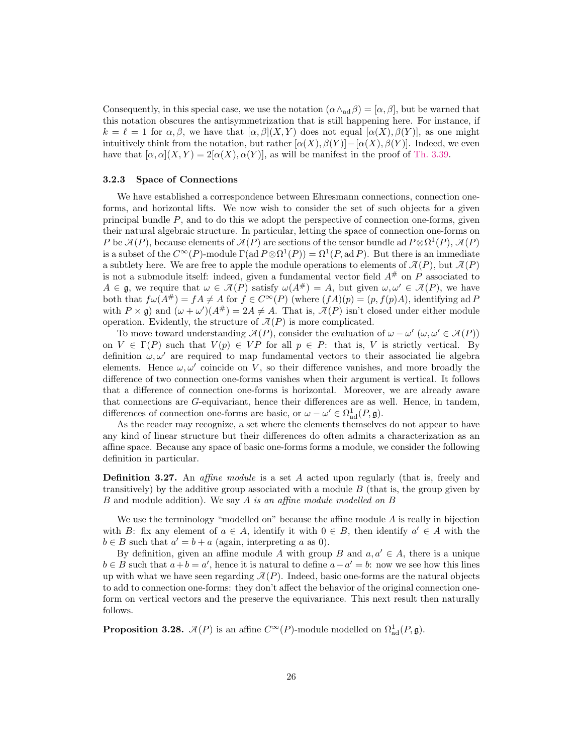Consequently, in this special case, we use the notation $(\alpha \wedge_{\mathrm{ad}} \beta) = [\alpha, \beta]$, but be warned that this notation obscures the antisymmetrization that is still happening here. For instance, if $k = \ell = 1$ for $\alpha, \beta$, we have that $[\alpha, \beta](X, Y)$ does not equal $[\alpha(X), \beta(Y)]$, as one might intuitively think from the notation, but rather $[\alpha(X), \beta(Y)] - [\alpha(X), \beta(Y)]$. Indeed, we even have that $[\alpha, \alpha](X, Y) = 2[\alpha(X), \alpha(Y)]$, as will be manifest in the proof of Th. 3.39.

### 3.2.3 Space of Connections

We have established a correspondence between Ehresmann connections, connection one-forms, and horizontal lifts. We now wish to consider the set of such objects for a given principal bundle $P$, and to do this we adopt the perspective of connection one-forms, given their natural algebraic structure. In particular, letting the space of connection one-forms on $P$ be $\mathscr{A}(P)$, because elements of $\mathscr{A}(P)$ are sections of the tensor bundle $\operatorname{ad} P \otimes \Omega^1(P)$, $\mathscr{A}(P)$ is a subset of the $C^\infty(P)$-module $\Gamma(\operatorname{ad} P \otimes \Omega^1(P)) = \Omega^1(P, \operatorname{ad} P)$. But there is an immediate a subtlety here. We are free to apple the module operations to elements of $\mathscr{A}(P)$, but $\mathscr{A}(P)$ is not a submodule itself: indeed, given a fundamental vector field $A^\#$ on $P$ associated to $A \in \mathfrak{g}$, we require that $\omega \in \mathscr{A}(P)$ satisfy $\omega(A^\#) = A$, but given $\omega, \omega' \in \mathscr{A}(P)$, we have both that $f\omega(A^\#) = fA \neq A$ for $f \in C^\infty(P)$ (where $(fA)(p) = (p, f(p)A)$, identifying $\operatorname{ad} P$ with $P \times \mathfrak{g}$) and $(\omega + \omega')(A^\#) = 2A \neq A$. That is, $\mathscr{A}(P)$ isn't closed under either module operation. Evidently, the structure of $\mathscr{A}(P)$ is more complicated.

To move toward understanding $\mathscr{A}(P)$, consider the evaluation of $\omega - \omega'$ ($\omega, \omega' \in \mathscr{A}(P)$) on $V \in \Gamma(P)$ such that $V(p) \in VP$ for all $p \in P$: that is, $V$ is strictly vertical. By definition $\omega, \omega'$ are required to map fundamental vectors to their associated lie algebra elements. Hence $\omega, \omega'$ coincide on $V$, so their difference vanishes, and more broadly the difference of two connection one-forms vanishes when their argument is vertical. It follows that a difference of connection one-forms is horizontal. Moreover, we are already aware that connections are $G$-equivariant, hence their differences are as well. Hence, in tandem, differences of connection one-forms are basic, or $\omega - \omega' \in \Omega^1_{\mathrm{ad}}(P, \mathfrak{g})$.

As the reader may recognize, a set where the elements themselves do not appear to have any kind of linear structure but their differences do often admits a characterization as an affine space. Because any space of basic one-forms forms a module, we consider the following definition in particular.

**Definition 3.27.** An *affine module* is a set $A$ acted upon regularly (that is, freely and transitively) by the additive group associated with a module $B$ (that is, the group given by $B$ and module addition). We say *$A$ is an affine module modelled on $B$*

We use the terminology "modelled on" because the affine module $A$ is really in bijection with $B$: fix any element of $a \in A$, identify it with $0 \in B$, then identify $a' \in A$ with the $b \in B$ such that $a' = b + a$ (again, interpreting $a$ as 0).

By definition, given an affine module $A$ with group $B$ and $a, a' \in A$, there is a unique $b \in B$ such that $a + b = a'$, hence it is natural to define $a - a' = b$: now we see how this lines up with what we have seen regarding $\mathscr{A}(P)$. Indeed, basic one-forms are the natural objects to add to connection one-forms: they don't affect the behavior of the original connection one-form on vertical vectors and the preserve the equivariance. This next result then naturally follows.

**Proposition 3.28.** $\mathscr{A}(P)$ is an affine $C^\infty(P)$-module modelled on $\Omega^1_{\mathrm{ad}}(P, \mathfrak{g})$.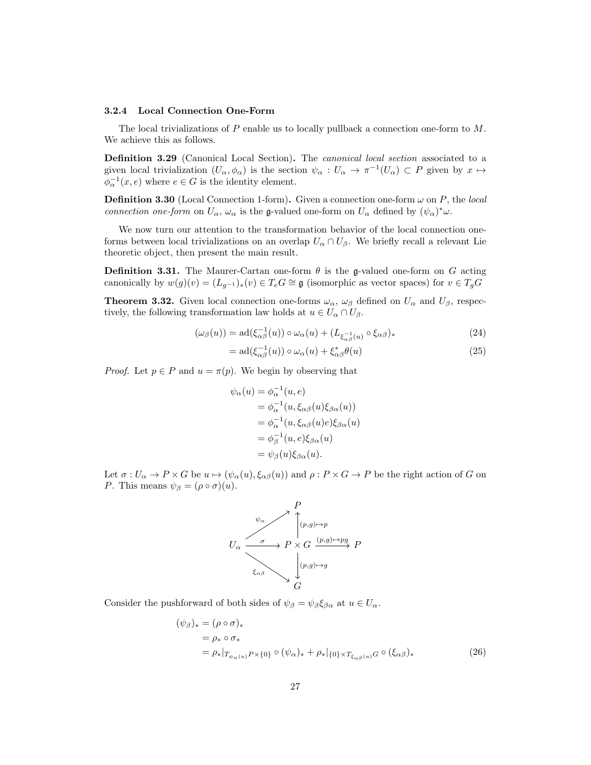### 3.2.4 Local Connection One-Form

The local trivializations of $P$ enable us to locally pullback a connection one-form to $M$. We achieve this as follows.

**Definition 3.29** (Canonical Local Section)**.** The *canonical local section* associated to a given local trivialization $(U_\alpha, \phi_\alpha)$ is the section $\psi_\alpha : U_\alpha \to \pi^{-1}(U_\alpha) \subset P$ given by $x \mapsto \phi_\alpha^{-1}(x, e)$ where $e \in G$ is the identity element.

**Definition 3.30** (Local Connection 1-form)**.** Given a connection one-form $\omega$ on $P$, the *local connection one-form* on $U_\alpha$, $\omega_\alpha$ is the $\mathfrak{g}$-valued one-form on $U_\alpha$ defined by $(\psi_\alpha)^*\omega$.

We now turn our attention to the transformation behavior of the local connection one-forms between local trivializations on an overlap $U_\alpha \cap U_\beta$. We briefly recall a relevant Lie theoretic object, then present the main result.

**Definition 3.31.** The Maurer-Cartan one-form $\theta$ is the $\mathfrak{g}$-valued one-form on $G$ acting canonically by $w(g)(v) = (L_{g^{-1}})_*(v) \in T_eG \cong \mathfrak{g}$ (isomorphic as vector spaces) for $v \in T_gG$

**Theorem 3.32.** Given local connection one-forms $\omega_\alpha$, $\omega_\beta$ defined on $U_\alpha$ and $U_\beta$, respectively, the following transformation law holds at $u \in U_\alpha \cap U_\beta$.

$$
\begin{aligned}
(\omega_\beta(u)) &= \mathrm{ad}(\xi_{\alpha\beta}^{-1}(u)) \circ \omega_\alpha(u) + (L_{\xi_{\alpha\beta}^{-1}(u)} \circ \xi_{\alpha\beta})_* && (24)\\
&= \mathrm{ad}(\xi_{\alpha\beta}^{-1}(u)) \circ \omega_\alpha(u) + \xi_{\alpha\beta}^* \theta(u) && (25)
\end{aligned}
$$

*Proof.* Let $p \in P$ and $u = \pi(p)$. We begin by observing that

$$
\begin{aligned}
\psi_\alpha(u) &= \phi_\alpha^{-1}(u, e)\\
&= \phi_\alpha^{-1}(u, \xi_{\alpha\beta}(u)\xi_{\beta\alpha}(u))\\
&= \phi_\alpha^{-1}(u, \xi_{\alpha\beta}(u)e)\xi_{\beta\alpha}(u)\\
&= \phi_\beta^{-1}(u, e)\xi_{\beta\alpha}(u)\\
&= \psi_\beta(u)\xi_{\beta\alpha}(u).
\end{aligned}
$$

Let $\sigma : U_\alpha \to P \times G$ be $u \mapsto (\psi_\alpha(u), \xi_{\alpha\beta}(u))$ and $\rho : P \times G \to P$ be the right action of $G$ on $P$. This means $\psi_\beta = (\rho \circ \sigma)(u)$.

$$
\begin{array}{ccccc}
 & & P & & \\
 & \overset{\psi_\alpha}{\nearrow} & \uparrow {\scriptstyle (p,g)\mapsto p} & & \\
U_\alpha & \xrightarrow{\sigma} & P \times G & \xrightarrow{(p,g)\mapsto pg} & P \\
 & \underset{\xi_{\alpha\beta}}{\searrow} & \downarrow {\scriptstyle (p,g)\mapsto g} & & \\
 & & G & &
\end{array}
$$

Consider the pushforward of both sides of $\psi_\beta = \psi_\beta \xi_{\beta\alpha}$ at $u \in U_\alpha$.

$$
\begin{aligned}
(\psi_\beta)_* &= (\rho \circ \sigma)_*\\
&= \rho_* \circ \sigma_*\\
&= \rho_*|_{T_{\psi_\alpha(u)}P \times \{0\}} \circ (\psi_\alpha)_* + \rho_*|_{\{0\} \times T_{\xi_{\alpha\beta}(u)}G} \circ (\xi_{\alpha\beta})_* && (26)
\end{aligned}
$$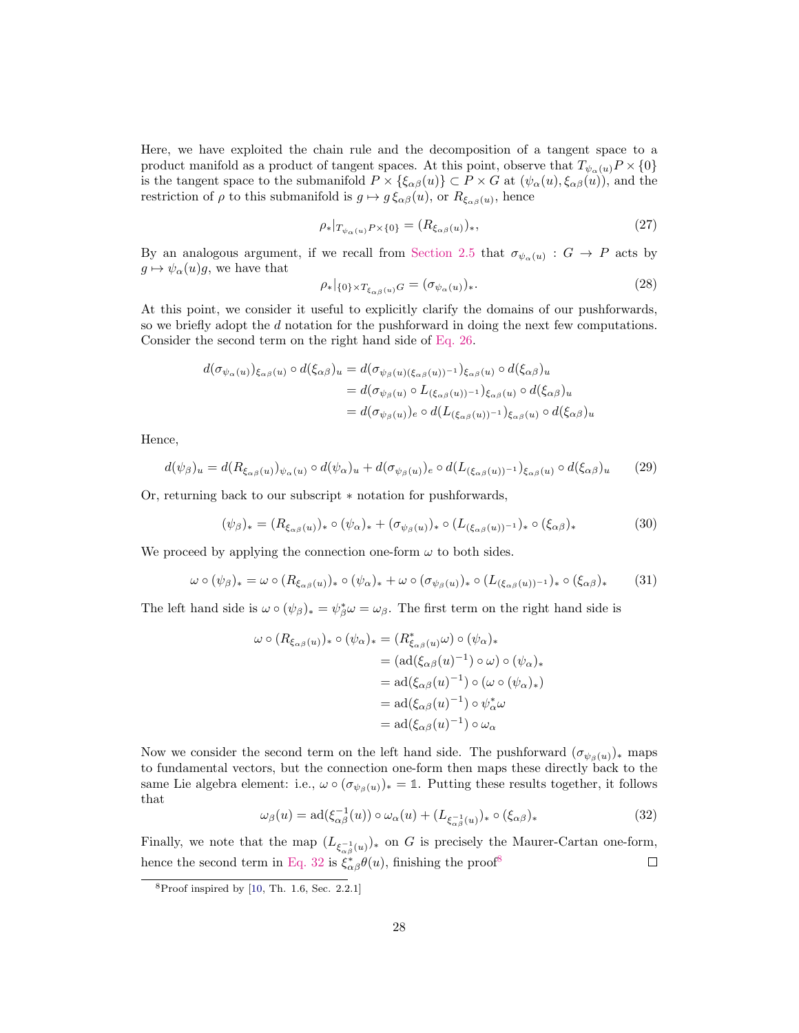Here, we have exploited the chain rule and the decomposition of a tangent space to a product manifold as a product of tangent spaces. At this point, observe that $T_{\psi_\alpha(u)}P \times \{0\}$ is the tangent space to the submanifold $P \times \{\xi_{\alpha\beta}(u)\} \subset P \times G$ at $(\psi_\alpha(u), \xi_{\alpha\beta}(u))$, and the restriction of $\rho$ to this submanifold is $g \mapsto g\, \xi_{\alpha\beta}(u)$, or $R_{\xi_{\alpha\beta}(u)}$, hence

$$\rho_*|_{T_{\psi_\alpha(u)}P\times\{0\}} = (R_{\xi_{\alpha\beta}(u)})_*, \tag{27}$$

By an analogous argument, if we recall from Section 2.5 that $\sigma_{\psi_\alpha(u)} : G \to P$ acts by $g \mapsto \psi_\alpha(u)g$, we have that

$$\rho_*|_{\{0\}\times T_{\xi_{\alpha\beta}(u)}G} = (\sigma_{\psi_\alpha(u)})_*. \tag{28}$$

At this point, we consider it useful to explicitly clarify the domains of our pushforwards, so we briefly adopt the $d$ notation for the pushforward in doing the next few computations. Consider the second term on the right hand side of Eq. 26.

$$\begin{aligned}
d(\sigma_{\psi_\alpha(u)})_{\xi_{\alpha\beta}(u)} \circ d(\xi_{\alpha\beta})_u &= d(\sigma_{\psi_\beta(u)(\xi_{\alpha\beta}(u))^{-1}})_{\xi_{\alpha\beta}(u)} \circ d(\xi_{\alpha\beta})_u \\
&= d(\sigma_{\psi_\beta(u)} \circ L_{(\xi_{\alpha\beta}(u))^{-1}})_{\xi_{\alpha\beta}(u)} \circ d(\xi_{\alpha\beta})_u \\
&= d(\sigma_{\psi_\beta(u)})_e \circ d(L_{(\xi_{\alpha\beta}(u))^{-1}})_{\xi_{\alpha\beta}(u)} \circ d(\xi_{\alpha\beta})_u
\end{aligned}$$

Hence,

$$d(\psi_\beta)_u = d(R_{\xi_{\alpha\beta}(u)})_{\psi_\alpha(u)} \circ d(\psi_\alpha)_u + d(\sigma_{\psi_\beta(u)})_e \circ d(L_{(\xi_{\alpha\beta}(u))^{-1}})_{\xi_{\alpha\beta}(u)} \circ d(\xi_{\alpha\beta})_u \tag{29}$$

Or, returning back to our subscript $*$ notation for pushforwards,

$$(\psi_\beta)_* = (R_{\xi_{\alpha\beta}(u)})_* \circ (\psi_\alpha)_* + (\sigma_{\psi_\beta(u)})_* \circ (L_{(\xi_{\alpha\beta}(u))^{-1}})_* \circ (\xi_{\alpha\beta})_* \tag{30}$$

We proceed by applying the connection one-form $\omega$ to both sides.

$$\omega \circ (\psi_\beta)_* = \omega \circ (R_{\xi_{\alpha\beta}(u)})_* \circ (\psi_\alpha)_* + \omega \circ (\sigma_{\psi_\beta(u)})_* \circ (L_{(\xi_{\alpha\beta}(u))^{-1}})_* \circ (\xi_{\alpha\beta})_* \tag{31}$$

The left hand side is $\omega \circ (\psi_\beta)_* = \psi_\beta^*\omega = \omega_\beta$. The first term on the right hand side is

$$\begin{aligned}
\omega \circ (R_{\xi_{\alpha\beta}(u)})_* \circ (\psi_\alpha)_* &= (R^*_{\xi_{\alpha\beta}(u)}\omega) \circ (\psi_\alpha)_* \\
&= (\mathrm{ad}(\xi_{\alpha\beta}(u)^{-1}) \circ \omega) \circ (\psi_\alpha)_* \\
&= \mathrm{ad}(\xi_{\alpha\beta}(u)^{-1}) \circ (\omega \circ (\psi_\alpha)_*) \\
&= \mathrm{ad}(\xi_{\alpha\beta}(u)^{-1}) \circ \psi_\alpha^*\omega \\
&= \mathrm{ad}(\xi_{\alpha\beta}(u)^{-1}) \circ \omega_\alpha
\end{aligned}$$

Now we consider the second term on the left hand side. The pushforward $(\sigma_{\psi_\beta(u)})_*$ maps to fundamental vectors, but the connection one-form then maps these directly back to the same Lie algebra element: i.e., $\omega \circ (\sigma_{\psi_\beta(u)})_* = \mathbb{1}$. Putting these results together, it follows that

$$\omega_\beta(u) = \mathrm{ad}(\xi^{-1}_{\alpha\beta}(u)) \circ \omega_\alpha(u) + (L_{\xi^{-1}_{\alpha\beta}(u)})_* \circ (\xi_{\alpha\beta})_* \tag{32}$$

Finally, we note that the map $(L_{\xi^{-1}_{\alpha\beta}(u)})_*$ on $G$ is precisely the Maurer-Cartan one-form, hence the second term in Eq. 32 is $\xi^*_{\alpha\beta}\theta(u)$, finishing the proof[8] □

[8] Proof inspired by [10, Th. 1.6, Sec. 2.2.1]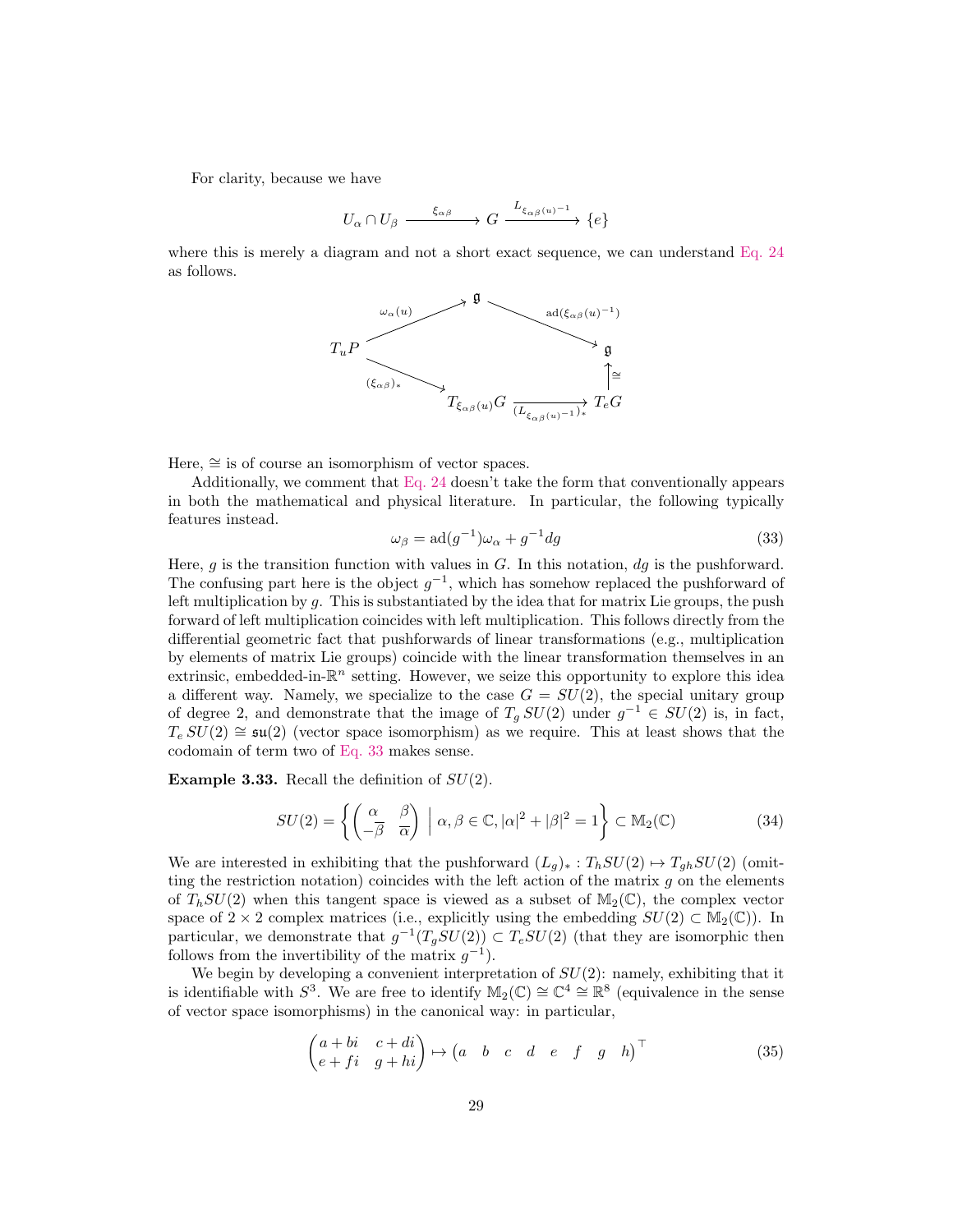For clarity, because we have

$$U_\alpha \cap U_\beta \xrightarrow{\xi_{\alpha\beta}} G \xrightarrow{L_{\xi_{\alpha\beta}(u)^{-1}}} \{e\}$$

where this is merely a diagram and not a short exact sequence, we can understand Eq. 24 as follows.

$$\begin{array}{ccccc} & & \mathfrak{g} & & \\ & \overset{\omega_\alpha(u)}{\nearrow} & & \overset{\mathrm{ad}(\xi_{\alpha\beta}(u)^{-1})}{\searrow} & \\ T_uP & & & & \mathfrak{g} \\ & \underset{(\xi_{\alpha\beta})_*}{\searrow} & & & \uparrow \cong \\ & & T_{\xi_{\alpha\beta}(u)}G & \xrightarrow[(L_{\xi_{\alpha\beta}(u)^{-1}})_*]{} & T_eG \end{array}$$

Here, $\cong$ is of course an isomorphism of vector spaces.

Additionally, we comment that Eq. 24 doesn't take the form that conventionally appears in both the mathematical and physical literature. In particular, the following typically features instead.

$$\omega_\beta = \mathrm{ad}(g^{-1})\omega_\alpha + g^{-1}dg \tag{33}$$

Here, $g$ is the transition function with values in $G$. In this notation, $dg$ is the pushforward. The confusing part here is the object $g^{-1}$, which has somehow replaced the pushforward of left multiplication by $g$. This is substantiated by the idea that for matrix Lie groups, the push forward of left multiplication coincides with left multiplication. This follows directly from the differential geometric fact that pushforwards of linear transformations (e.g., multiplication by elements of matrix Lie groups) coincide with the linear transformation themselves in an extrinsic, embedded-in-$\mathbb{R}^n$ setting. However, we seize this opportunity to explore this idea a different way. Namely, we specialize to the case $G = SU(2)$, the special unitary group of degree 2, and demonstrate that the image of $T_g\,SU(2)$ under $g^{-1} \in SU(2)$ is, in fact, $T_e\,SU(2) \cong \mathfrak{su}(2)$ (vector space isomorphism) as we require. This at least shows that the codomain of term two of Eq. 33 makes sense.

**Example 3.33.** Recall the definition of $SU(2)$.

$$SU(2) = \left\{ \begin{pmatrix} \alpha & \beta \\ -\overline{\beta} & \overline{\alpha} \end{pmatrix} \;\middle|\; \alpha, \beta \in \mathbb{C}, |\alpha|^2 + |\beta|^2 = 1 \right\} \subset \mathbb{M}_2(\mathbb{C}) \tag{34}$$

We are interested in exhibiting that the pushforward $(L_g)_* : T_hSU(2) \mapsto T_{gh}SU(2)$ (omitting the restriction notation) coincides with the left action of the matrix $g$ on the elements of $T_hSU(2)$ when this tangent space is viewed as a subset of $\mathbb{M}_2(\mathbb{C})$, the complex vector space of $2 \times 2$ complex matrices (i.e., explicitly using the embedding $SU(2) \subset \mathbb{M}_2(\mathbb{C})$). In particular, we demonstrate that $g^{-1}(T_gSU(2)) \subset T_eSU(2)$ (that they are isomorphic then follows from the invertibility of the matrix $g^{-1}$).

We begin by developing a convenient interpretation of $SU(2)$: namely, exhibiting that it is identifiable with $S^3$. We are free to identify $\mathbb{M}_2(\mathbb{C}) \cong \mathbb{C}^4 \cong \mathbb{R}^8$ (equivalence in the sense of vector space isomorphisms) in the canonical way: in particular,

$$\begin{pmatrix} a+bi & c+di \\ e+fi & g+hi \end{pmatrix} \mapsto \begin{pmatrix} a & b & c & d & e & f & g & h \end{pmatrix}^\top \tag{35}$$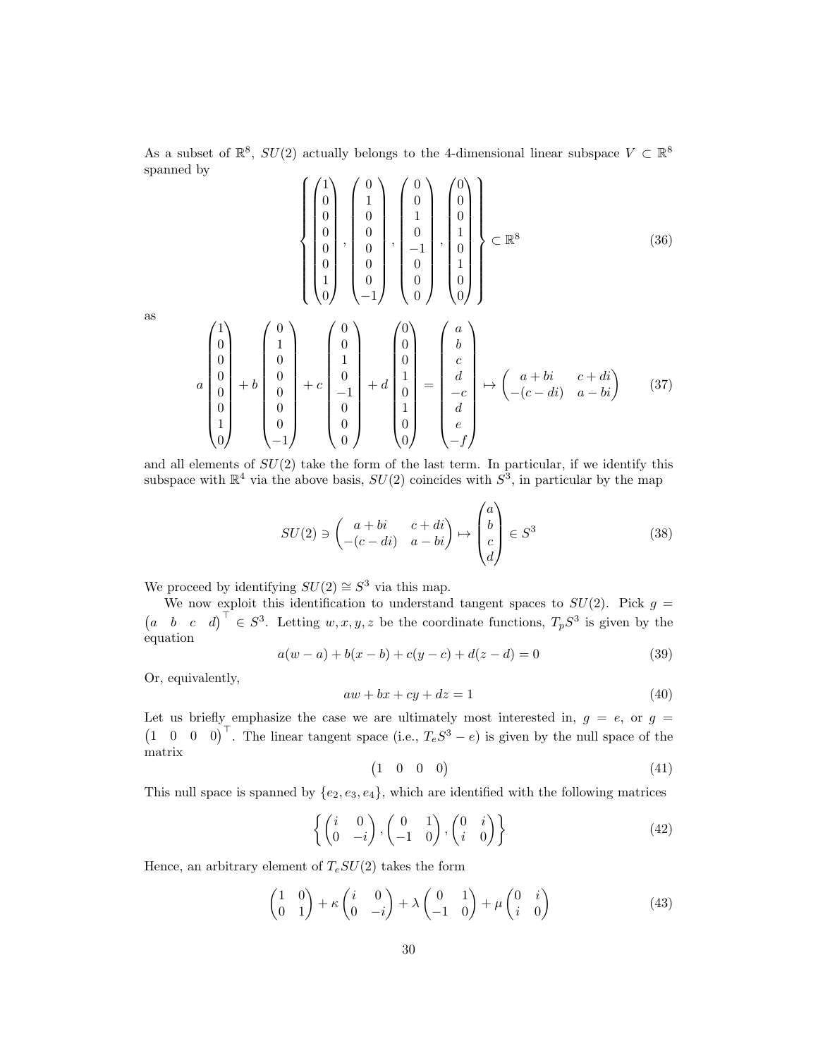As a subset of $\mathbb{R}^8$, $SU(2)$ actually belongs to the 4-dimensional linear subspace $V \subset \mathbb{R}^8$ spanned by

$$\left\{ \begin{pmatrix} 1\\0\\0\\0\\0\\0\\1\\0 \end{pmatrix}, \begin{pmatrix} 0\\1\\0\\0\\0\\0\\0\\-1 \end{pmatrix}, \begin{pmatrix} 0\\0\\1\\0\\-1\\0\\0\\0 \end{pmatrix}, \begin{pmatrix} 0\\0\\0\\1\\0\\1\\0\\0 \end{pmatrix} \right\} \subset \mathbb{R}^8 \tag{36}$$

as

$$a\begin{pmatrix} 1\\0\\0\\0\\0\\0\\1\\0 \end{pmatrix} + b\begin{pmatrix} 0\\1\\0\\0\\0\\0\\0\\-1 \end{pmatrix} + c\begin{pmatrix} 0\\0\\1\\0\\-1\\0\\0\\0 \end{pmatrix} + d\begin{pmatrix} 0\\0\\0\\1\\0\\1\\0\\0 \end{pmatrix} = \begin{pmatrix} a\\b\\c\\d\\-c\\d\\e\\-f \end{pmatrix} \mapsto \begin{pmatrix} a+bi & c+di \\ -(c-di) & a-bi \end{pmatrix} \tag{37}$$

and all elements of $SU(2)$ take the form of the last term. In particular, if we identify this subspace with $\mathbb{R}^4$ via the above basis, $SU(2)$ coincides with $S^3$, in particular by the map

$$SU(2) \ni \begin{pmatrix} a+bi & c+di \\ -(c-di) & a-bi \end{pmatrix} \mapsto \begin{pmatrix} a\\b\\c\\d \end{pmatrix} \in S^3 \tag{38}$$

We proceed by identifying $SU(2) \cong S^3$ via this map.

We now exploit this identification to understand tangent spaces to $SU(2)$. Pick $g = \begin{pmatrix} a & b & c & d \end{pmatrix}^\top \in S^3$. Letting $w, x, y, z$ be the coordinate functions, $T_pS^3$ is given by the equation

$$a(w-a) + b(x-b) + c(y-c) + d(z-d) = 0 \tag{39}$$

Or, equivalently,

$$aw + bx + cy + dz = 1 \tag{40}$$

Let us briefly emphasize the case we are ultimately most interested in, $g = e$, or $g = \begin{pmatrix} 1 & 0 & 0 & 0 \end{pmatrix}^\top$. The linear tangent space (i.e., $T_eS^3 - e$) is given by the null space of the matrix

$$\begin{pmatrix} 1 & 0 & 0 & 0 \end{pmatrix} \tag{41}$$

This null space is spanned by $\{e_2, e_3, e_4\}$, which are identified with the following matrices

$$\left\{ \begin{pmatrix} i & 0 \\ 0 & -i \end{pmatrix}, \begin{pmatrix} 0 & 1 \\ -1 & 0 \end{pmatrix}, \begin{pmatrix} 0 & i \\ i & 0 \end{pmatrix} \right\} \tag{42}$$

Hence, an arbitrary element of $T_eSU(2)$ takes the form

$$\begin{pmatrix} 1 & 0 \\ 0 & 1 \end{pmatrix} + \kappa \begin{pmatrix} i & 0 \\ 0 & -i \end{pmatrix} + \lambda \begin{pmatrix} 0 & 1 \\ -1 & 0 \end{pmatrix} + \mu \begin{pmatrix} 0 & i \\ i & 0 \end{pmatrix} \tag{43}$$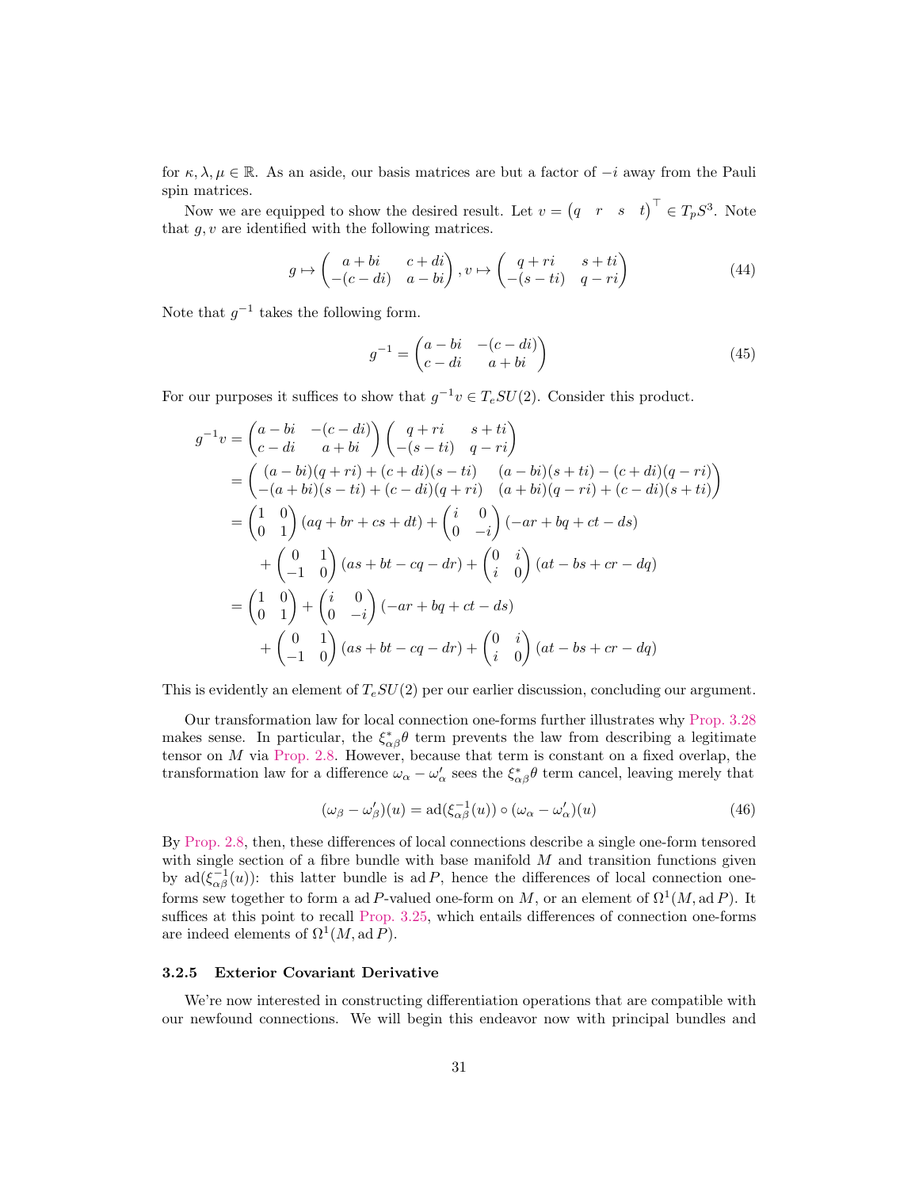for $\kappa, \lambda, \mu \in \mathbb{R}$. As an aside, our basis matrices are but a factor of $-i$ away from the Pauli spin matrices.

Now we are equipped to show the desired result. Let $v = \begin{pmatrix} q & r & s & t \end{pmatrix}^\top \in T_p S^3$. Note that $g, v$ are identified with the following matrices.

$$g \mapsto \begin{pmatrix} a+bi & c+di \\ -(c-di) & a-bi \end{pmatrix}, v \mapsto \begin{pmatrix} q+ri & s+ti \\ -(s-ti) & q-ri \end{pmatrix} \tag{44}$$

Note that $g^{-1}$ takes the following form.

$$g^{-1} = \begin{pmatrix} a-bi & -(c-di) \\ c-di & a+bi \end{pmatrix} \tag{45}$$

For our purposes it suffices to show that $g^{-1}v \in T_e SU(2)$. Consider this product.

$$\begin{aligned}
g^{-1}v &= \begin{pmatrix} a-bi & -(c-di) \\ c-di & a+bi \end{pmatrix} \begin{pmatrix} q+ri & s+ti \\ -(s-ti) & q-ri \end{pmatrix} \\
&= \begin{pmatrix} (a-bi)(q+ri)+(c+di)(s-ti) & (a-bi)(s+ti)-(c+di)(q-ri) \\ -(a+bi)(s-ti)+(c-di)(q+ri) & (a+bi)(q-ri)+(c-di)(s+ti) \end{pmatrix} \\
&= \begin{pmatrix} 1 & 0 \\ 0 & 1 \end{pmatrix}(aq+br+cs+dt) + \begin{pmatrix} i & 0 \\ 0 & -i \end{pmatrix}(-ar+bq+ct-ds) \\
&\quad + \begin{pmatrix} 0 & 1 \\ -1 & 0 \end{pmatrix}(as+bt-cq-dr) + \begin{pmatrix} 0 & i \\ i & 0 \end{pmatrix}(at-bs+cr-dq) \\
&= \begin{pmatrix} 1 & 0 \\ 0 & 1 \end{pmatrix} + \begin{pmatrix} i & 0 \\ 0 & -i \end{pmatrix}(-ar+bq+ct-ds) \\
&\quad + \begin{pmatrix} 0 & 1 \\ -1 & 0 \end{pmatrix}(as+bt-cq-dr) + \begin{pmatrix} 0 & i \\ i & 0 \end{pmatrix}(at-bs+cr-dq)
\end{aligned}$$

This is evidently an element of $T_e SU(2)$ per our earlier discussion, concluding our argument.

Our transformation law for local connection one-forms further illustrates why Prop. 3.28 makes sense. In particular, the $\xi_{\alpha\beta}^* \theta$ term prevents the law from describing a legitimate tensor on $M$ via Prop. 2.8. However, because that term is constant on a fixed overlap, the transformation law for a difference $\omega_\alpha - \omega'_\alpha$ sees the $\xi_{\alpha\beta}^* \theta$ term cancel, leaving merely that

$$(\omega_\beta - \omega'_\beta)(u) = \mathrm{ad}(\xi_{\alpha\beta}^{-1}(u)) \circ (\omega_\alpha - \omega'_\alpha)(u) \tag{46}$$

By Prop. 2.8, then, these differences of local connections describe a single one-form tensored with single section of a fibre bundle with base manifold $M$ and transition functions given by $\mathrm{ad}(\xi_{\alpha\beta}^{-1}(u))$: this latter bundle is $\mathrm{ad}\, P$, hence the differences of local connection one-forms sew together to form a $\mathrm{ad}\, P$-valued one-form on $M$, or an element of $\Omega^1(M, \mathrm{ad}\, P)$. It suffices at this point to recall Prop. 3.25, which entails differences of connection one-forms are indeed elements of $\Omega^1(M, \mathrm{ad}\, P)$.

### 3.2.5 Exterior Covariant Derivative

We're now interested in constructing differentiation operations that are compatible with our newfound connections. We will begin this endeavor now with principal bundles and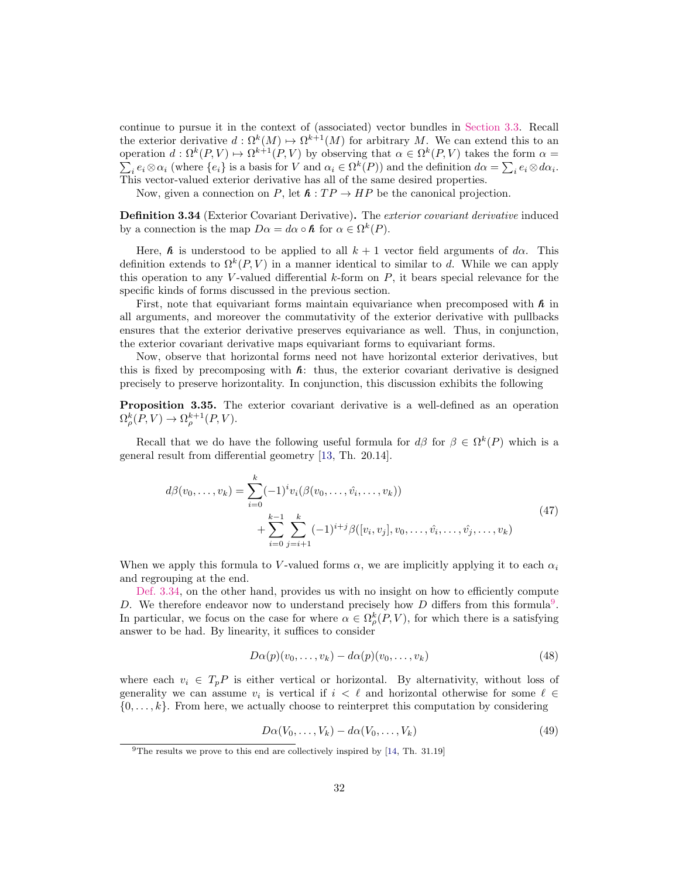continue to pursue it in the context of (associated) vector bundles in Section 3.3. Recall the exterior derivative $d : \Omega^k(M) \mapsto \Omega^{k+1}(M)$ for arbitrary $M$. We can extend this to an operation $d : \Omega^k(P, V) \mapsto \Omega^{k+1}(P, V)$ by observing that $\alpha \in \Omega^k(P, V)$ takes the form $\alpha = \sum_i e_i \otimes \alpha_i$ (where $\{e_i\}$ is a basis for $V$ and $\alpha_i \in \Omega^k(P)$) and the definition $d\alpha = \sum_i e_i \otimes d\alpha_i$. This vector-valued exterior derivative has all of the same desired properties.

Now, given a connection on $P$, let $\hbar : TP \to HP$ be the canonical projection.

**Definition 3.34** (Exterior Covariant Derivative)**.** The *exterior covariant derivative* induced by a connection is the map $D\alpha = d\alpha \circ \hbar$ for $\alpha \in \Omega^k(P)$.

Here, $\hbar$ is understood to be applied to all $k+1$ vector field arguments of $d\alpha$. This definition extends to $\Omega^k(P, V)$ in a manner identical to similar to $d$. While we can apply this operation to any $V$-valued differential $k$-form on $P$, it bears special relevance for the specific kinds of forms discussed in the previous section.

First, note that equivariant forms maintain equivariance when precomposed with $\hbar$ in all arguments, and moreover the commutativity of the exterior derivative with pullbacks ensures that the exterior derivative preserves equivariance as well. Thus, in conjunction, the exterior covariant derivative maps equivariant forms to equivariant forms.

Now, observe that horizontal forms need not have horizontal exterior derivatives, but this is fixed by precomposing with $\hbar$: thus, the exterior covariant derivative is designed precisely to preserve horizontality. In conjunction, this discussion exhibits the following

**Proposition 3.35.** The exterior covariant derivative is a well-defined as an operation $\Omega^k_\rho(P, V) \to \Omega^{k+1}_\rho(P, V)$.

Recall that we do have the following useful formula for $d\beta$ for $\beta \in \Omega^k(P)$ which is a general result from differential geometry [13, Th. 20.14].

$$
\begin{aligned}
d\beta(v_0, \dots, v_k) = &\sum_{i=0}^{k} (-1)^i v_i(\beta(v_0, \dots, \hat{v_i}, \dots, v_k)) \\
&+ \sum_{i=0}^{k-1} \sum_{j=i+1}^{k} (-1)^{i+j} \beta([v_i, v_j], v_0, \dots, \hat{v_i}, \dots, \hat{v_j}, \dots, v_k)
\end{aligned}
\tag{47}
$$

When we apply this formula to $V$-valued forms $\alpha$, we are implicitly applying it to each $\alpha_i$ and regrouping at the end.

Def. 3.34, on the other hand, provides us with no insight on how to efficiently compute $D$. We therefore endeavor now to understand precisely how $D$ differs from this formula[9]. In particular, we focus on the case for where $\alpha \in \Omega^k_\rho(P, V)$, for which there is a satisfying answer to be had. By linearity, it suffices to consider

$$
D\alpha(p)(v_0, \dots, v_k) - d\alpha(p)(v_0, \dots, v_k) \tag{48}
$$

where each $v_i \in T_pP$ is either vertical or horizontal. By alternativity, without loss of generality we can assume $v_i$ is vertical if $i < \ell$ and horizontal otherwise for some $\ell \in \{0, \dots, k\}$. From here, we actually choose to reinterpret this computation by considering

$$
D\alpha(V_0, \dots, V_k) - d\alpha(V_0, \dots, V_k) \tag{49}
$$

[9] The results we prove to this end are collectively inspired by [14, Th. 31.19]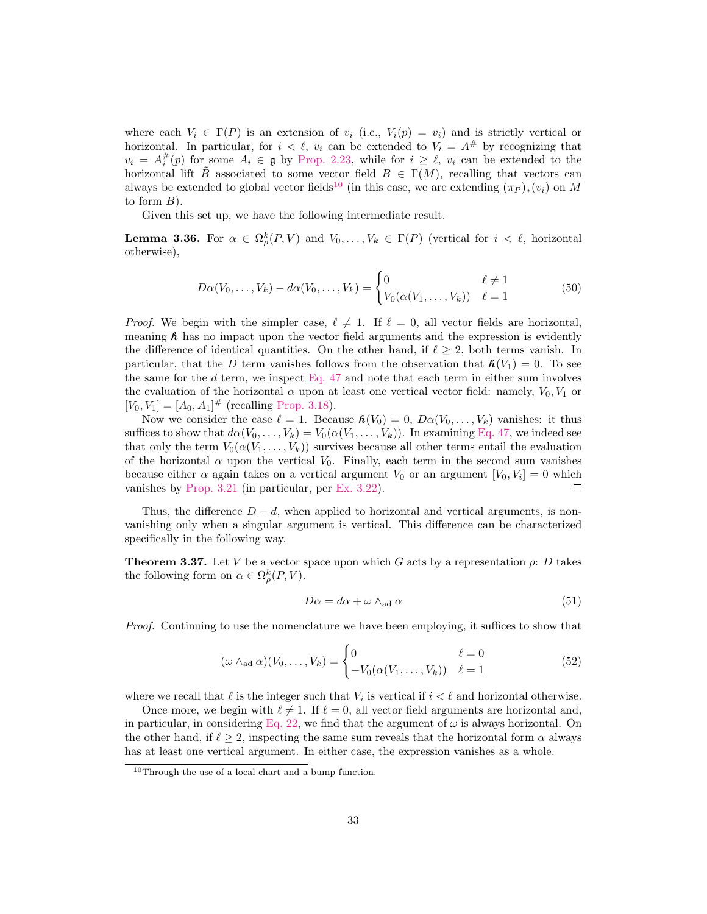where each $V_i \in \Gamma(P)$ is an extension of $v_i$ (i.e., $V_i(p) = v_i$) and is strictly vertical or horizontal. In particular, for $i < \ell$, $v_i$ can be extended to $V_i = A^\#$ by recognizing that $v_i = A_i^\#(p)$ for some $A_i \in \mathfrak{g}$ by Prop. 2.23, while for $i \geq \ell$, $v_i$ can be extended to the horizontal lift $\tilde{B}$ associated to some vector field $B \in \Gamma(M)$, recalling that vectors can always be extended to global vector fields[10] (in this case, we are extending $(\pi_P)_*(v_i)$ on $M$ to form $B$).

Given this set up, we have the following intermediate result.

**Lemma 3.36.** For $\alpha \in \Omega^k_\rho(P, V)$ and $V_0, \ldots, V_k \in \Gamma(P)$ (vertical for $i < \ell$, horizontal otherwise),

$$D\alpha(V_0, \ldots, V_k) - d\alpha(V_0, \ldots, V_k) = \begin{cases} 0 & \ell \neq 1 \\ V_0(\alpha(V_1, \ldots, V_k)) & \ell = 1 \end{cases} \tag{50}$$

*Proof.* We begin with the simpler case, $\ell \neq 1$. If $\ell = 0$, all vector fields are horizontal, meaning $\hbar$ has no impact upon the vector field arguments and the expression is evidently the difference of identical quantities. On the other hand, if $\ell \geq 2$, both terms vanish. In particular, that the $D$ term vanishes follows from the observation that $\hbar(V_1) = 0$. To see the same for the $d$ term, we inspect Eq. 47 and note that each term in either sum involves the evaluation of the horizontal $\alpha$ upon at least one vertical vector field: namely, $V_0, V_1$ or $[V_0, V_1] = [A_0, A_1]^\#$ (recalling Prop. 3.18).

Now we consider the case $\ell = 1$. Because $\hbar(V_0) = 0$, $D\alpha(V_0, \ldots, V_k)$ vanishes: it thus suffices to show that $d\alpha(V_0, \ldots, V_k) = V_0(\alpha(V_1, \ldots, V_k))$. In examining Eq. 47, we indeed see that only the term $V_0(\alpha(V_1, \ldots, V_k))$ survives because all other terms entail the evaluation of the horizontal $\alpha$ upon the vertical $V_0$. Finally, each term in the second sum vanishes because either $\alpha$ again takes on a vertical argument $V_0$ or an argument $[V_0, V_i] = 0$ which vanishes by Prop. 3.21 (in particular, per Ex. 3.22). □

Thus, the difference $D - d$, when applied to horizontal and vertical arguments, is non-vanishing only when a singular argument is vertical. This difference can be characterized specifically in the following way.

**Theorem 3.37.** Let $V$ be a vector space upon which $G$ acts by a representation $\rho$: $D$ takes the following form on $\alpha \in \Omega^k_\rho(P, V)$.

$$D\alpha = d\alpha + \omega \wedge_{\text{ad}} \alpha \tag{51}$$

*Proof.* Continuing to use the nomenclature we have been employing, it suffices to show that

$$(\omega \wedge_{\text{ad}} \alpha)(V_0, \ldots, V_k) = \begin{cases} 0 & \ell = 0 \\ -V_0(\alpha(V_1, \ldots, V_k)) & \ell = 1 \end{cases} \tag{52}$$

where we recall that $\ell$ is the integer such that $V_i$ is vertical if $i < \ell$ and horizontal otherwise.

Once more, we begin with $\ell \neq 1$. If $\ell = 0$, all vector field arguments are horizontal and, in particular, in considering Eq. 22, we find that the argument of $\omega$ is always horizontal. On the other hand, if $\ell \geq 2$, inspecting the same sum reveals that the horizontal form $\alpha$ always has at least one vertical argument. In either case, the expression vanishes as a whole.

[10] Through the use of a local chart and a bump function.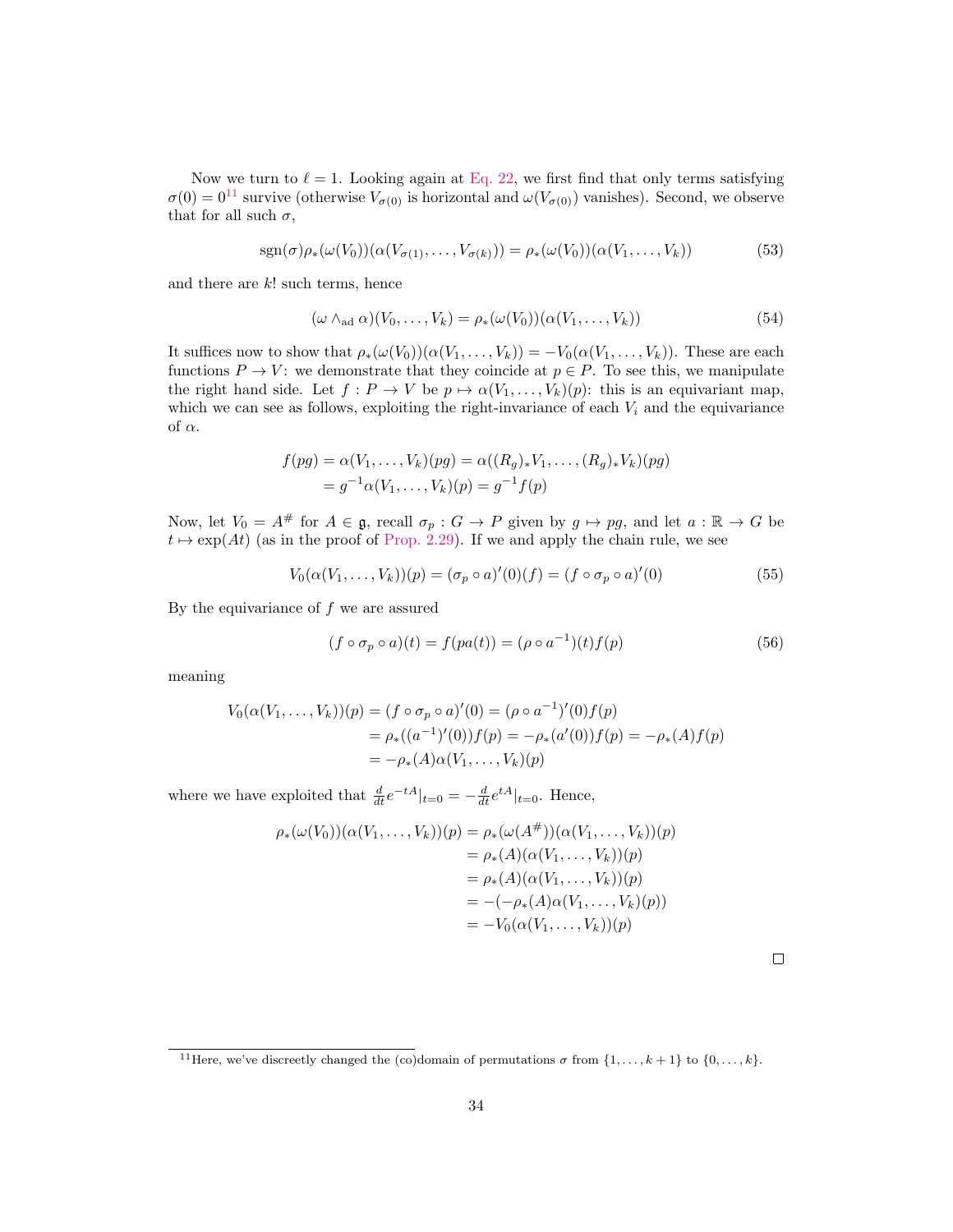Now we turn to $\ell = 1$. Looking again at Eq. 22, we first find that only terms satisfying $\sigma(0) = 0$[11] survive (otherwise $V_{\sigma(0)}$ is horizontal and $\omega(V_{\sigma(0)})$ vanishes). Second, we observe that for all such $\sigma$,

$$\operatorname{sgn}(\sigma)\rho_*(\omega(V_0))(\alpha(V_{\sigma(1)}, \ldots, V_{\sigma(k)})) = \rho_*(\omega(V_0))(\alpha(V_1, \ldots, V_k)) \tag{53}$$

and there are $k!$ such terms, hence

$$(\omega \wedge_{\text{ad}} \alpha)(V_0, \ldots, V_k) = \rho_*(\omega(V_0))(\alpha(V_1, \ldots, V_k)) \tag{54}$$

It suffices now to show that $\rho_*(\omega(V_0))(\alpha(V_1, \ldots, V_k)) = -V_0(\alpha(V_1, \ldots, V_k))$. These are each functions $P \to V$: we demonstrate that they coincide at $p \in P$. To see this, we manipulate the right hand side. Let $f : P \to V$ be $p \mapsto \alpha(V_1, \ldots, V_k)(p)$: this is an equivariant map, which we can see as follows, exploiting the right-invariance of each $V_i$ and the equivariance of $\alpha$.

$$\begin{aligned}
f(pg) &= \alpha(V_1, \ldots, V_k)(pg) = \alpha((R_g)_* V_1, \ldots, (R_g)_* V_k)(pg) \\
&= g^{-1}\alpha(V_1, \ldots, V_k)(p) = g^{-1} f(p)
\end{aligned}$$

Now, let $V_0 = A^{\#}$ for $A \in \mathfrak{g}$, recall $\sigma_p : G \to P$ given by $g \mapsto pg$, and let $a : \mathbb{R} \to G$ be $t \mapsto \exp(At)$ (as in the proof of Prop. 2.29). If we and apply the chain rule, we see

$$V_0(\alpha(V_1, \ldots, V_k))(p) = (\sigma_p \circ a)'(0)(f) = (f \circ \sigma_p \circ a)'(0) \tag{55}$$

By the equivariance of $f$ we are assured

$$(f \circ \sigma_p \circ a)(t) = f(pa(t)) = (\rho \circ a^{-1})(t) f(p) \tag{56}$$

meaning

$$\begin{aligned}
V_0(\alpha(V_1, \ldots, V_k))(p) &= (f \circ \sigma_p \circ a)'(0) = (\rho \circ a^{-1})'(0) f(p) \\
&= \rho_*((a^{-1})'(0)) f(p) = -\rho_*(a'(0)) f(p) = -\rho_*(A) f(p) \\
&= -\rho_*(A)\alpha(V_1, \ldots, V_k)(p)
\end{aligned}$$

where we have exploited that $\frac{d}{dt} e^{-tA}|_{t=0} = -\frac{d}{dt} e^{tA}|_{t=0}$. Hence,

$$\begin{aligned}
\rho_*(\omega(V_0))(\alpha(V_1, \ldots, V_k))(p) &= \rho_*(\omega(A^{\#}))(\alpha(V_1, \ldots, V_k))(p) \\
&= \rho_*(A)(\alpha(V_1, \ldots, V_k))(p) \\
&= \rho_*(A)(\alpha(V_1, \ldots, V_k))(p) \\
&= -(-\rho_*(A)\alpha(V_1, \ldots, V_k)(p)) \\
&= -V_0(\alpha(V_1, \ldots, V_k))(p)
\end{aligned}$$

□

[11] Here, we've discreetly changed the (co)domain of permutations $\sigma$ from $\{1, \ldots, k+1\}$ to $\{0, \ldots, k\}$.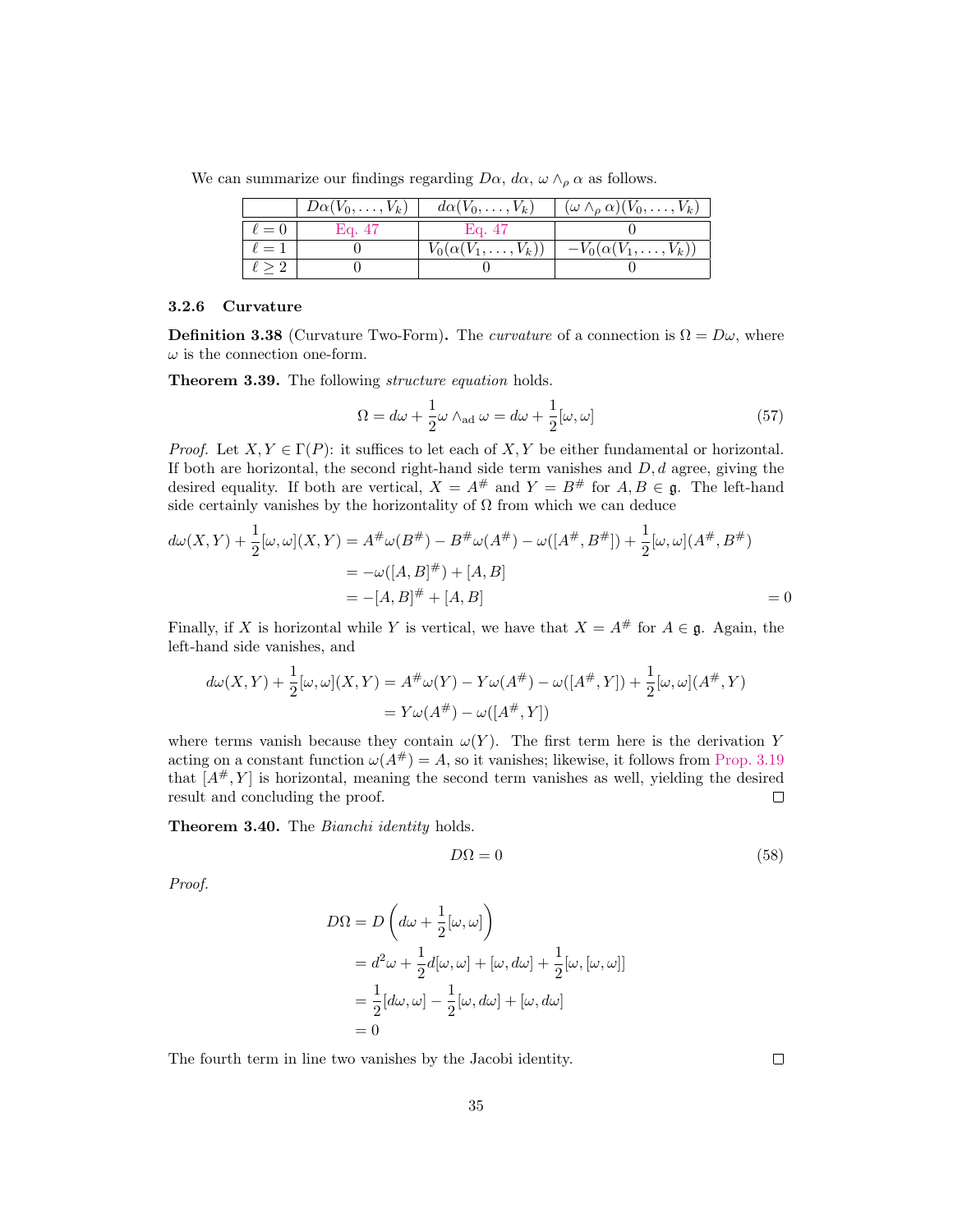We can summarize our findings regarding $D\alpha$, $d\alpha$, $\omega \wedge_\rho \alpha$ as follows.

| | $D\alpha(V_0, \ldots, V_k)$ | $d\alpha(V_0, \ldots, V_k)$ | $(\omega \wedge_\rho \alpha)(V_0, \ldots, V_k)$ |
|---|---|---|---|
| $\ell = 0$ | Eq. 47 | Eq. 47 | 0 |
| $\ell = 1$ | 0 | $V_0(\alpha(V_1, \ldots, V_k))$ | $-V_0(\alpha(V_1, \ldots, V_k))$ |
| $\ell \geq 2$ | 0 | 0 | 0 |

#### 3.2.6 Curvature

**Definition 3.38** (Curvature Two-Form)**.** The *curvature* of a connection is $\Omega = D\omega$, where $\omega$ is the connection one-form.

**Theorem 3.39.** The following *structure equation* holds.

$$\Omega = d\omega + \frac{1}{2}\omega \wedge_{\text{ad}} \omega = d\omega + \frac{1}{2}[\omega, \omega] \tag{57}$$

*Proof.* Let $X, Y \in \Gamma(P)$: it suffices to let each of $X, Y$ be either fundamental or horizontal. If both are horizontal, the second right-hand side term vanishes and $D, d$ agree, giving the desired equality. If both are vertical, $X = A^\#$ and $Y = B^\#$ for $A, B \in \mathfrak{g}$. The left-hand side certainly vanishes by the horizontality of $\Omega$ from which we can deduce

$$\begin{aligned}
d\omega(X, Y) + \frac{1}{2}[\omega, \omega](X, Y) &= A^\#\omega(B^\#) - B^\#\omega(A^\#) - \omega([A^\#, B^\#]) + \frac{1}{2}[\omega, \omega](A^\#, B^\#) \\
&= -\omega([A, B]^\#) + [A, B] \\
&= -[A, B]^\# + [A, B] \qquad = 0
\end{aligned}$$

Finally, if $X$ is horizontal while $Y$ is vertical, we have that $X = A^\#$ for $A \in \mathfrak{g}$. Again, the left-hand side vanishes, and

$$\begin{aligned}
d\omega(X, Y) + \frac{1}{2}[\omega, \omega](X, Y) &= A^\#\omega(Y) - Y\omega(A^\#) - \omega([A^\#, Y]) + \frac{1}{2}[\omega, \omega](A^\#, Y) \\
&= Y\omega(A^\#) - \omega([A^\#, Y])
\end{aligned}$$

where terms vanish because they contain $\omega(Y)$. The first term here is the derivation $Y$ acting on a constant function $\omega(A^\#) = A$, so it vanishes; likewise, it follows from Prop. 3.19 that $[A^\#, Y]$ is horizontal, meaning the second term vanishes as well, yielding the desired result and concluding the proof. $\square$

**Theorem 3.40.** The *Bianchi identity* holds.

$$D\Omega = 0 \tag{58}$$

*Proof.*

$$\begin{aligned}
D\Omega &= D\left(d\omega + \frac{1}{2}[\omega, \omega]\right) \\
&= d^2\omega + \frac{1}{2}d[\omega, \omega] + [\omega, d\omega] + \frac{1}{2}[\omega, [\omega, \omega]] \\
&= \frac{1}{2}[d\omega, \omega] - \frac{1}{2}[\omega, d\omega] + [\omega, d\omega] \\
&= 0
\end{aligned}$$

The fourth term in line two vanishes by the Jacobi identity. $\square$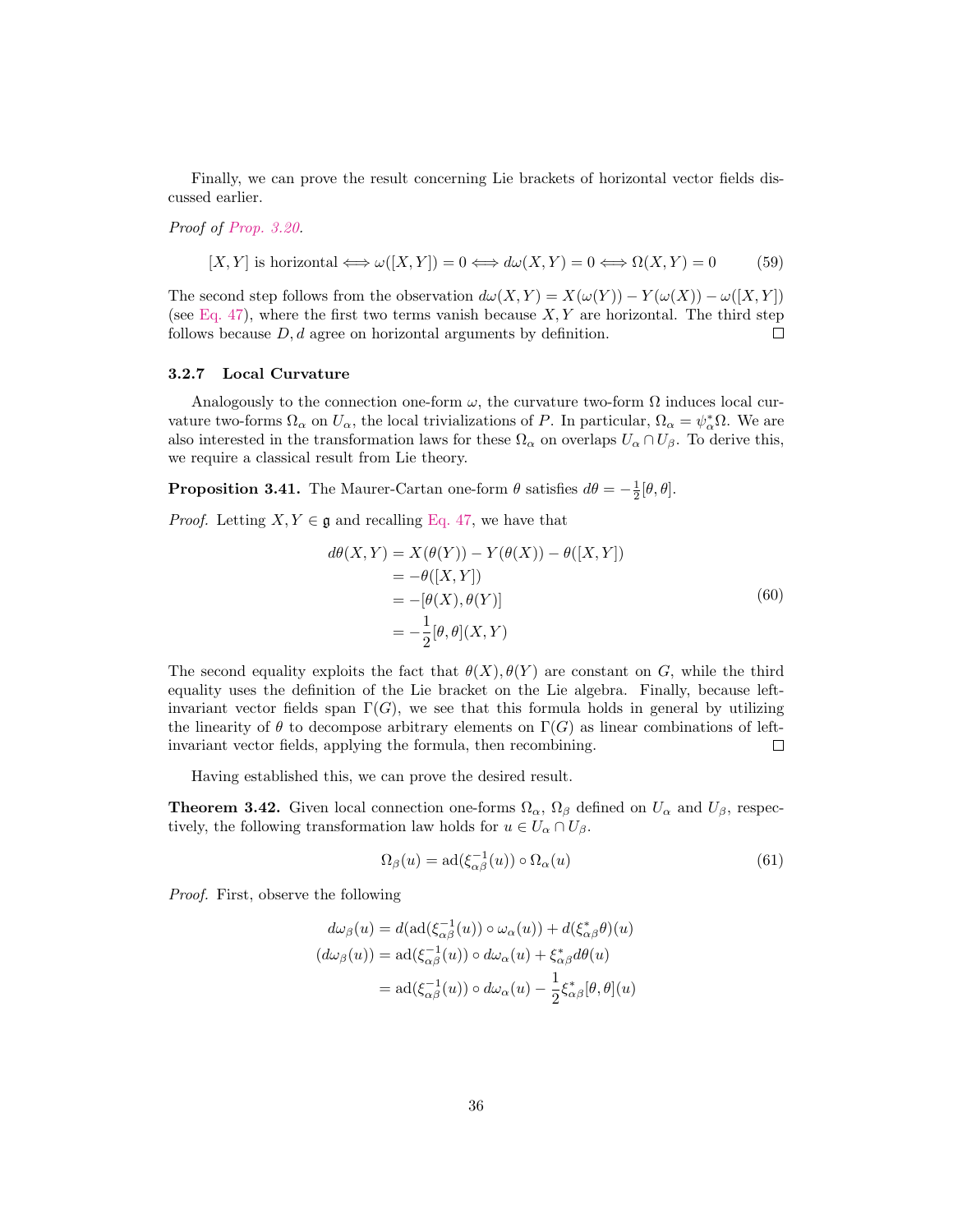Finally, we can prove the result concerning Lie brackets of horizontal vector fields discussed earlier.

*Proof of Prop. 3.20.*

$$[X,Y] \text{ is horizontal} \iff \omega([X,Y]) = 0 \iff d\omega(X,Y) = 0 \iff \Omega(X,Y) = 0 \tag{59}$$

The second step follows from the observation $d\omega(X,Y) = X(\omega(Y)) - Y(\omega(X)) - \omega([X,Y])$ (see Eq. 47), where the first two terms vanish because $X,Y$ are horizontal. The third step follows because $D,d$ agree on horizontal arguments by definition. □

### 3.2.7 Local Curvature

Analogously to the connection one-form $\omega$, the curvature two-form $\Omega$ induces local curvature two-forms $\Omega_\alpha$ on $U_\alpha$, the local trivializations of $P$. In particular, $\Omega_\alpha = \psi_\alpha^*\Omega$. We are also interested in the transformation laws for these $\Omega_\alpha$ on overlaps $U_\alpha \cap U_\beta$. To derive this, we require a classical result from Lie theory.

**Proposition 3.41.** The Maurer-Cartan one-form $\theta$ satisfies $d\theta = -\frac{1}{2}[\theta,\theta]$.

*Proof.* Letting $X,Y \in \mathfrak{g}$ and recalling Eq. 47, we have that

$$\begin{aligned} d\theta(X,Y) &= X(\theta(Y)) - Y(\theta(X)) - \theta([X,Y]) \\ &= -\theta([X,Y]) \\ &= -[\theta(X),\theta(Y)] \\ &= -\frac{1}{2}[\theta,\theta](X,Y) \end{aligned} \tag{60}$$

The second equality exploits the fact that $\theta(X), \theta(Y)$ are constant on $G$, while the third equality uses the definition of the Lie bracket on the Lie algebra. Finally, because left-invariant vector fields span $\Gamma(G)$, we see that this formula holds in general by utilizing the linearity of $\theta$ to decompose arbitrary elements on $\Gamma(G)$ as linear combinations of left-invariant vector fields, applying the formula, then recombining. □

Having established this, we can prove the desired result.

**Theorem 3.42.** Given local connection one-forms $\Omega_\alpha$, $\Omega_\beta$ defined on $U_\alpha$ and $U_\beta$, respectively, the following transformation law holds for $u \in U_\alpha \cap U_\beta$.

$$\Omega_\beta(u) = \text{ad}(\xi_{\alpha\beta}^{-1}(u)) \circ \Omega_\alpha(u) \tag{61}$$

*Proof.* First, observe the following

$$\begin{aligned} d\omega_\beta(u) &= d(\text{ad}(\xi_{\alpha\beta}^{-1}(u)) \circ \omega_\alpha(u)) + d(\xi_{\alpha\beta}^*\theta)(u) \\ (d\omega_\beta(u)) &= \text{ad}(\xi_{\alpha\beta}^{-1}(u)) \circ d\omega_\alpha(u) + \xi_{\alpha\beta}^* d\theta(u) \\ &= \text{ad}(\xi_{\alpha\beta}^{-1}(u)) \circ d\omega_\alpha(u) - \frac{1}{2}\xi_{\alpha\beta}^*[\theta,\theta](u) \end{aligned}$$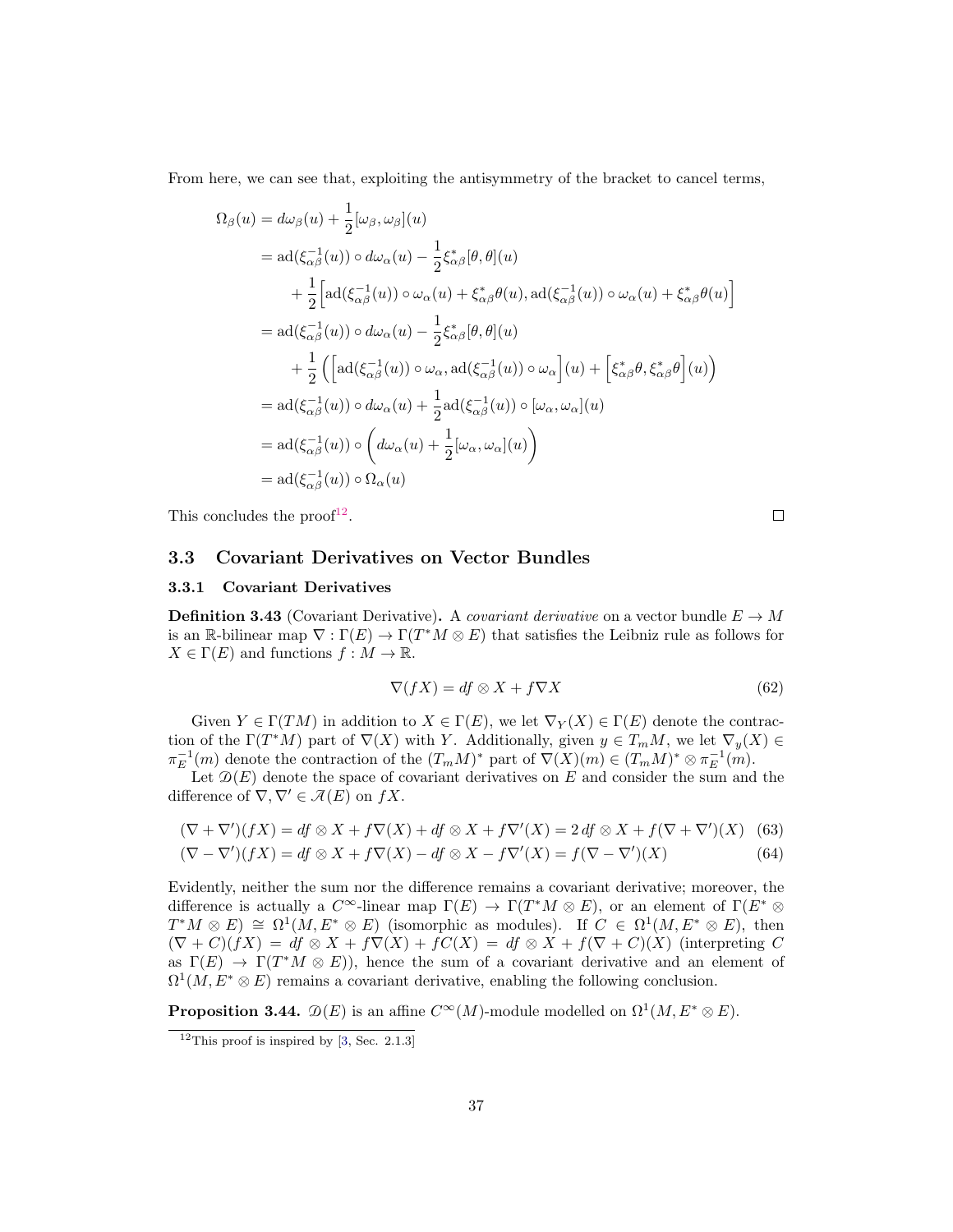From here, we can see that, exploiting the antisymmetry of the bracket to cancel terms,

$$
\begin{aligned}
\Omega_\beta(u) &= d\omega_\beta(u) + \frac{1}{2}[\omega_\beta, \omega_\beta](u) \\
&= \mathrm{ad}(\xi_{\alpha\beta}^{-1}(u)) \circ d\omega_\alpha(u) - \frac{1}{2}\xi_{\alpha\beta}^*[\theta,\theta](u) \\
&\quad + \frac{1}{2}\Big[\mathrm{ad}(\xi_{\alpha\beta}^{-1}(u)) \circ \omega_\alpha(u) + \xi_{\alpha\beta}^*\theta(u), \mathrm{ad}(\xi_{\alpha\beta}^{-1}(u)) \circ \omega_\alpha(u) + \xi_{\alpha\beta}^*\theta(u)\Big] \\
&= \mathrm{ad}(\xi_{\alpha\beta}^{-1}(u)) \circ d\omega_\alpha(u) - \frac{1}{2}\xi_{\alpha\beta}^*[\theta,\theta](u) \\
&\quad + \frac{1}{2}\Big(\Big[\mathrm{ad}(\xi_{\alpha\beta}^{-1}(u)) \circ \omega_\alpha, \mathrm{ad}(\xi_{\alpha\beta}^{-1}(u)) \circ \omega_\alpha\Big](u) + \Big[\xi_{\alpha\beta}^*\theta, \xi_{\alpha\beta}^*\theta\Big](u)\Big) \\
&= \mathrm{ad}(\xi_{\alpha\beta}^{-1}(u)) \circ d\omega_\alpha(u) + \frac{1}{2}\mathrm{ad}(\xi_{\alpha\beta}^{-1}(u)) \circ [\omega_\alpha, \omega_\alpha](u) \\
&= \mathrm{ad}(\xi_{\alpha\beta}^{-1}(u)) \circ \left(d\omega_\alpha(u) + \frac{1}{2}[\omega_\alpha, \omega_\alpha](u)\right) \\
&= \mathrm{ad}(\xi_{\alpha\beta}^{-1}(u)) \circ \Omega_\alpha(u)
\end{aligned}
$$

This concludes the proof[12]. ∎

## 3.3 Covariant Derivatives on Vector Bundles

### 3.3.1 Covariant Derivatives

**Definition 3.43** (Covariant Derivative)**.** A *covariant derivative* on a vector bundle $E \to M$ is an $\mathbb{R}$-bilinear map $\nabla : \Gamma(E) \to \Gamma(T^*M \otimes E)$ that satisfies the Leibniz rule as follows for $X \in \Gamma(E)$ and functions $f : M \to \mathbb{R}$.

$$
\nabla(fX) = df \otimes X + f\nabla X \tag{62}
$$

Given $Y \in \Gamma(TM)$ in addition to $X \in \Gamma(E)$, we let $\nabla_Y(X) \in \Gamma(E)$ denote the contraction of the $\Gamma(T^*M)$ part of $\nabla(X)$ with $Y$. Additionally, given $y \in T_mM$, we let $\nabla_y(X) \in \pi_E^{-1}(m)$ denote the contraction of the $(T_mM)^*$ part of $\nabla(X)(m) \in (T_mM)^* \otimes \pi_E^{-1}(m)$.

Let $\mathcal{D}(E)$ denote the space of covariant derivatives on $E$ and consider the sum and the difference of $\nabla, \nabla' \in \mathcal{A}(E)$ on $fX$.

$$
(\nabla + \nabla')(fX) = df \otimes X + f\nabla(X) + df \otimes X + f\nabla'(X) = 2\, df \otimes X + f(\nabla + \nabla')(X) \tag{63}
$$

$$
(\nabla - \nabla')(fX) = df \otimes X + f\nabla(X) - df \otimes X - f\nabla'(X) = f(\nabla - \nabla')(X) \tag{64}
$$

Evidently, neither the sum nor the difference remains a covariant derivative; moreover, the difference is actually a $C^\infty$-linear map $\Gamma(E) \to \Gamma(T^*M \otimes E)$, or an element of $\Gamma(E^* \otimes T^*M \otimes E) \cong \Omega^1(M, E^* \otimes E)$ (isomorphic as modules). If $C \in \Omega^1(M, E^* \otimes E)$, then $(\nabla + C)(fX) = df \otimes X + f\nabla(X) + fC(X) = df \otimes X + f(\nabla + C)(X)$ (interpreting $C$ as $\Gamma(E) \to \Gamma(T^*M \otimes E)$), hence the sum of a covariant derivative and an element of $\Omega^1(M, E^* \otimes E)$ remains a covariant derivative, enabling the following conclusion.

**Proposition 3.44.** $\mathcal{D}(E)$ is an affine $C^\infty(M)$-module modelled on $\Omega^1(M, E^* \otimes E)$.

---

[12] This proof is inspired by [3, Sec. 2.1.3]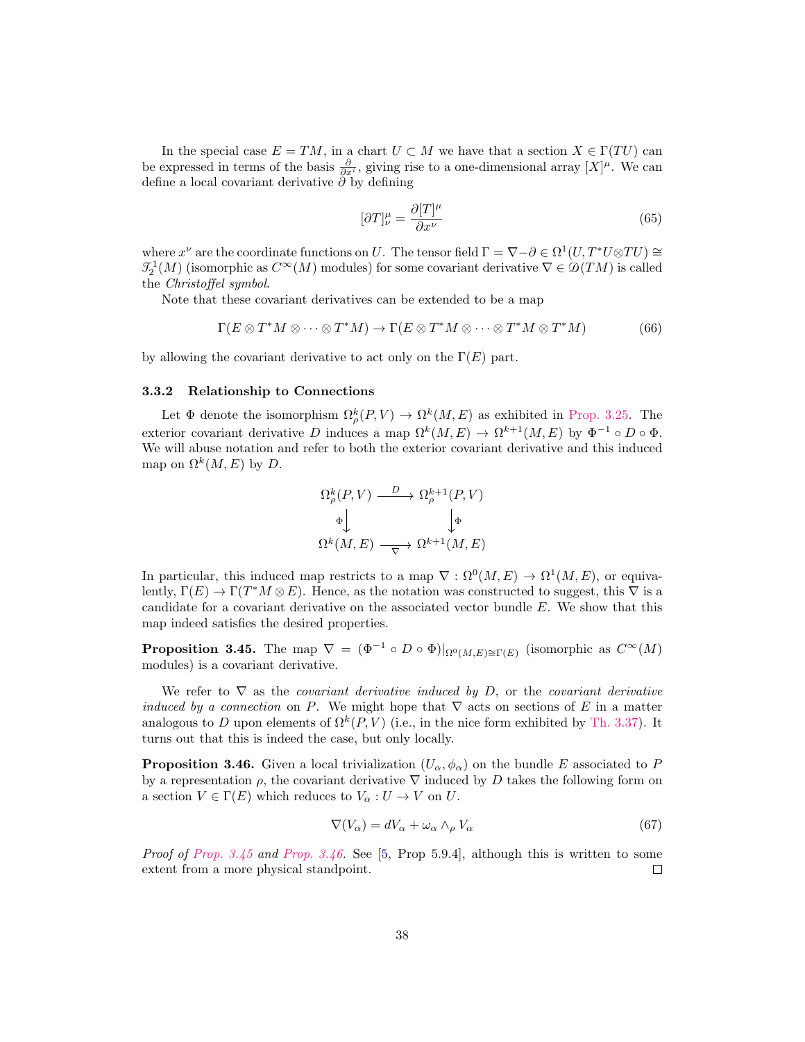In the special case $E = TM$, in a chart $U \subset M$ we have that a section $X \in \Gamma(TU)$ can be expressed in terms of the basis $\frac{\partial}{\partial x^{\iota}}$, giving rise to a one-dimensional array $[X]^{\mu}$. We can define a local covariant derivative $\partial$ by defining

$$[\partial T]^{\mu}_{\nu} = \frac{\partial [T]^{\mu}}{\partial x^{\nu}} \tag{65}$$

where $x^{\nu}$ are the coordinate functions on $U$. The tensor field $\Gamma = \nabla - \partial \in \Omega^1(U, T^*U \otimes TU) \cong \mathcal{T}^1_2(M)$ (isomorphic as $C^{\infty}(M)$ modules) for some covariant derivative $\nabla \in \mathcal{D}(TM)$ is called the *Christoffel symbol*.

Note that these covariant derivatives can be extended to be a map

$$\Gamma(E \otimes T^*M \otimes \cdots \otimes T^*M) \to \Gamma(E \otimes T^*M \otimes \cdots \otimes T^*M \otimes T^*M) \tag{66}$$

by allowing the covariant derivative to act only on the $\Gamma(E)$ part.

### 3.3.2 Relationship to Connections

Let $\Phi$ denote the isomorphism $\Omega^k_{\rho}(P, V) \to \Omega^k(M, E)$ as exhibited in Prop. 3.25. The exterior covariant derivative $D$ induces a map $\Omega^k(M, E) \to \Omega^{k+1}(M, E)$ by $\Phi^{-1} \circ D \circ \Phi$. We will abuse notation and refer to both the exterior covariant derivative and this induced map on $\Omega^k(M, E)$ by $D$.

$$\begin{array}{ccc} \Omega^k_{\rho}(P, V) & \xrightarrow{D} & \Omega^{k+1}_{\rho}(P, V) \\ \Phi\downarrow & & \downarrow\Phi \\ \Omega^k(M, E) & \xrightarrow[\nabla]{} & \Omega^{k+1}(M, E) \end{array}$$

In particular, this induced map restricts to a map $\nabla : \Omega^0(M, E) \to \Omega^1(M, E)$, or equivalently, $\Gamma(E) \to \Gamma(T^*M \otimes E)$. Hence, as the notation was constructed to suggest, this $\nabla$ is a candidate for a covariant derivative on the associated vector bundle $E$. We show that this map indeed satisfies the desired properties.

**Proposition 3.45.** The map $\nabla = (\Phi^{-1} \circ D \circ \Phi)|_{\Omega^0(M,E) \cong \Gamma(E)}$ (isomorphic as $C^{\infty}(M)$ modules) is a covariant derivative.

We refer to $\nabla$ as the *covariant derivative induced by* $D$, or the *covariant derivative induced by a connection* on $P$. We might hope that $\nabla$ acts on sections of $E$ in a matter analogous to $D$ upon elements of $\Omega^k(P, V)$ (i.e., in the nice form exhibited by Th. 3.37). It turns out that this is indeed the case, but only locally.

**Proposition 3.46.** Given a local trivialization $(U_{\alpha}, \phi_{\alpha})$ on the bundle $E$ associated to $P$ by a representation $\rho$, the covariant derivative $\nabla$ induced by $D$ takes the following form on a section $V \in \Gamma(E)$ which reduces to $V_{\alpha} : U \to V$ on $U$.

$$\nabla(V_{\alpha}) = dV_{\alpha} + \omega_{\alpha} \wedge_{\rho} V_{\alpha} \tag{67}$$

*Proof of Prop. 3.45 and Prop. 3.46.* See [5, Prop 5.9.4], although this is written to some extent from a more physical standpoint. $\square$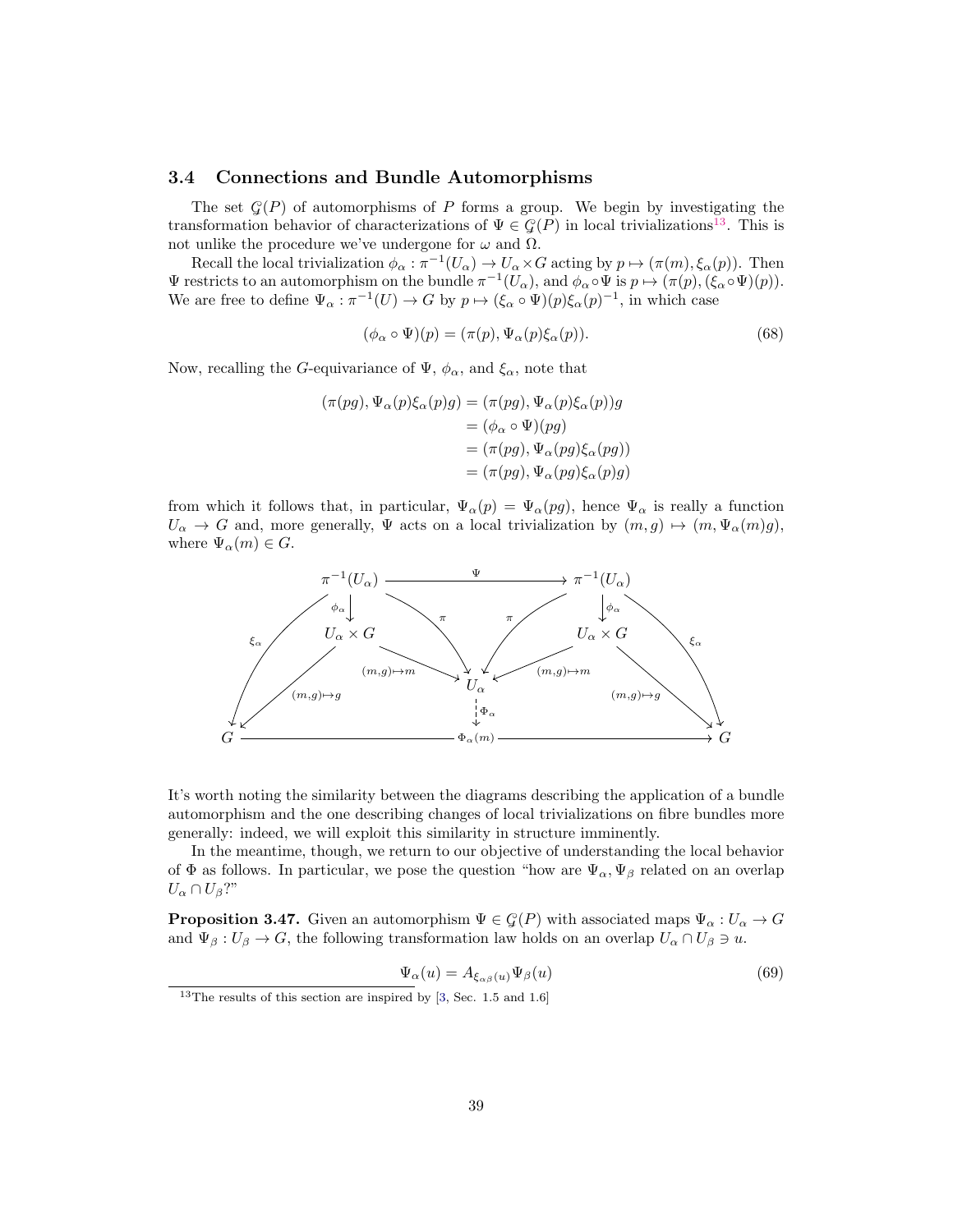### 3.4 Connections and Bundle Automorphisms

The set $\mathscr{G}(P)$ of automorphisms of $P$ forms a group. We begin by investigating the transformation behavior of characterizations of $\Psi \in \mathscr{G}(P)$ in local trivializations[13]. This is not unlike the procedure we've undergone for $\omega$ and $\Omega$.

Recall the local trivialization $\phi_\alpha : \pi^{-1}(U_\alpha) \to U_\alpha \times G$ acting by $p \mapsto (\pi(m), \xi_\alpha(p))$. Then $\Psi$ restricts to an automorphism on the bundle $\pi^{-1}(U_\alpha)$, and $\phi_\alpha \circ \Psi$ is $p \mapsto (\pi(p), (\xi_\alpha \circ \Psi)(p))$. We are free to define $\Psi_\alpha : \pi^{-1}(U) \to G$ by $p \mapsto (\xi_\alpha \circ \Psi)(p)\xi_\alpha(p)^{-1}$, in which case

$$(\phi_\alpha \circ \Psi)(p) = (\pi(p), \Psi_\alpha(p)\xi_\alpha(p)). \tag{68}$$

Now, recalling the $G$-equivariance of $\Psi$, $\phi_\alpha$, and $\xi_\alpha$, note that

$$\begin{aligned}
(\pi(pg), \Psi_\alpha(p)\xi_\alpha(p)g) &= (\pi(pg), \Psi_\alpha(p)\xi_\alpha(p))g \\
&= (\phi_\alpha \circ \Psi)(pg) \\
&= (\pi(pg), \Psi_\alpha(pg)\xi_\alpha(pg)) \\
&= (\pi(pg), \Psi_\alpha(pg)\xi_\alpha(p)g)
\end{aligned}$$

from which it follows that, in particular, $\Psi_\alpha(p) = \Psi_\alpha(pg)$, hence $\Psi_\alpha$ is really a function $U_\alpha \to G$ and, more generally, $\Psi$ acts on a local trivialization by $(m, g) \mapsto (m, \Psi_\alpha(m)g)$, where $\Psi_\alpha(m) \in G$.

$$\begin{array}{ccccc}
\pi^{-1}(U_\alpha) & & \xrightarrow{\quad\Psi\quad} & & \pi^{-1}(U_\alpha) \\
\downarrow \phi_\alpha & \searrow \pi & & \pi \swarrow & \downarrow \phi_\alpha \\
U_\alpha \times G & \xrightarrow{(m,g)\mapsto m} & U_\alpha & \xleftarrow{(m,g)\mapsto m} & U_\alpha \times G \\
\downarrow (m,g)\mapsto g & & \downarrow \Phi_\alpha & & \downarrow (m,g)\mapsto g \\
G & & \xrightarrow{\quad\Phi_\alpha(m)\quad} & & G
\end{array}$$

(with $\xi_\alpha : \pi^{-1}(U_\alpha) \to G$ on both sides)

It's worth noting the similarity between the diagrams describing the application of a bundle automorphism and the one describing changes of local trivializations on fibre bundles more generally: indeed, we will exploit this similarity in structure imminently.

In the meantime, though, we return to our objective of understanding the local behavior of $\Phi$ as follows. In particular, we pose the question "how are $\Psi_\alpha, \Psi_\beta$ related on an overlap $U_\alpha \cap U_\beta$?"

**Proposition 3.47.** Given an automorphism $\Psi \in \mathscr{G}(P)$ with associated maps $\Psi_\alpha : U_\alpha \to G$ and $\Psi_\beta : U_\beta \to G$, the following transformation law holds on an overlap $U_\alpha \cap U_\beta \ni u$.

$$\Psi_\alpha(u) = A_{\xi_{\alpha\beta}(u)}\Psi_\beta(u) \tag{69}$$

[13] The results of this section are inspired by [3, Sec. 1.5 and 1.6]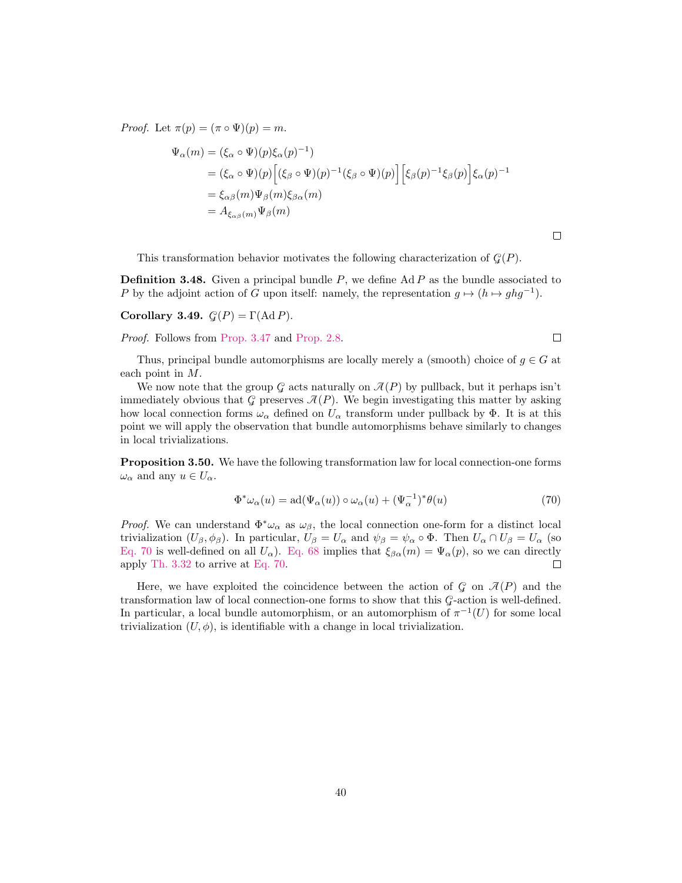*Proof.* Let $\pi(p) = (\pi \circ \Psi)(p) = m$.

$$
\begin{aligned}
\Psi_\alpha(m) &= (\xi_\alpha \circ \Psi)(p)\xi_\alpha(p)^{-1}) \\
&= (\xi_\alpha \circ \Psi)(p)\Big[(\xi_\beta \circ \Psi)(p)^{-1}(\xi_\beta \circ \Psi)(p)\Big]\Big[\xi_\beta(p)^{-1}\xi_\beta(p)\Big]\xi_\alpha(p)^{-1} \\
&= \xi_{\alpha\beta}(m)\Psi_\beta(m)\xi_{\beta\alpha}(m) \\
&= A_{\xi_{\alpha\beta}(m)}\Psi_\beta(m)
\end{aligned}
$$

□

This transformation behavior motivates the following characterization of $\mathcal{G}(P)$.

**Definition 3.48.** Given a principal bundle $P$, we define $\operatorname{Ad} P$ as the bundle associated to $P$ by the adjoint action of $G$ upon itself: namely, the representation $g \mapsto (h \mapsto ghg^{-1})$.

**Corollary 3.49.** $\mathcal{G}(P) = \Gamma(\operatorname{Ad} P)$.

*Proof.* Follows from Prop. 3.47 and Prop. 2.8. □

Thus, principal bundle automorphisms are locally merely a (smooth) choice of $g \in G$ at each point in $M$.

We now note that the group $\mathcal{G}$ acts naturally on $\mathcal{A}(P)$ by pullback, but it perhaps isn't immediately obvious that $\mathcal{G}$ preserves $\mathcal{A}(P)$. We begin investigating this matter by asking how local connection forms $\omega_\alpha$ defined on $U_\alpha$ transform under pullback by $\Phi$. It is at this point we will apply the observation that bundle automorphisms behave similarly to changes in local trivializations.

**Proposition 3.50.** We have the following transformation law for local connection-one forms $\omega_\alpha$ and any $u \in U_\alpha$.

$$
\Phi^*\omega_\alpha(u) = \operatorname{ad}(\Psi_\alpha(u)) \circ \omega_\alpha(u) + (\Psi_\alpha^{-1})^*\theta(u) \tag{70}
$$

*Proof.* We can understand $\Phi^*\omega_\alpha$ as $\omega_\beta$, the local connection one-form for a distinct local trivialization $(U_\beta, \phi_\beta)$. In particular, $U_\beta = U_\alpha$ and $\psi_\beta = \psi_\alpha \circ \Phi$. Then $U_\alpha \cap U_\beta = U_\alpha$ (so Eq. 70 is well-defined on all $U_\alpha$). Eq. 68 implies that $\xi_{\beta\alpha}(m) = \Psi_\alpha(p)$, so we can directly apply Th. 3.32 to arrive at Eq. 70. □

Here, we have exploited the coincidence between the action of $\mathcal{G}$ on $\mathcal{A}(P)$ and the transformation law of local connection-one forms to show that this $\mathcal{G}$-action is well-defined. In particular, a local bundle automorphism, or an automorphism of $\pi^{-1}(U)$ for some local trivialization $(U, \phi)$, is identifiable with a change in local trivialization.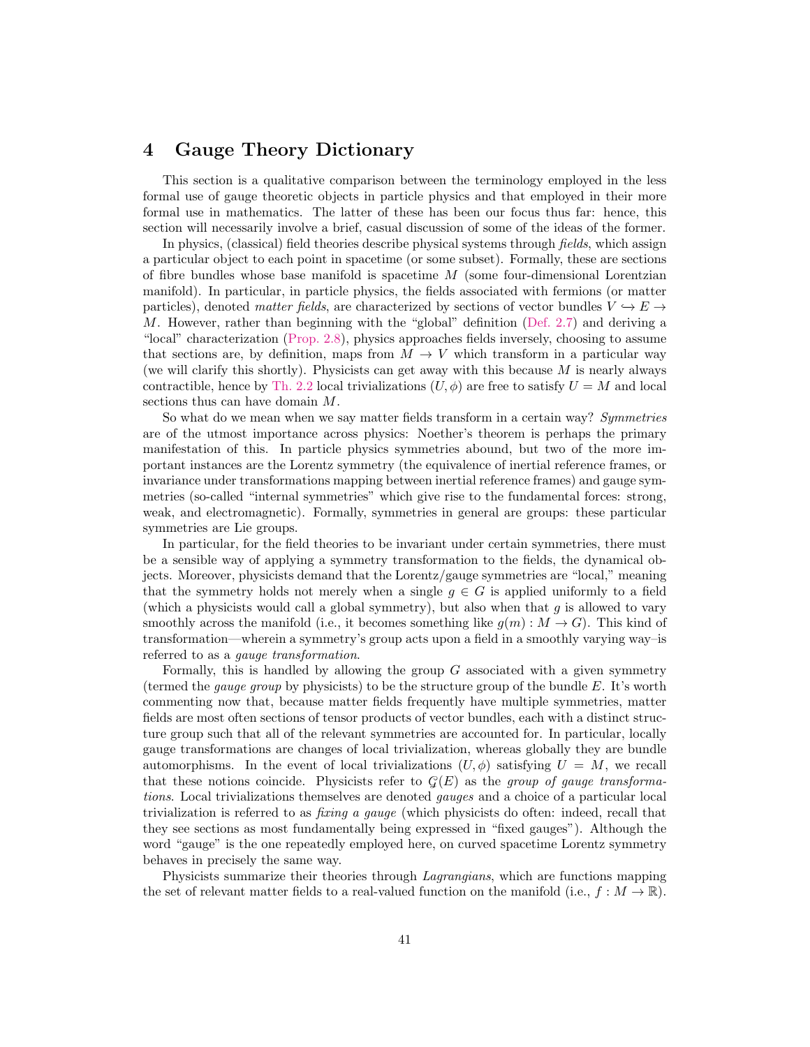# 4 Gauge Theory Dictionary

This section is a qualitative comparison between the terminology employed in the less formal use of gauge theoretic objects in particle physics and that employed in their more formal use in mathematics. The latter of these has been our focus thus far: hence, this section will necessarily involve a brief, casual discussion of some of the ideas of the former.

In physics, (classical) field theories describe physical systems through *fields*, which assign a particular object to each point in spacetime (or some subset). Formally, these are sections of fibre bundles whose base manifold is spacetime $M$ (some four-dimensional Lorentzian manifold). In particular, in particle physics, the fields associated with fermions (or matter particles), denoted *matter fields*, are characterized by sections of vector bundles $V \hookrightarrow E \to M$. However, rather than beginning with the "global" definition (Def. 2.7) and deriving a "local" characterization (Prop. 2.8), physics approaches fields inversely, choosing to assume that sections are, by definition, maps from $M \to V$ which transform in a particular way (we will clarify this shortly). Physicists can get away with this because $M$ is nearly always contractible, hence by Th. 2.2 local trivializations $(U, \phi)$ are free to satisfy $U = M$ and local sections thus can have domain $M$.

So what do we mean when we say matter fields transform in a certain way? *Symmetries* are of the utmost importance across physics: Noether's theorem is perhaps the primary manifestation of this. In particle physics symmetries abound, but two of the more important instances are the Lorentz symmetry (the equivalence of inertial reference frames, or invariance under transformations mapping between inertial reference frames) and gauge symmetries (so-called "internal symmetries" which give rise to the fundamental forces: strong, weak, and electromagnetic). Formally, symmetries in general are groups: these particular symmetries are Lie groups.

In particular, for the field theories to be invariant under certain symmetries, there must be a sensible way of applying a symmetry transformation to the fields, the dynamical objects. Moreover, physicists demand that the Lorentz/gauge symmetries are "local," meaning that the symmetry holds not merely when a single $g \in G$ is applied uniformly to a field (which a physicists would call a global symmetry), but also when that $g$ is allowed to vary smoothly across the manifold (i.e., it becomes something like $g(m) : M \to G$). This kind of transformation—wherein a symmetry's group acts upon a field in a smoothly varying way–is referred to as a *gauge transformation*.

Formally, this is handled by allowing the group $G$ associated with a given symmetry (termed the *gauge group* by physicists) to be the structure group of the bundle $E$. It's worth commenting now that, because matter fields frequently have multiple symmetries, matter fields are most often sections of tensor products of vector bundles, each with a distinct structure group such that all of the relevant symmetries are accounted for. In particular, locally gauge transformations are changes of local trivialization, whereas globally they are bundle automorphisms. In the event of local trivializations $(U, \phi)$ satisfying $U = M$, we recall that these notions coincide. Physicists refer to $\mathcal{G}(E)$ as the *group of gauge transformations*. Local trivializations themselves are denoted *gauges* and a choice of a particular local trivialization is referred to as *fixing a gauge* (which physicists do often: indeed, recall that they see sections as most fundamentally being expressed in "fixed gauges"). Although the word "gauge" is the one repeatedly employed here, on curved spacetime Lorentz symmetry behaves in precisely the same way.

Physicists summarize their theories through *Lagrangians*, which are functions mapping the set of relevant matter fields to a real-valued function on the manifold (i.e., $f : M \to \mathbb{R}$).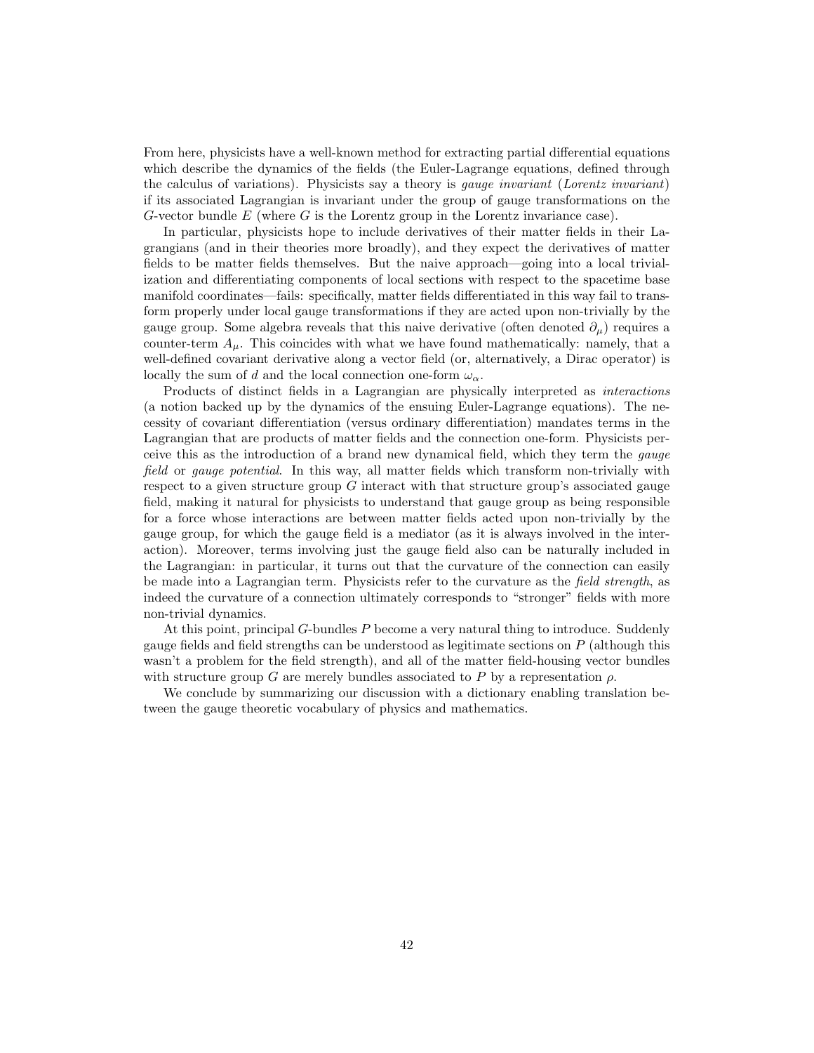From here, physicists have a well-known method for extracting partial differential equations which describe the dynamics of the fields (the Euler-Lagrange equations, defined through the calculus of variations). Physicists say a theory is *gauge invariant* (*Lorentz invariant*) if its associated Lagrangian is invariant under the group of gauge transformations on the $G$-vector bundle $E$ (where $G$ is the Lorentz group in the Lorentz invariance case).

In particular, physicists hope to include derivatives of their matter fields in their Lagrangians (and in their theories more broadly), and they expect the derivatives of matter fields to be matter fields themselves. But the naive approach—going into a local trivialization and differentiating components of local sections with respect to the spacetime base manifold coordinates—fails: specifically, matter fields differentiated in this way fail to transform properly under local gauge transformations if they are acted upon non-trivially by the gauge group. Some algebra reveals that this naive derivative (often denoted $\partial_\mu$) requires a counter-term $A_\mu$. This coincides with what we have found mathematically: namely, that a well-defined covariant derivative along a vector field (or, alternatively, a Dirac operator) is locally the sum of $d$ and the local connection one-form $\omega_\alpha$.

Products of distinct fields in a Lagrangian are physically interpreted as *interactions* (a notion backed up by the dynamics of the ensuing Euler-Lagrange equations). The necessity of covariant differentiation (versus ordinary differentiation) mandates terms in the Lagrangian that are products of matter fields and the connection one-form. Physicists perceive this as the introduction of a brand new dynamical field, which they term the *gauge field* or *gauge potential*. In this way, all matter fields which transform non-trivially with respect to a given structure group $G$ interact with that structure group's associated gauge field, making it natural for physicists to understand that gauge group as being responsible for a force whose interactions are between matter fields acted upon non-trivially by the gauge group, for which the gauge field is a mediator (as it is always involved in the interaction). Moreover, terms involving just the gauge field also can be naturally included in the Lagrangian: in particular, it turns out that the curvature of the connection can easily be made into a Lagrangian term. Physicists refer to the curvature as the *field strength*, as indeed the curvature of a connection ultimately corresponds to "stronger" fields with more non-trivial dynamics.

At this point, principal $G$-bundles $P$ become a very natural thing to introduce. Suddenly gauge fields and field strengths can be understood as legitimate sections on $P$ (although this wasn't a problem for the field strength), and all of the matter field-housing vector bundles with structure group $G$ are merely bundles associated to $P$ by a representation $\rho$.

We conclude by summarizing our discussion with a dictionary enabling translation between the gauge theoretic vocabulary of physics and mathematics.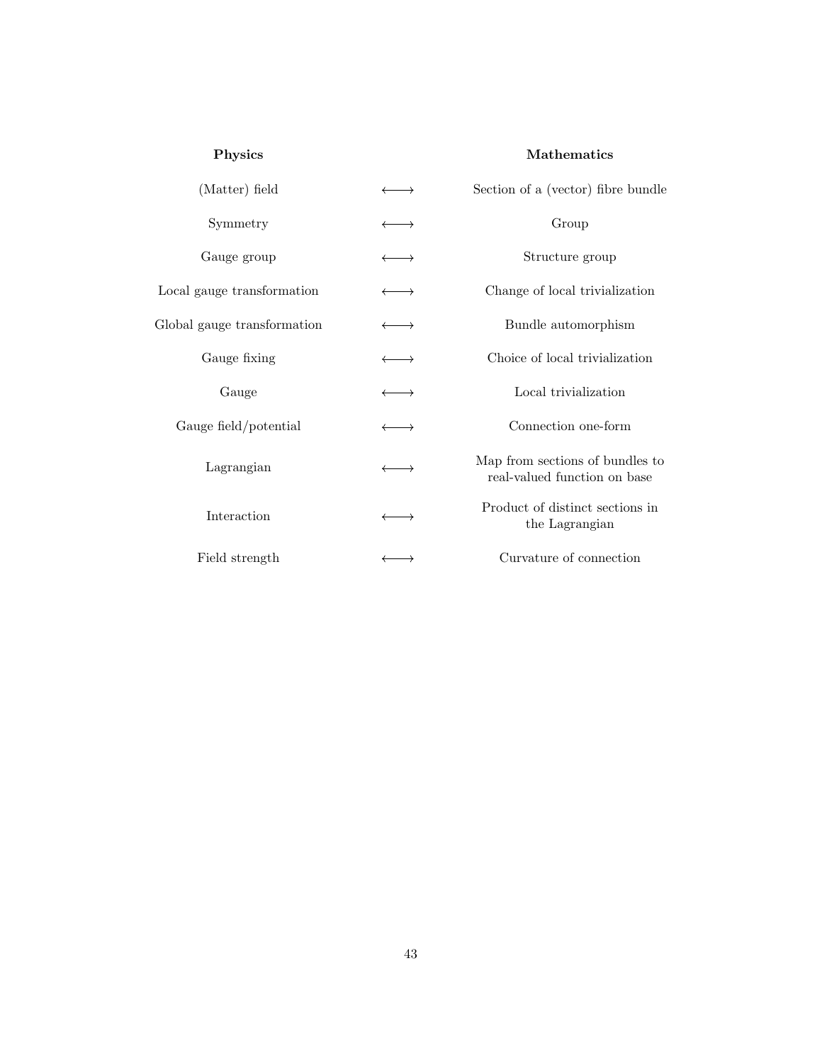| **Physics** | | **Mathematics** |
|---|---|---|
| (Matter) field | $\longleftrightarrow$ | Section of a (vector) fibre bundle |
| Symmetry | $\longleftrightarrow$ | Group |
| Gauge group | $\longleftrightarrow$ | Structure group |
| Local gauge transformation | $\longleftrightarrow$ | Change of local trivialization |
| Global gauge transformation | $\longleftrightarrow$ | Bundle automorphism |
| Gauge fixing | $\longleftrightarrow$ | Choice of local trivialization |
| Gauge | $\longleftrightarrow$ | Local trivialization |
| Gauge field/potential | $\longleftrightarrow$ | Connection one-form |
| Lagrangian | $\longleftrightarrow$ | Map from sections of bundles to real-valued function on base |
| Interaction | $\longleftrightarrow$ | Product of distinct sections in the Lagrangian |
| Field strength | $\longleftrightarrow$ | Curvature of connection |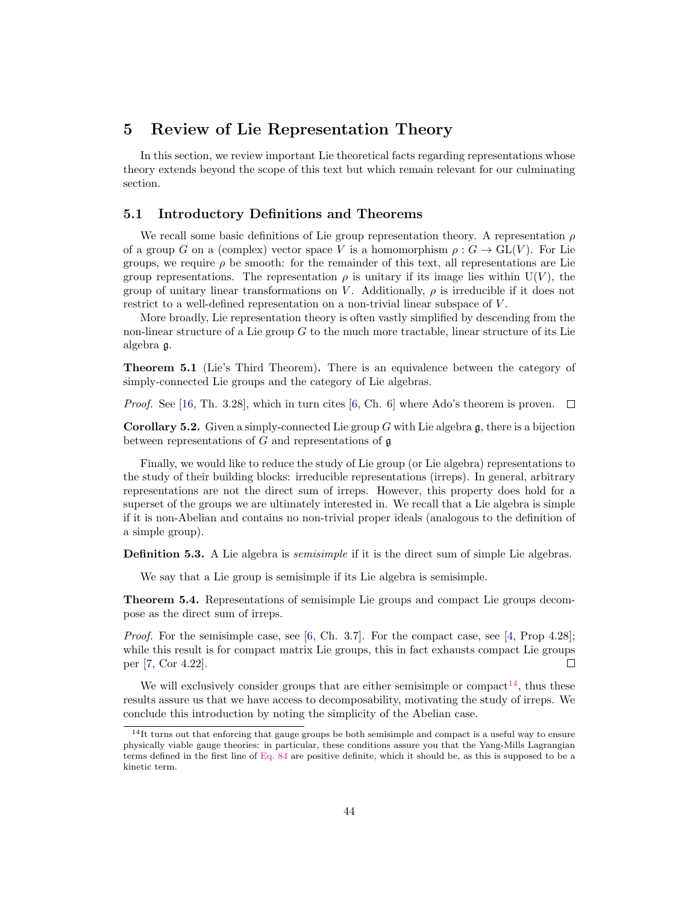# 5 Review of Lie Representation Theory

In this section, we review important Lie theoretical facts regarding representations whose theory extends beyond the scope of this text but which remain relevant for our culminating section.

## 5.1 Introductory Definitions and Theorems

We recall some basic definitions of Lie group representation theory. A representation $\rho$ of a group $G$ on a (complex) vector space $V$ is a homomorphism $\rho : G \to \mathrm{GL}(V)$. For Lie groups, we require $\rho$ be smooth: for the remainder of this text, all representations are Lie group representations. The representation $\rho$ is unitary if its image lies within $\mathrm{U}(V)$, the group of unitary linear transformations on $V$. Additionally, $\rho$ is irreducible if it does not restrict to a well-defined representation on a non-trivial linear subspace of $V$.

More broadly, Lie representation theory is often vastly simplified by descending from the non-linear structure of a Lie group $G$ to the much more tractable, linear structure of its Lie algebra $\mathfrak{g}$.

**Theorem 5.1** (Lie's Third Theorem)**.** There is an equivalence between the category of simply-connected Lie groups and the category of Lie algebras.

*Proof.* See [16, Th. 3.28], which in turn cites [6, Ch. 6] where Ado's theorem is proven. □

**Corollary 5.2.** Given a simply-connected Lie group $G$ with Lie algebra $\mathfrak{g}$, there is a bijection between representations of $G$ and representations of $\mathfrak{g}$

Finally, we would like to reduce the study of Lie group (or Lie algebra) representations to the study of their building blocks: irreducible representations (irreps). In general, arbitrary representations are not the direct sum of irreps. However, this property does hold for a superset of the groups we are ultimately interested in. We recall that a Lie algebra is simple if it is non-Abelian and contains no non-trivial proper ideals (analogous to the definition of a simple group).

**Definition 5.3.** A Lie algebra is *semisimple* if it is the direct sum of simple Lie algebras.

We say that a Lie group is semisimple if its Lie algebra is semisimple.

**Theorem 5.4.** Representations of semisimple Lie groups and compact Lie groups decompose as the direct sum of irreps.

*Proof.* For the semisimple case, see [6, Ch. 3.7]. For the compact case, see [4, Prop 4.28]; while this result is for compact matrix Lie groups, this in fact exhausts compact Lie groups per [7, Cor 4.22]. □

We will exclusively consider groups that are either semisimple or compact[14], thus these results assure us that we have access to decomposability, motivating the study of irreps. We conclude this introduction by noting the simplicity of the Abelian case.

[14] It turns out that enforcing that gauge groups be both semisimple and compact is a useful way to ensure physically viable gauge theories: in particular, these conditions assure you that the Yang-Mills Lagrangian terms defined in the first line of Eq. 84 are positive definite, which it should be, as this is supposed to be a kinetic term.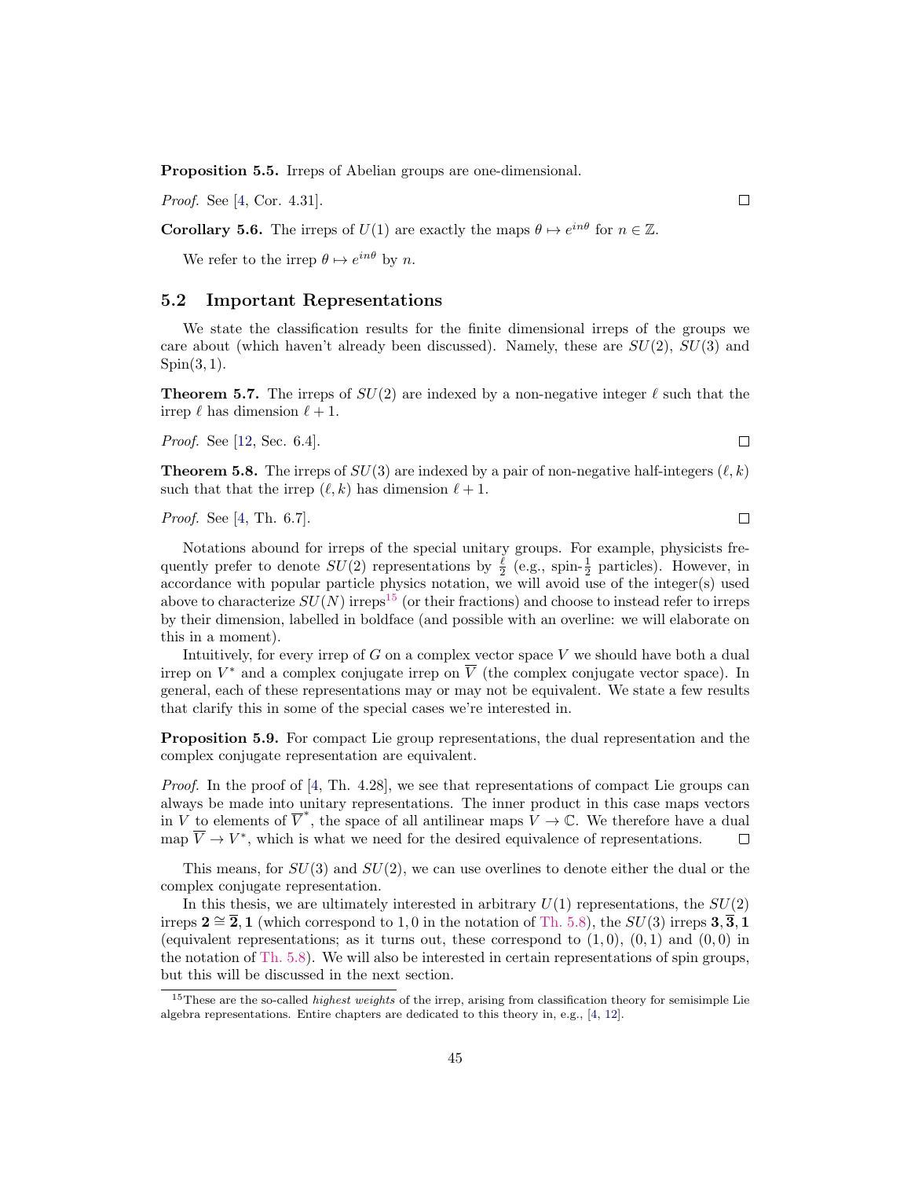**Proposition 5.5.** Irreps of Abelian groups are one-dimensional.

*Proof.* See [4, Cor. 4.31]. □

**Corollary 5.6.** The irreps of $U(1)$ are exactly the maps $\theta \mapsto e^{in\theta}$ for $n \in \mathbb{Z}$.

We refer to the irrep $\theta \mapsto e^{in\theta}$ by $n$.

## 5.2 Important Representations

We state the classification results for the finite dimensional irreps of the groups we care about (which haven't already been discussed). Namely, these are $SU(2)$, $SU(3)$ and $\mathrm{Spin}(3,1)$.

**Theorem 5.7.** The irreps of $SU(2)$ are indexed by a non-negative integer $\ell$ such that the irrep $\ell$ has dimension $\ell + 1$.

*Proof.* See [12, Sec. 6.4]. □

**Theorem 5.8.** The irreps of $SU(3)$ are indexed by a pair of non-negative half-integers $(\ell, k)$ such that that the irrep $(\ell, k)$ has dimension $\ell + 1$.

*Proof.* See [4, Th. 6.7]. □

Notations abound for irreps of the special unitary groups. For example, physicists frequently prefer to denote $SU(2)$ representations by $\frac{\ell}{2}$ (e.g., spin-$\frac{1}{2}$ particles). However, in accordance with popular particle physics notation, we will avoid use of the integer(s) used above to characterize $SU(N)$ irreps[15] (or their fractions) and choose to instead refer to irreps by their dimension, labelled in boldface (and possible with an overline: we will elaborate on this in a moment).

Intuitively, for every irrep of $G$ on a complex vector space $V$ we should have both a dual irrep on $V^*$ and a complex conjugate irrep on $\overline{V}$ (the complex conjugate vector space). In general, each of these representations may or may not be equivalent. We state a few results that clarify this in some of the special cases we're interested in.

**Proposition 5.9.** For compact Lie group representations, the dual representation and the complex conjugate representation are equivalent.

*Proof.* In the proof of [4, Th. 4.28], we see that representations of compact Lie groups can always be made into unitary representations. The inner product in this case maps vectors in $V$ to elements of $\overline{V}^*$, the space of all antilinear maps $V \to \mathbb{C}$. We therefore have a dual map $\overline{V} \to V^*$, which is what we need for the desired equivalence of representations. □

This means, for $SU(3)$ and $SU(2)$, we can use overlines to denote either the dual or the complex conjugate representation.

In this thesis, we are ultimately interested in arbitrary $U(1)$ representations, the $SU(2)$ irreps $\mathbf{2} \cong \overline{\mathbf{2}}, \mathbf{1}$ (which correspond to $1, 0$ in the notation of Th. 5.8), the $SU(3)$ irreps $\mathbf{3}, \overline{\mathbf{3}}, \mathbf{1}$ (equivalent representations; as it turns out, these correspond to $(1,0)$, $(0,1)$ and $(0,0)$ in the notation of Th. 5.8). We will also be interested in certain representations of spin groups, but this will be discussed in the next section.

[15] These are the so-called *highest weights* of the irrep, arising from classification theory for semisimple Lie algebra representations. Entire chapters are dedicated to this theory in, e.g., [4, 12].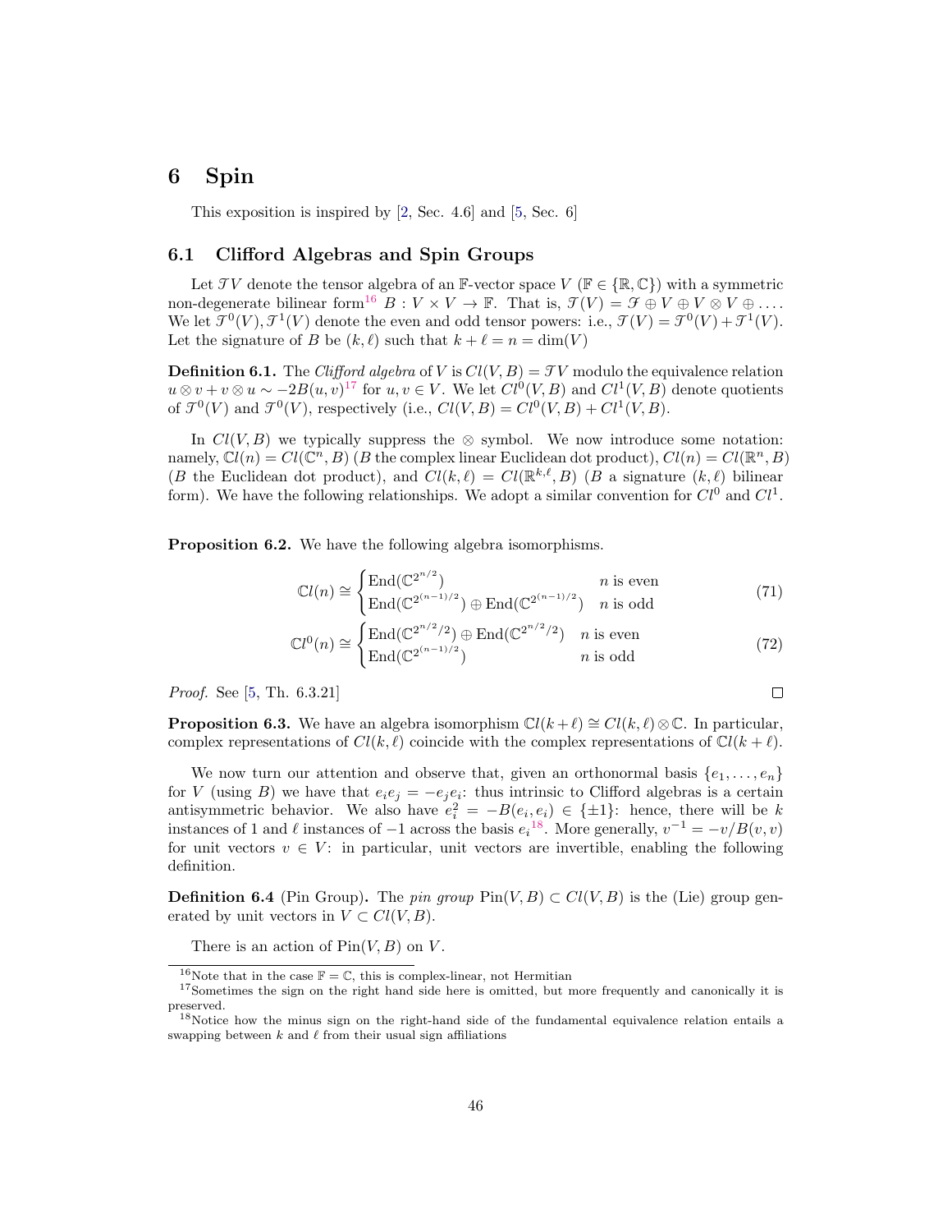# 6 Spin

This exposition is inspired by [2, Sec. 4.6] and [5, Sec. 6]

## 6.1 Clifford Algebras and Spin Groups

Let $\mathcal{T}V$ denote the tensor algebra of an $\mathbb{F}$-vector space $V$ ($\mathbb{F} \in \{\mathbb{R}, \mathbb{C}\}$) with a symmetric non-degenerate bilinear form[16] $B : V \times V \to \mathbb{F}$. That is, $\mathcal{T}(V) = \mathcal{F} \oplus V \oplus V \otimes V \oplus \ldots$. We let $\mathcal{T}^0(V), \mathcal{T}^1(V)$ denote the even and odd tensor powers: i.e., $\mathcal{T}(V) = \mathcal{T}^0(V) + \mathcal{T}^1(V)$. Let the signature of $B$ be $(k, \ell)$ such that $k + \ell = n = \dim(V)$

**Definition 6.1.** The *Clifford algebra* of $V$ is $Cl(V, B) = \mathcal{T}V$ modulo the equivalence relation $u \otimes v + v \otimes u \sim -2B(u, v)$[17] for $u, v \in V$. We let $Cl^0(V, B)$ and $Cl^1(V, B)$ denote quotients of $\mathcal{T}^0(V)$ and $\mathcal{T}^0(V)$, respectively (i.e., $Cl(V, B) = Cl^0(V, B) + Cl^1(V, B)$.

In $Cl(V, B)$ we typically suppress the $\otimes$ symbol. We now introduce some notation: namely, $\mathbb{C}l(n) = Cl(\mathbb{C}^n, B)$ ($B$ the complex linear Euclidean dot product), $Cl(n) = Cl(\mathbb{R}^n, B)$ ($B$ the Euclidean dot product), and $Cl(k, \ell) = Cl(\mathbb{R}^{k,\ell}, B)$ ($B$ a signature $(k, \ell)$ bilinear form). We have the following relationships. We adopt a similar convention for $Cl^0$ and $Cl^1$.

**Proposition 6.2.** We have the following algebra isomorphisms.

$$\mathbb{C}l(n) \cong \begin{cases} \mathrm{End}(\mathbb{C}^{2^{n/2}}) & n \text{ is even} \\ \mathrm{End}(\mathbb{C}^{2^{(n-1)/2}}) \oplus \mathrm{End}(\mathbb{C}^{2^{(n-1)/2}}) & n \text{ is odd} \end{cases} \tag{71}$$

$$\mathbb{C}l^0(n) \cong \begin{cases} \mathrm{End}(\mathbb{C}^{2^{n/2}/2}) \oplus \mathrm{End}(\mathbb{C}^{2^{n/2}/2}) & n \text{ is even} \\ \mathrm{End}(\mathbb{C}^{2^{(n-1)/2}}) & n \text{ is odd} \end{cases} \tag{72}$$

*Proof.* See [5, Th. 6.3.21] $\square$

**Proposition 6.3.** We have an algebra isomorphism $\mathbb{C}l(k+\ell) \cong Cl(k, \ell) \otimes \mathbb{C}$. In particular, complex representations of $Cl(k, \ell)$ coincide with the complex representations of $\mathbb{C}l(k + \ell)$.

We now turn our attention and observe that, given an orthonormal basis $\{e_1, \ldots, e_n\}$ for $V$ (using $B$) we have that $e_i e_j = -e_j e_i$: thus intrinsic to Clifford algebras is a certain antisymmetric behavior. We also have $e_i^2 = -B(e_i, e_i) \in \{\pm 1\}$: hence, there will be $k$ instances of 1 and $\ell$ instances of $-1$ across the basis $e_i$[18]. More generally, $v^{-1} = -v/B(v, v)$ for unit vectors $v \in V$: in particular, unit vectors are invertible, enabling the following definition.

**Definition 6.4** (Pin Group)**.** The *pin group* $\mathrm{Pin}(V, B) \subset Cl(V, B)$ is the (Lie) group generated by unit vectors in $V \subset Cl(V, B)$.

There is an action of $\mathrm{Pin}(V, B)$ on $V$.

---

[16] Note that in the case $\mathbb{F} = \mathbb{C}$, this is complex-linear, not Hermitian

[17] Sometimes the sign on the right hand side here is omitted, but more frequently and canonically it is preserved.

[18] Notice how the minus sign on the right-hand side of the fundamental equivalence relation entails a swapping between $k$ and $\ell$ from their usual sign affiliations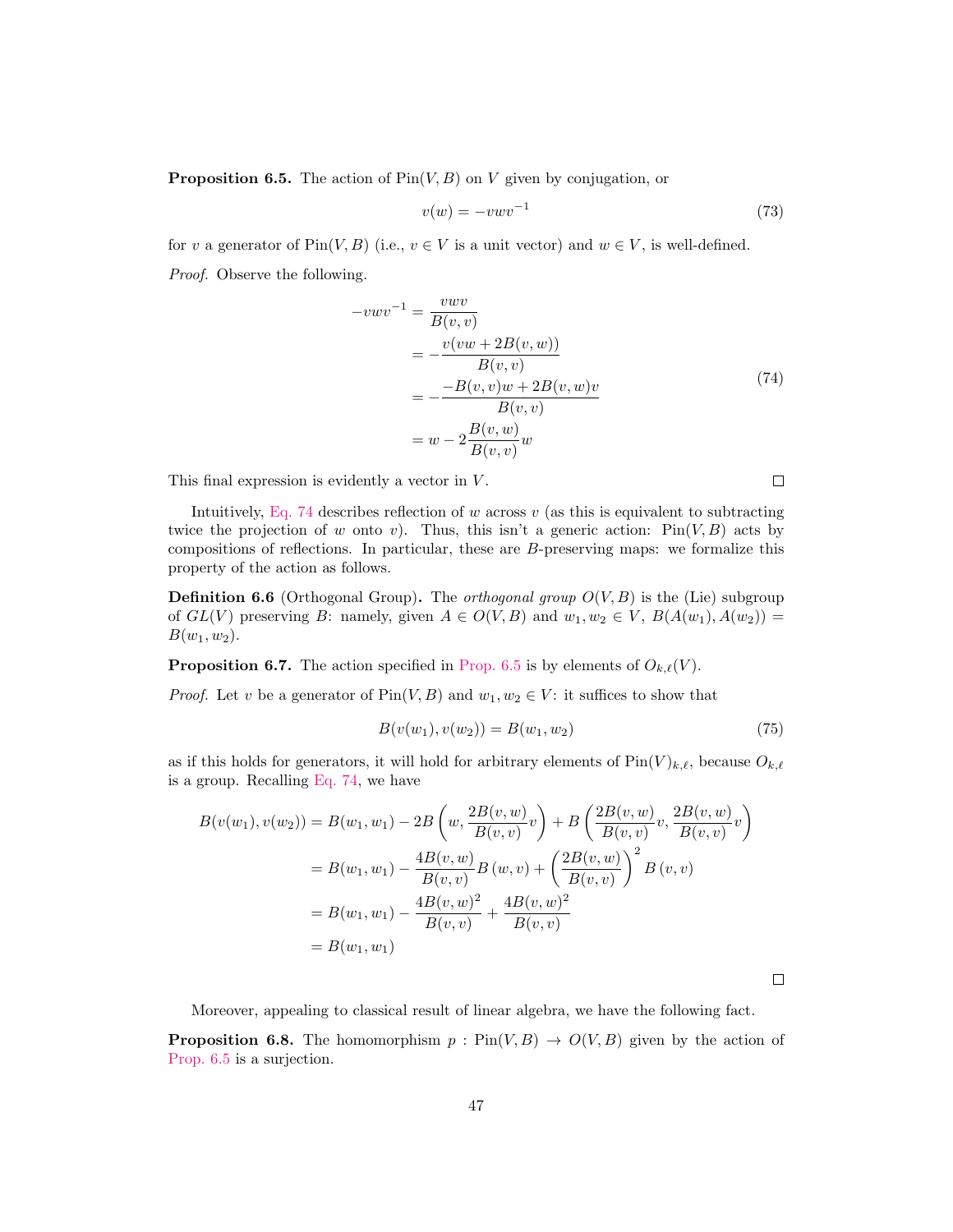**Proposition 6.5.** The action of $\mathrm{Pin}(V, B)$ on $V$ given by conjugation, or

$$v(w) = -vwv^{-1} \tag{73}$$

for $v$ a generator of $\mathrm{Pin}(V, B)$ (i.e., $v \in V$ is a unit vector) and $w \in V$, is well-defined.

*Proof.* Observe the following.

$$\begin{aligned} -vwv^{-1} &= \frac{vwv}{B(v,v)} \\ &= -\frac{v(vw + 2B(v,w))}{B(v,v)} \\ &= -\frac{-B(v,v)w + 2B(v,w)v}{B(v,v)} \\ &= w - 2\frac{B(v,w)}{B(v,v)}w \end{aligned} \tag{74}$$

This final expression is evidently a vector in $V$. $\square$

Intuitively, Eq. 74 describes reflection of $w$ across $v$ (as this is equivalent to subtracting twice the projection of $w$ onto $v$). Thus, this isn't a generic action: $\mathrm{Pin}(V, B)$ acts by compositions of reflections. In particular, these are $B$-preserving maps: we formalize this property of the action as follows.

**Definition 6.6** (Orthogonal Group)**.** The *orthogonal group* $O(V, B)$ is the (Lie) subgroup of $GL(V)$ preserving $B$: namely, given $A \in O(V, B)$ and $w_1, w_2 \in V$, $B(A(w_1), A(w_2)) = B(w_1, w_2)$.

**Proposition 6.7.** The action specified in Prop. 6.5 is by elements of $O_{k,\ell}(V)$.

*Proof.* Let $v$ be a generator of $\mathrm{Pin}(V, B)$ and $w_1, w_2 \in V$: it suffices to show that

$$B(v(w_1), v(w_2)) = B(w_1, w_2) \tag{75}$$

as if this holds for generators, it will hold for arbitrary elements of $\mathrm{Pin}(V)_{k,\ell}$, because $O_{k,\ell}$ is a group. Recalling Eq. 74, we have

$$\begin{aligned} B(v(w_1), v(w_2)) &= B(w_1, w_1) - 2B\left(w, \frac{2B(v,w)}{B(v,v)}v\right) + B\left(\frac{2B(v,w)}{B(v,v)}v, \frac{2B(v,w)}{B(v,v)}v\right) \\ &= B(w_1, w_1) - \frac{4B(v,w)}{B(v,v)}B(w,v) + \left(\frac{2B(v,w)}{B(v,v)}\right)^2 B(v,v) \\ &= B(w_1, w_1) - \frac{4B(v,w)^2}{B(v,v)} + \frac{4B(v,w)^2}{B(v,v)} \\ &= B(w_1, w_1) \end{aligned}$$

$\square$

Moreover, appealing to classical result of linear algebra, we have the following fact.

**Proposition 6.8.** The homomorphism $p : \mathrm{Pin}(V, B) \to O(V, B)$ given by the action of Prop. 6.5 is a surjection.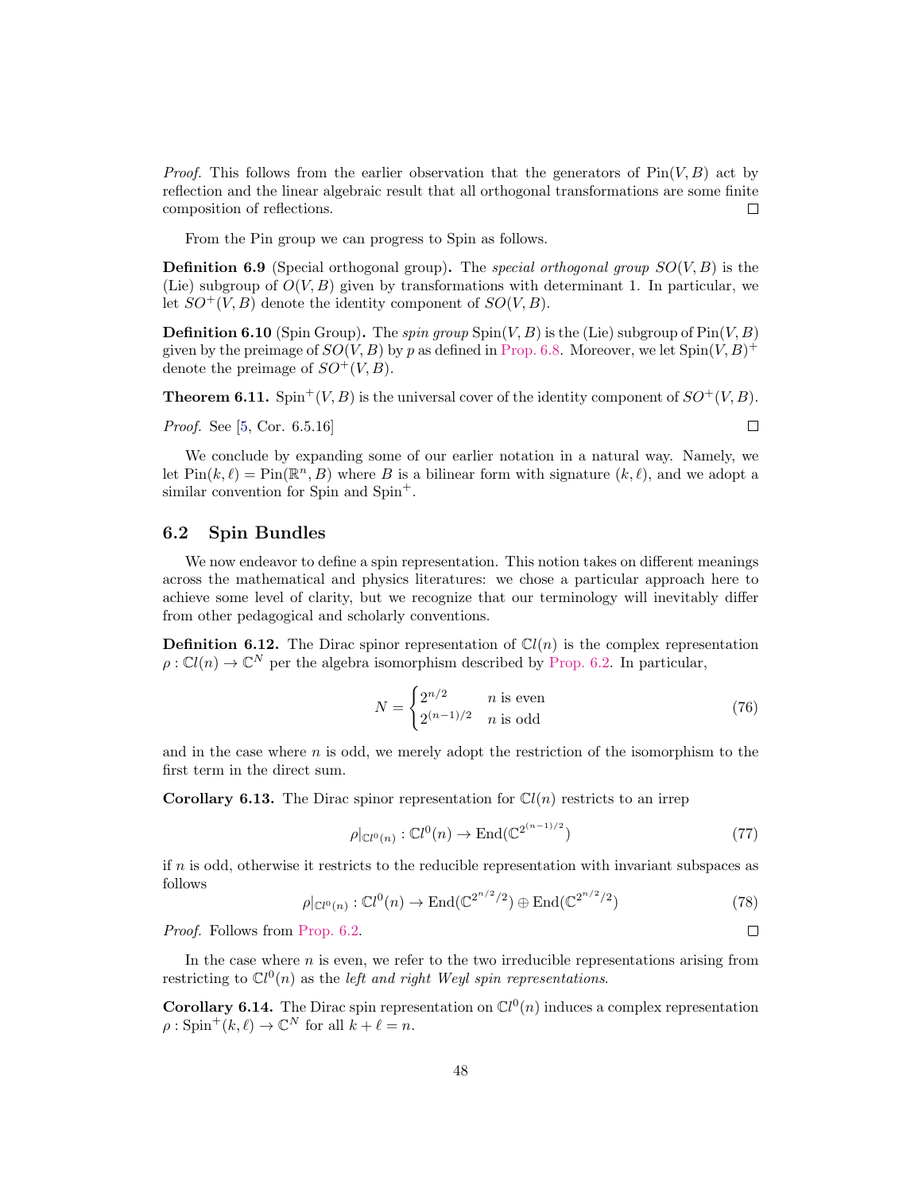*Proof.* This follows from the earlier observation that the generators of $\mathrm{Pin}(V, B)$ act by reflection and the linear algebraic result that all orthogonal transformations are some finite composition of reflections. ☐

From the Pin group we can progress to Spin as follows.

**Definition 6.9** (Special orthogonal group)**.** The *special orthogonal group* $SO(V, B)$ is the (Lie) subgroup of $O(V, B)$ given by transformations with determinant 1. In particular, we let $SO^+(V, B)$ denote the identity component of $SO(V, B)$.

**Definition 6.10** (Spin Group)**.** The *spin group* $\mathrm{Spin}(V, B)$ is the (Lie) subgroup of $\mathrm{Pin}(V, B)$ given by the preimage of $SO(V, B)$ by $p$ as defined in Prop. 6.8. Moreover, we let $\mathrm{Spin}(V, B)^+$ denote the preimage of $SO^+(V, B)$.

**Theorem 6.11.** $\mathrm{Spin}^+(V, B)$ is the universal cover of the identity component of $SO^+(V, B)$.

*Proof.* See [5, Cor. 6.5.16] ☐

We conclude by expanding some of our earlier notation in a natural way. Namely, we let $\mathrm{Pin}(k, \ell) = \mathrm{Pin}(\mathbb{R}^n, B)$ where $B$ is a bilinear form with signature $(k, \ell)$, and we adopt a similar convention for Spin and $\mathrm{Spin}^+$.

## 6.2 Spin Bundles

We now endeavor to define a spin representation. This notion takes on different meanings across the mathematical and physics literatures: we chose a particular approach here to achieve some level of clarity, but we recognize that our terminology will inevitably differ from other pedagogical and scholarly conventions.

**Definition 6.12.** The Dirac spinor representation of $\mathbb{C}l(n)$ is the complex representation $\rho : \mathbb{C}l(n) \to \mathbb{C}^N$ per the algebra isomorphism described by Prop. 6.2. In particular,

$$N = \begin{cases} 2^{n/2} & n \text{ is even} \\ 2^{(n-1)/2} & n \text{ is odd} \end{cases} \tag{76}$$

and in the case where $n$ is odd, we merely adopt the restriction of the isomorphism to the first term in the direct sum.

**Corollary 6.13.** The Dirac spinor representation for $\mathbb{C}l(n)$ restricts to an irrep

$$\rho|_{\mathbb{C}l^0(n)} : \mathbb{C}l^0(n) \to \mathrm{End}(\mathbb{C}^{2^{(n-1)/2}}) \tag{77}$$

if $n$ is odd, otherwise it restricts to the reducible representation with invariant subspaces as follows

$$\rho|_{\mathbb{C}l^0(n)} : \mathbb{C}l^0(n) \to \mathrm{End}(\mathbb{C}^{2^{n/2}/2}) \oplus \mathrm{End}(\mathbb{C}^{2^{n/2}/2}) \tag{78}$$

*Proof.* Follows from Prop. 6.2. ☐

In the case where $n$ is even, we refer to the two irreducible representations arising from restricting to $\mathbb{C}l^0(n)$ as the *left and right Weyl spin representations*.

**Corollary 6.14.** The Dirac spin representation on $\mathbb{C}l^0(n)$ induces a complex representation $\rho : \mathrm{Spin}^+(k, \ell) \to \mathbb{C}^N$ for all $k + \ell = n$.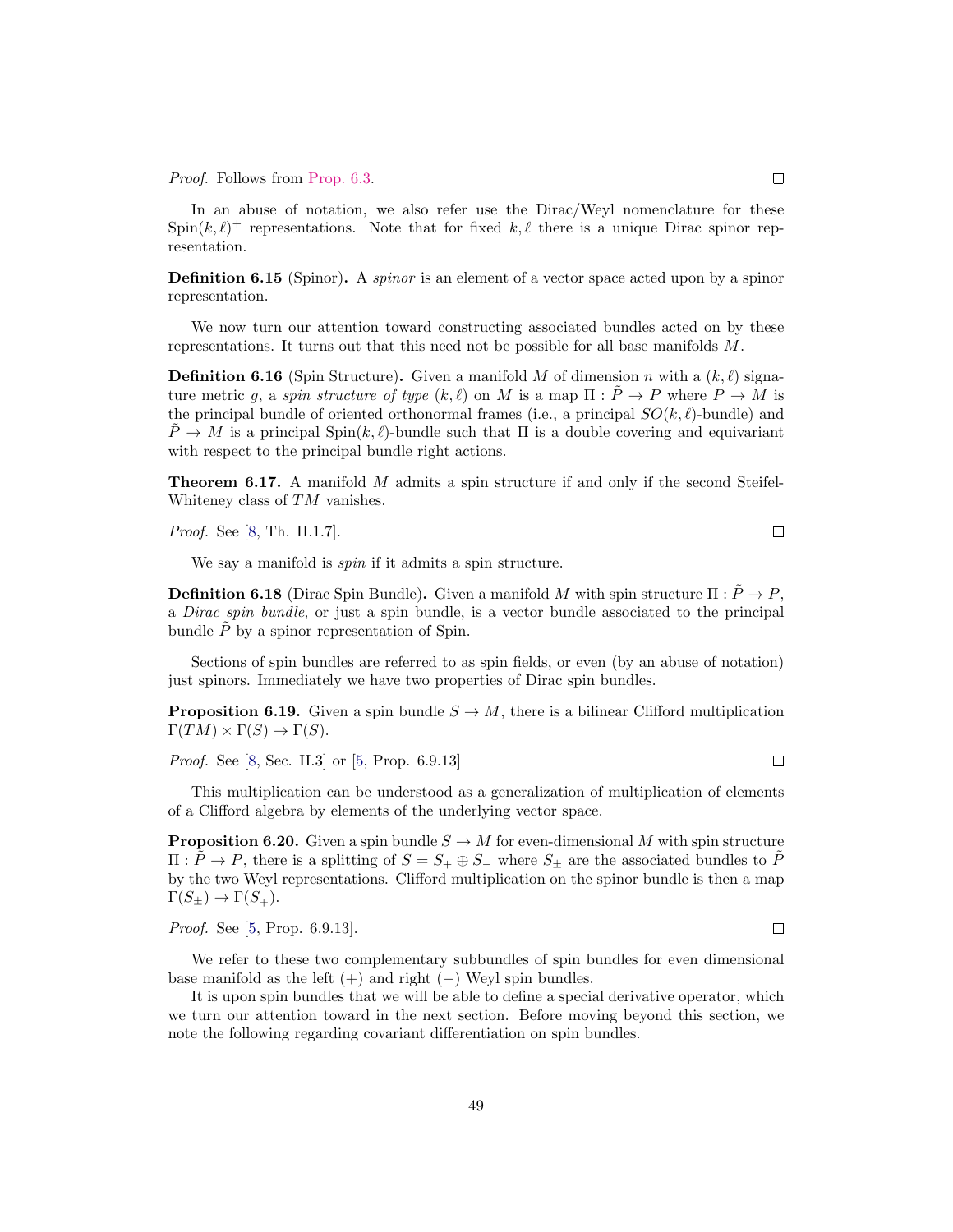*Proof.* Follows from Prop. 6.3. □

In an abuse of notation, we also refer use the Dirac/Weyl nomenclature for these $\mathrm{Spin}(k, \ell)^+$ representations. Note that for fixed $k, \ell$ there is a unique Dirac spinor representation.

**Definition 6.15** (Spinor)**.** A *spinor* is an element of a vector space acted upon by a spinor representation.

We now turn our attention toward constructing associated bundles acted on by these representations. It turns out that this need not be possible for all base manifolds $M$.

**Definition 6.16** (Spin Structure)**.** Given a manifold $M$ of dimension $n$ with a $(k, \ell)$ signature metric $g$, a *spin structure of type* $(k, \ell)$ on $M$ is a map $\Pi : \tilde{P} \to P$ where $P \to M$ is the principal bundle of oriented orthonormal frames (i.e., a principal $SO(k, \ell)$-bundle) and $\tilde{P} \to M$ is a principal $\mathrm{Spin}(k, \ell)$-bundle such that $\Pi$ is a double covering and equivariant with respect to the principal bundle right actions.

**Theorem 6.17.** A manifold $M$ admits a spin structure if and only if the second Steifel-Whiteney class of $TM$ vanishes.

*Proof.* See [8, Th. II.1.7]. □

We say a manifold is *spin* if it admits a spin structure.

**Definition 6.18** (Dirac Spin Bundle)**.** Given a manifold $M$ with spin structure $\Pi : \tilde{P} \to P$, a *Dirac spin bundle*, or just a spin bundle, is a vector bundle associated to the principal bundle $\tilde{P}$ by a spinor representation of Spin.

Sections of spin bundles are referred to as spin fields, or even (by an abuse of notation) just spinors. Immediately we have two properties of Dirac spin bundles.

**Proposition 6.19.** Given a spin bundle $S \to M$, there is a bilinear Clifford multiplication $\Gamma(TM) \times \Gamma(S) \to \Gamma(S)$.

*Proof.* See [8, Sec. II.3] or [5, Prop. 6.9.13] □

This multiplication can be understood as a generalization of multiplication of elements of a Clifford algebra by elements of the underlying vector space.

**Proposition 6.20.** Given a spin bundle $S \to M$ for even-dimensional $M$ with spin structure $\Pi : \tilde{P} \to P$, there is a splitting of $S = S_+ \oplus S_-$ where $S_\pm$ are the associated bundles to $\tilde{P}$ by the two Weyl representations. Clifford multiplication on the spinor bundle is then a map $\Gamma(S_\pm) \to \Gamma(S_\mp)$.

*Proof.* See [5, Prop. 6.9.13]. □

We refer to these two complementary subbundles of spin bundles for even dimensional base manifold as the left $(+)$ and right $(-)$ Weyl spin bundles.

It is upon spin bundles that we will be able to define a special derivative operator, which we turn our attention toward in the next section. Before moving beyond this section, we note the following regarding covariant differentiation on spin bundles.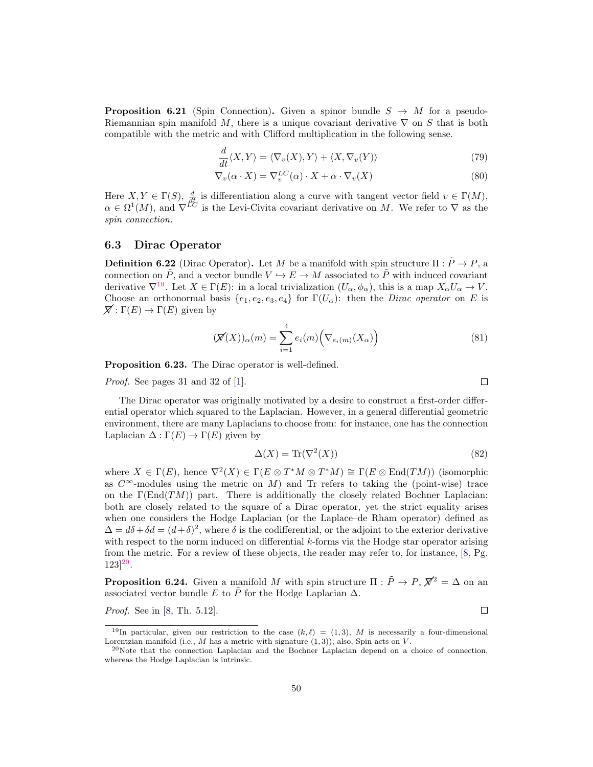**Proposition 6.21** (Spin Connection)**.** Given a spinor bundle $S \to M$ for a pseudo-Riemannian spin manifold $M$, there is a unique covariant derivative $\nabla$ on $S$ that is both compatible with the metric and with Clifford multiplication in the following sense.

$$\frac{d}{dt}\langle X, Y\rangle = \langle \nabla_v(X), Y\rangle + \langle X, \nabla_v(Y)\rangle \tag{79}$$

$$\nabla_v(\alpha \cdot X) = \nabla_v^{LC}(\alpha) \cdot X + \alpha \cdot \nabla_v(X) \tag{80}$$

Here $X, Y \in \Gamma(S)$, $\frac{d}{dt}$ is differentiation along a curve with tangent vector field $v \in \Gamma(M)$, $\alpha \in \Omega^1(M)$, and $\nabla^{LC}$ is the Levi-Civita covariant derivative on $M$. We refer to $\nabla$ as the *spin connection.*

## 6.3 Dirac Operator

**Definition 6.22** (Dirac Operator)**.** Let $M$ be a manifold with spin structure $\Pi : \tilde{P} \to P$, a connection on $\tilde{P}$, and a vector bundle $V \hookrightarrow E \to M$ associated to $\tilde{P}$ with induced covariant derivative $\nabla$[19]. Let $X \in \Gamma(E)$: in a local trivialization $(U_\alpha, \phi_\alpha)$, this is a map $X_\alpha U_\alpha \to V$. Choose an orthonormal basis $\{e_1, e_2, e_3, e_4\}$ for $\Gamma(U_\alpha)$: then the *Dirac operator* on $E$ is $\not{X} : \Gamma(E) \to \Gamma(E)$ given by

$$(\not{X}(X))_\alpha(m) = \sum_{i=1}^{4} e_i(m)\Big(\nabla_{e_i(m)}(X_\alpha)\Big) \tag{81}$$

**Proposition 6.23.** The Dirac operator is well-defined.

*Proof.* See pages 31 and 32 of [1]. □

The Dirac operator was originally motivated by a desire to construct a first-order differential operator which squared to the Laplacian. However, in a general differential geometric environment, there are many Laplacians to choose from: for instance, one has the connection Laplacian $\Delta : \Gamma(E) \to \Gamma(E)$ given by

$$\Delta(X) = \text{Tr}(\nabla^2(X)) \tag{82}$$

where $X \in \Gamma(E)$, hence $\nabla^2(X) \in \Gamma(E \otimes T^*M \otimes T^*M) \cong \Gamma(E \otimes \text{End}(TM))$ (isomorphic as $C^\infty$-modules using the metric on $M$) and Tr refers to taking the (point-wise) trace on the $\Gamma(\text{End}(TM))$ part. There is additionally the closely related Bochner Laplacian: both are closely related to the square of a Dirac operator, yet the strict equality arises when one considers the Hodge Laplacian (or the Laplace–de Rham operator) defined as $\Delta = d\delta + \delta d = (d+\delta)^2$, where $\delta$ is the codifferential, or the adjoint to the exterior derivative with respect to the norm induced on differential $k$-forms via the Hodge star operator arising from the metric. For a review of these objects, the reader may refer to, for instance, [8, Pg. 123][20].

**Proposition 6.24.** Given a manifold $M$ with spin structure $\Pi : \tilde{P} \to P$, $\not{X}^2 = \Delta$ on an associated vector bundle $E$ to $\tilde{P}$ for the Hodge Laplacian $\Delta$.

*Proof.* See in [8, Th. 5.12]. □

---

[19] In particular, given our restriction to the case $(k, \ell) = (1, 3)$, $M$ is necessarily a four-dimensional Lorentzian manifold (i.e., $M$ has a metric with signature $(1, 3)$); also, Spin acts on $V$.

[20] Note that the connection Laplacian and the Bochner Laplacian depend on a choice of connection, whereas the Hodge Laplacian is intrinsic.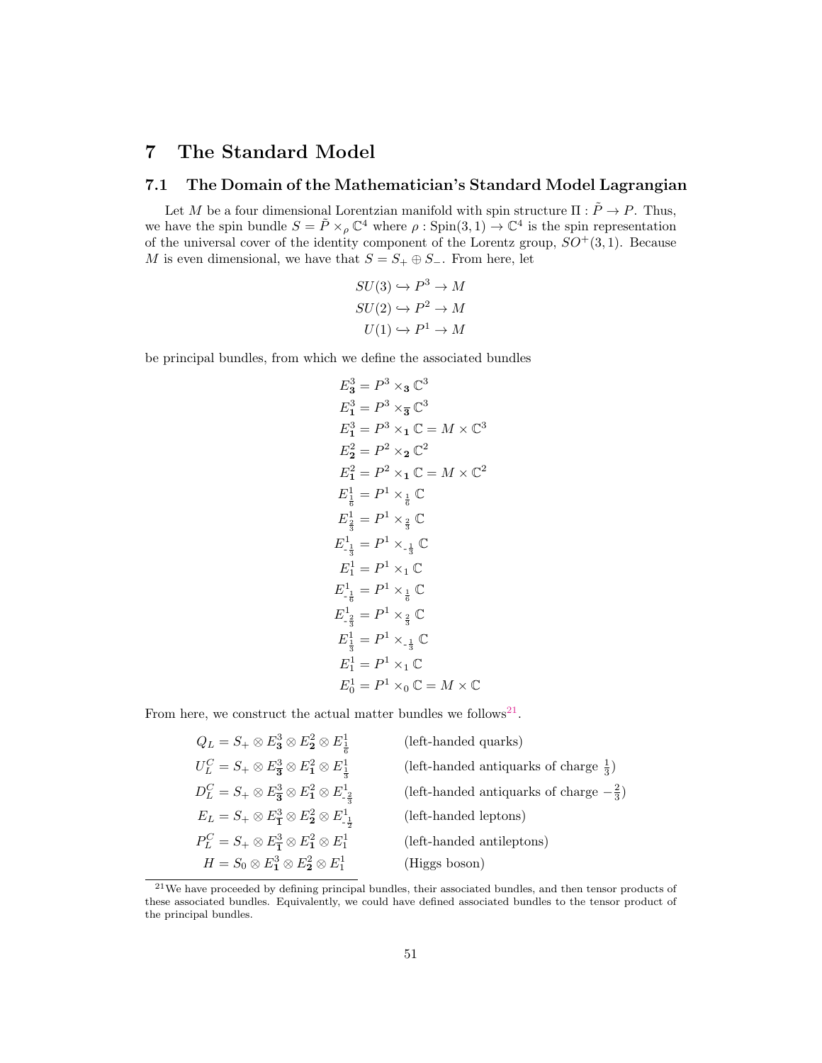# 7 The Standard Model

## 7.1 The Domain of the Mathematician's Standard Model Lagrangian

Let $M$ be a four dimensional Lorentzian manifold with spin structure $\Pi : \tilde{P} \to P$. Thus, we have the spin bundle $S = \tilde{P} \times_\rho \mathbb{C}^4$ where $\rho : \mathrm{Spin}(3,1) \to \mathbb{C}^4$ is the spin representation of the universal cover of the identity component of the Lorentz group, $SO^+(3,1)$. Because $M$ is even dimensional, we have that $S = S_+ \oplus S_-$. From here, let

$$
\begin{aligned}
SU(3) &\hookrightarrow P^3 \to M \\
SU(2) &\hookrightarrow P^2 \to M \\
U(1) &\hookrightarrow P^1 \to M
\end{aligned}
$$

be principal bundles, from which we define the associated bundles

$$
\begin{aligned}
E^3_{\mathbf{3}} &= P^3 \times_{\mathbf{3}} \mathbb{C}^3 \\
E^3_{\mathbf{1}} &= P^3 \times_{\overline{\mathbf{3}}} \mathbb{C}^3 \\
E^3_{\mathbf{1}} &= P^3 \times_{\mathbf{1}} \mathbb{C} = M \times \mathbb{C}^3 \\
E^2_{\mathbf{2}} &= P^2 \times_{\mathbf{2}} \mathbb{C}^2 \\
E^2_{\mathbf{1}} &= P^2 \times_{\mathbf{1}} \mathbb{C} = M \times \mathbb{C}^2 \\
E^1_{\frac{1}{6}} &= P^1 \times_{\frac{1}{6}} \mathbb{C} \\
E^1_{\frac{2}{3}} &= P^1 \times_{\frac{2}{3}} \mathbb{C} \\
E^1_{-\frac{1}{3}} &= P^1 \times_{-\frac{1}{3}} \mathbb{C} \\
E^1_{1} &= P^1 \times_{1} \mathbb{C} \\
E^1_{-\frac{1}{6}} &= P^1 \times_{\frac{1}{6}} \mathbb{C} \\
E^1_{-\frac{2}{3}} &= P^1 \times_{\frac{2}{3}} \mathbb{C} \\
E^1_{\frac{1}{3}} &= P^1 \times_{-\frac{1}{3}} \mathbb{C} \\
E^1_{1} &= P^1 \times_{1} \mathbb{C} \\
E^1_{0} &= P^1 \times_{0} \mathbb{C} = M \times \mathbb{C}
\end{aligned}
$$

From here, we construct the actual matter bundles we follows[21].

$$
\begin{aligned}
Q_L &= S_+ \otimes E^3_{\mathbf{3}} \otimes E^2_{\mathbf{2}} \otimes E^1_{\frac{1}{6}} && \text{(left-handed quarks)} \\
U^C_L &= S_+ \otimes E^3_{\overline{\mathbf{3}}} \otimes E^2_{\mathbf{1}} \otimes E^1_{\frac{1}{3}} && \text{(left-handed antiquarks of charge } \tfrac{1}{3}) \\
D^C_L &= S_+ \otimes E^3_{\overline{\mathbf{3}}} \otimes E^2_{\mathbf{1}} \otimes E^1_{-\frac{2}{3}} && \text{(left-handed antiquarks of charge } -\tfrac{2}{3}) \\
E_L &= S_+ \otimes E^3_{\mathbf{1}} \otimes E^2_{\mathbf{2}} \otimes E^1_{-\frac{1}{2}} && \text{(left-handed leptons)} \\
P^C_L &= S_+ \otimes E^3_{\mathbf{1}} \otimes E^2_{\mathbf{1}} \otimes E^1_{1} && \text{(left-handed antileptons)} \\
H &= S_0 \otimes E^3_{\mathbf{1}} \otimes E^2_{\mathbf{2}} \otimes E^1_{1} && \text{(Higgs boson)}
\end{aligned}
$$

[21] We have proceeded by defining principal bundles, their associated bundles, and then tensor products of these associated bundles. Equivalently, we could have defined associated bundles to the tensor product of the principal bundles.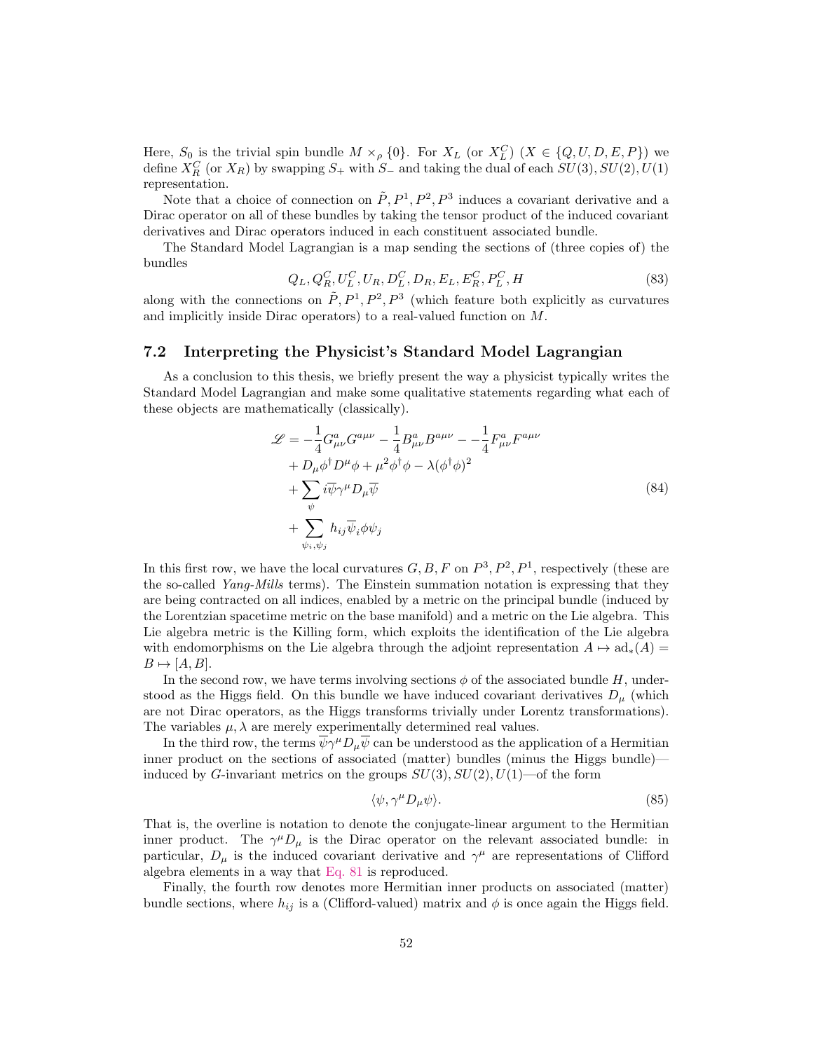Here, $S_0$ is the trivial spin bundle $M \times_\rho \{0\}$. For $X_L$ (or $X_L^C$) ($X \in \{Q, U, D, E, P\}$) we define $X_R^C$ (or $X_R$) by swapping $S_+$ with $S_-$ and taking the dual of each $SU(3), SU(2), U(1)$ representation.

Note that a choice of connection on $\tilde{P}, P^1, P^2, P^3$ induces a covariant derivative and a Dirac operator on all of these bundles by taking the tensor product of the induced covariant derivatives and Dirac operators induced in each constituent associated bundle.

The Standard Model Lagrangian is a map sending the sections of (three copies of) the bundles

$$Q_L, Q_R^C, U_L^C, U_R, D_L^C, D_R, E_L, E_R^C, P_L^C, H \tag{83}$$

along with the connections on $\tilde{P}, P^1, P^2, P^3$ (which feature both explicitly as curvatures and implicitly inside Dirac operators) to a real-valued function on $M$.

## 7.2 Interpreting the Physicist's Standard Model Lagrangian

As a conclusion to this thesis, we briefly present the way a physicist typically writes the Standard Model Lagrangian and make some qualitative statements regarding what each of these objects are mathematically (classically).

$$\begin{aligned}
\mathscr{L} = & -\frac{1}{4}G^a_{\mu\nu}G^{a\mu\nu} - \frac{1}{4}B^a_{\mu\nu}B^{a\mu\nu} - -\frac{1}{4}F^a_{\mu\nu}F^{a\mu\nu} \\
& + D_\mu\phi^\dagger D^\mu\phi + \mu^2\phi^\dagger\phi - \lambda(\phi^\dagger\phi)^2 \\
& + \sum_\psi i\overline{\psi}\gamma^\mu D_\mu\overline{\psi} \\
& + \sum_{\psi_i,\psi_j} h_{ij}\overline{\psi}_i\phi\psi_j
\end{aligned} \tag{84}$$

In this first row, we have the local curvatures $G, B, F$ on $P^3, P^2, P^1$, respectively (these are the so-called *Yang-Mills* terms). The Einstein summation notation is expressing that they are being contracted on all indices, enabled by a metric on the principal bundle (induced by the Lorentzian spacetime metric on the base manifold) and a metric on the Lie algebra. This Lie algebra metric is the Killing form, which exploits the identification of the Lie algebra with endomorphisms on the Lie algebra through the adjoint representation $A \mapsto \mathrm{ad}_*(A) = B \mapsto [A, B]$.

In the second row, we have terms involving sections $\phi$ of the associated bundle $H$, understood as the Higgs field. On this bundle we have induced covariant derivatives $D_\mu$ (which are not Dirac operators, as the Higgs transforms trivially under Lorentz transformations). The variables $\mu, \lambda$ are merely experimentally determined real values.

In the third row, the terms $\overline{\psi}\gamma^\mu D_\mu\overline{\psi}$ can be understood as the application of a Hermitian inner product on the sections of associated (matter) bundles (minus the Higgs bundle)—induced by $G$-invariant metrics on the groups $SU(3), SU(2), U(1)$—of the form

$$\langle \psi, \gamma^\mu D_\mu \psi \rangle. \tag{85}$$

That is, the overline is notation to denote the conjugate-linear argument to the Hermitian inner product. The $\gamma^\mu D_\mu$ is the Dirac operator on the relevant associated bundle: in particular, $D_\mu$ is the induced covariant derivative and $\gamma^\mu$ are representations of Clifford algebra elements in a way that Eq. 81 is reproduced.

Finally, the fourth row denotes more Hermitian inner products on associated (matter) bundle sections, where $h_{ij}$ is a (Clifford-valued) matrix and $\phi$ is once again the Higgs field.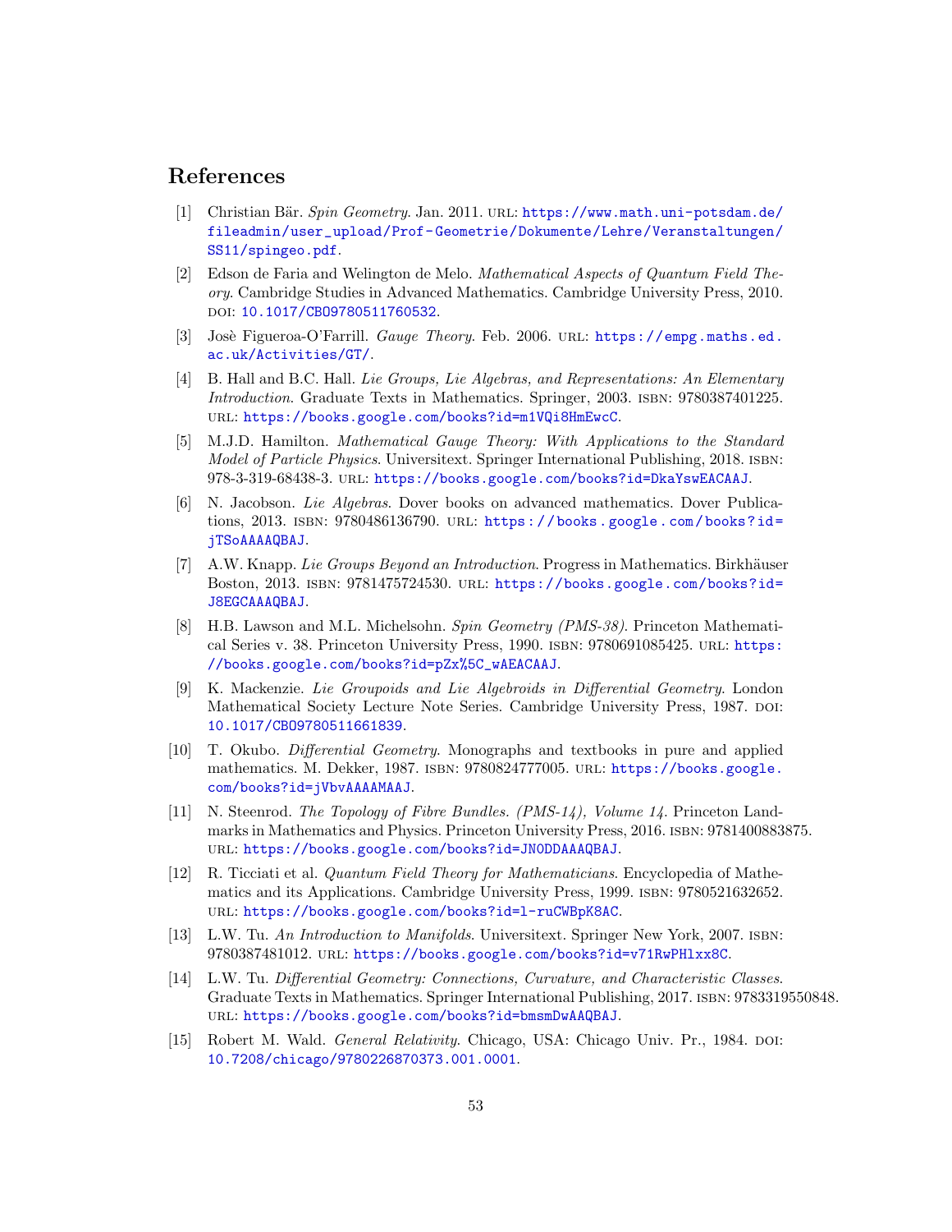## References

[1] Christian Bär. *Spin Geometry*. Jan. 2011. URL: https://www.math.uni-potsdam.de/fileadmin/user_upload/Prof-Geometrie/Dokumente/Lehre/Veranstaltungen/SS11/spingeo.pdf.

[2] Edson de Faria and Welington de Melo. *Mathematical Aspects of Quantum Field Theory*. Cambridge Studies in Advanced Mathematics. Cambridge University Press, 2010. DOI: 10.1017/CBO9780511760532.

[3] Josè Figueroa-O'Farrill. *Gauge Theory*. Feb. 2006. URL: https://empg.maths.ed.ac.uk/Activities/GT/.

[4] B. Hall and B.C. Hall. *Lie Groups, Lie Algebras, and Representations: An Elementary Introduction*. Graduate Texts in Mathematics. Springer, 2003. ISBN: 9780387401225. URL: https://books.google.com/books?id=m1VQi8HmEwcC.

[5] M.J.D. Hamilton. *Mathematical Gauge Theory: With Applications to the Standard Model of Particle Physics*. Universitext. Springer International Publishing, 2018. ISBN: 978-3-319-68438-3. URL: https://books.google.com/books?id=DkaYswEACAAJ.

[6] N. Jacobson. *Lie Algebras*. Dover books on advanced mathematics. Dover Publications, 2013. ISBN: 9780486136790. URL: https://books.google.com/books?id=jTSoAAAAQBAJ.

[7] A.W. Knapp. *Lie Groups Beyond an Introduction*. Progress in Mathematics. Birkhäuser Boston, 2013. ISBN: 9781475724530. URL: https://books.google.com/books?id=J8EGCAAAQBAJ.

[8] H.B. Lawson and M.L. Michelsohn. *Spin Geometry (PMS-38)*. Princeton Mathematical Series v. 38. Princeton University Press, 1990. ISBN: 9780691085425. URL: https://books.google.com/books?id=pZx%5C_wAEACAAJ.

[9] K. Mackenzie. *Lie Groupoids and Lie Algebroids in Differential Geometry*. London Mathematical Society Lecture Note Series. Cambridge University Press, 1987. DOI: 10.1017/CBO9780511661839.

[10] T. Okubo. *Differential Geometry*. Monographs and textbooks in pure and applied mathematics. M. Dekker, 1987. ISBN: 9780824777005. URL: https://books.google.com/books?id=jVbvAAAAMAAJ.

[11] N. Steenrod. *The Topology of Fibre Bundles. (PMS-14), Volume 14*. Princeton Landmarks in Mathematics and Physics. Princeton University Press, 2016. ISBN: 9781400883875. URL: https://books.google.com/books?id=JNODDAAAQBAJ.

[12] R. Ticciati et al. *Quantum Field Theory for Mathematicians*. Encyclopedia of Mathematics and its Applications. Cambridge University Press, 1999. ISBN: 9780521632652. URL: https://books.google.com/books?id=l-ruCWBpK8AC.

[13] L.W. Tu. *An Introduction to Manifolds*. Universitext. Springer New York, 2007. ISBN: 9780387481012. URL: https://books.google.com/books?id=v71RwPHlxx8C.

[14] L.W. Tu. *Differential Geometry: Connections, Curvature, and Characteristic Classes*. Graduate Texts in Mathematics. Springer International Publishing, 2017. ISBN: 9783319550848. URL: https://books.google.com/books?id=bmsmDwAAQBAJ.

[15] Robert M. Wald. *General Relativity*. Chicago, USA: Chicago Univ. Pr., 1984. DOI: 10.7208/chicago/9780226870373.001.0001.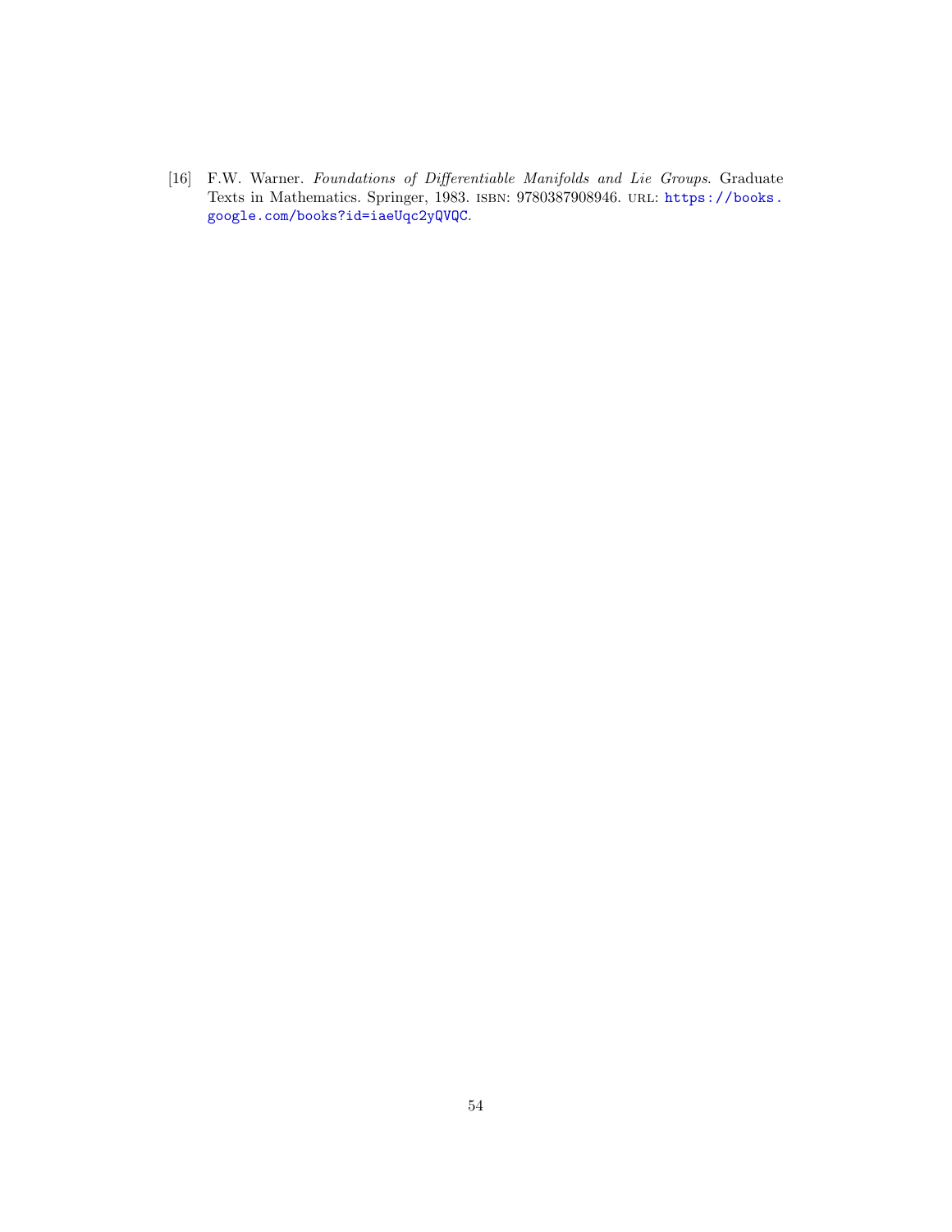[16] F.W. Warner. *Foundations of Differentiable Manifolds and Lie Groups*. Graduate Texts in Mathematics. Springer, 1983. ISBN: 9780387908946. URL: https://books.google.com/books?id=iaeUqc2yQVQC.